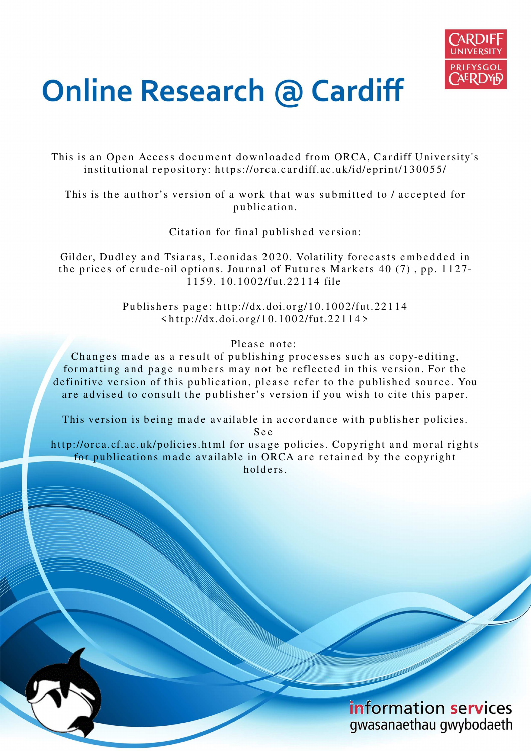# Online Research @ Cardiff

This is an Open Access document downloaded from ORCA, Cardiff University's institutional repository: https://orca.cardiff.ac.uk/id/eprint/130055/

This is the author's version of a work that was submitted to / accepted for publication.

Citation for final published version:

Gilder, Dudley and Tsiaras, Leonidas 2020. Volatility forecasts embedded in the prices of crude-oil options. Journal of Futures Markets 40 (7) , pp. 1127-1159. 10.1002/fut.22114 file

Publishers page: http://dx.doi.org/10.1002/fut.22114 <http://dx.doi.org/10.1002/fut.22114>

Please note:
Changes made as a result of publishing processes such as copy-editing, formatting and page numbers may not be reflected in this version. For the definitive version of this publication, please refer to the published source. You are advised to consult the publisher's version if you wish to cite this paper.

This version is being made available in accordance with publisher policies. See http://orca.cf.ac.uk/policies.html for usage policies. Copyright and moral rights for publications made available in ORCA are retained by the copyright holders.

information services
gwasanaethau gwybodaeth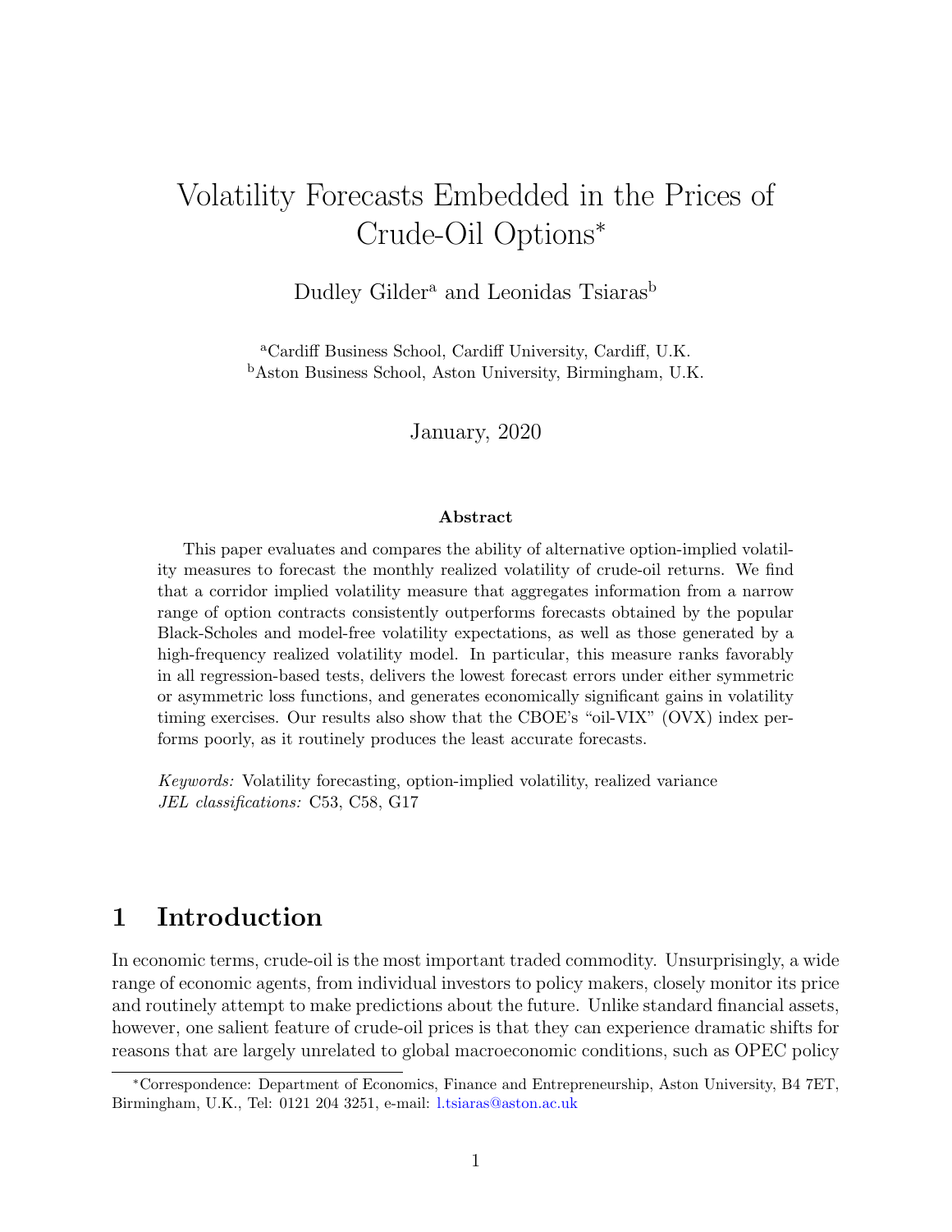# Volatility Forecasts Embedded in the Prices of Crude-Oil Options*

Dudley Gilder[a] and Leonidas Tsiaras[b]

[a]Cardiff Business School, Cardiff University, Cardiff, U.K.
[b]Aston Business School, Aston University, Birmingham, U.K.

January, 2020

### Abstract

This paper evaluates and compares the ability of alternative option-implied volatility measures to forecast the monthly realized volatility of crude-oil returns. We find that a corridor implied volatility measure that aggregates information from a narrow range of option contracts consistently outperforms forecasts obtained by the popular Black-Scholes and model-free volatility expectations, as well as those generated by a high-frequency realized volatility model. In particular, this measure ranks favorably in all regression-based tests, delivers the lowest forecast errors under either symmetric or asymmetric loss functions, and generates economically significant gains in volatility timing exercises. Our results also show that the CBOE's "oil-VIX" (OVX) index performs poorly, as it routinely produces the least accurate forecasts.

*Keywords:* Volatility forecasting, option-implied volatility, realized variance
*JEL classifications:* C53, C58, G17

## 1 Introduction

In economic terms, crude-oil is the most important traded commodity. Unsurprisingly, a wide range of economic agents, from individual investors to policy makers, closely monitor its price and routinely attempt to make predictions about the future. Unlike standard financial assets, however, one salient feature of crude-oil prices is that they can experience dramatic shifts for reasons that are largely unrelated to global macroeconomic conditions, such as OPEC policy

*Correspondence: Department of Economics, Finance and Entrepreneurship, Aston University, B4 7ET, Birmingham, U.K., Tel: 0121 204 3251, e-mail: l.tsiaras@aston.ac.uk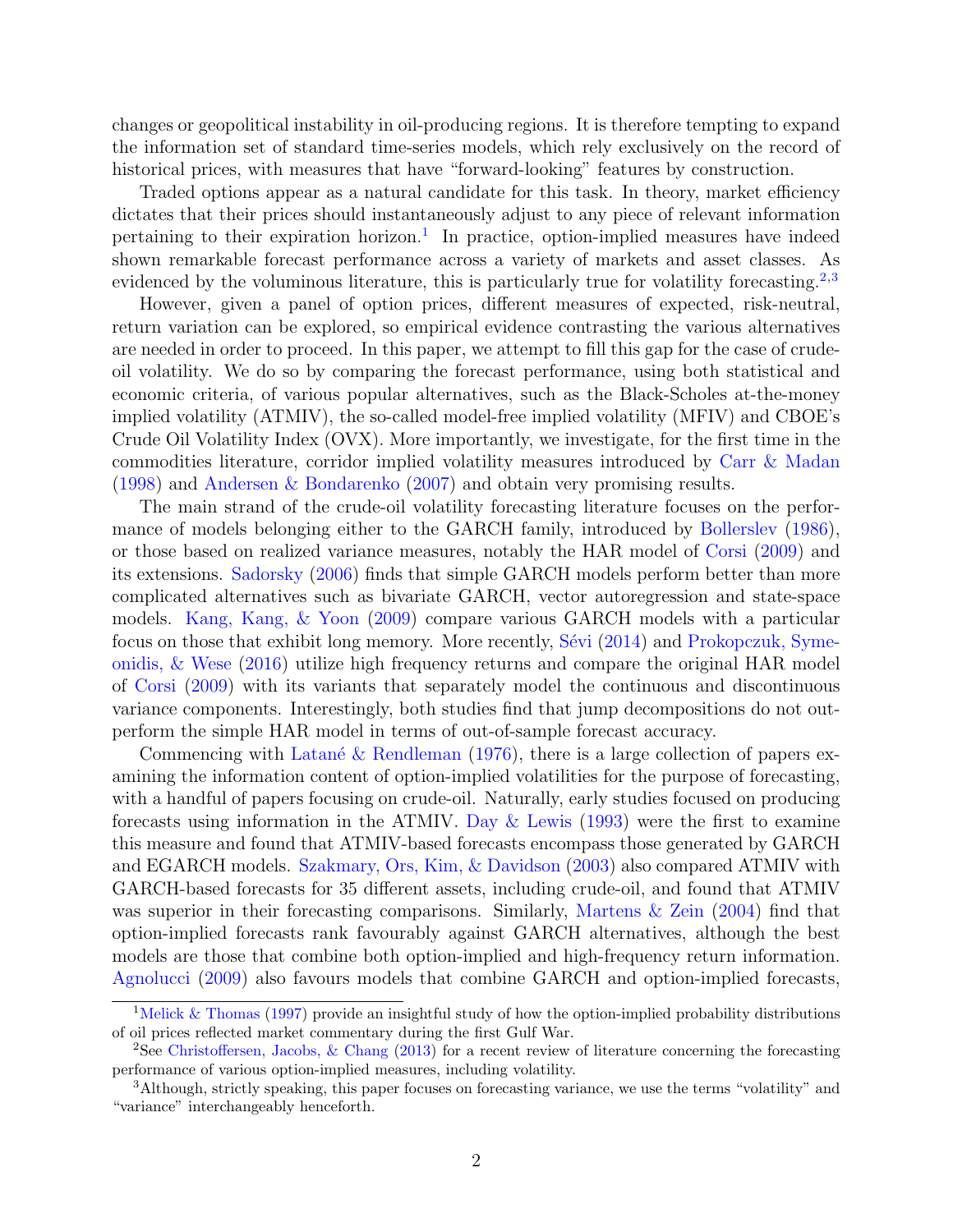changes or geopolitical instability in oil-producing regions. It is therefore tempting to expand the information set of standard time-series models, which rely exclusively on the record of historical prices, with measures that have "forward-looking" features by construction.

Traded options appear as a natural candidate for this task. In theory, market efficiency dictates that their prices should instantaneously adjust to any piece of relevant information pertaining to their expiration horizon.[1] In practice, option-implied measures have indeed shown remarkable forecast performance across a variety of markets and asset classes. As evidenced by the voluminous literature, this is particularly true for volatility forecasting.[2,3]

However, given a panel of option prices, different measures of expected, risk-neutral, return variation can be explored, so empirical evidence contrasting the various alternatives are needed in order to proceed. In this paper, we attempt to fill this gap for the case of crude-oil volatility. We do so by comparing the forecast performance, using both statistical and economic criteria, of various popular alternatives, such as the Black-Scholes at-the-money implied volatility (ATMIV), the so-called model-free implied volatility (MFIV) and CBOE's Crude Oil Volatility Index (OVX). More importantly, we investigate, for the first time in the commodities literature, corridor implied volatility measures introduced by Carr & Madan (1998) and Andersen & Bondarenko (2007) and obtain very promising results.

The main strand of the crude-oil volatility forecasting literature focuses on the performance of models belonging either to the GARCH family, introduced by Bollerslev (1986), or those based on realized variance measures, notably the HAR model of Corsi (2009) and its extensions. Sadorsky (2006) finds that simple GARCH models perform better than more complicated alternatives such as bivariate GARCH, vector autoregression and state-space models. Kang, Kang, & Yoon (2009) compare various GARCH models with a particular focus on those that exhibit long memory. More recently, Sévi (2014) and Prokopczuk, Symeonidis, & Wese (2016) utilize high frequency returns and compare the original HAR model of Corsi (2009) with its variants that separately model the continuous and discontinuous variance components. Interestingly, both studies find that jump decompositions do not outperform the simple HAR model in terms of out-of-sample forecast accuracy.

Commencing with Latané & Rendleman (1976), there is a large collection of papers examining the information content of option-implied volatilities for the purpose of forecasting, with a handful of papers focusing on crude-oil. Naturally, early studies focused on producing forecasts using information in the ATMIV. Day & Lewis (1993) were the first to examine this measure and found that ATMIV-based forecasts encompass those generated by GARCH and EGARCH models. Szakmary, Ors, Kim, & Davidson (2003) also compared ATMIV with GARCH-based forecasts for 35 different assets, including crude-oil, and found that ATMIV was superior in their forecasting comparisons. Similarly, Martens & Zein (2004) find that option-implied forecasts rank favourably against GARCH alternatives, although the best models are those that combine both option-implied and high-frequency return information. Agnolucci (2009) also favours models that combine GARCH and option-implied forecasts,

[1] Melick & Thomas (1997) provide an insightful study of how the option-implied probability distributions of oil prices reflected market commentary during the first Gulf War.

[2] See Christoffersen, Jacobs, & Chang (2013) for a recent review of literature concerning the forecasting performance of various option-implied measures, including volatility.

[3] Although, strictly speaking, this paper focuses on forecasting variance, we use the terms "volatility" and "variance" interchangeably henceforth.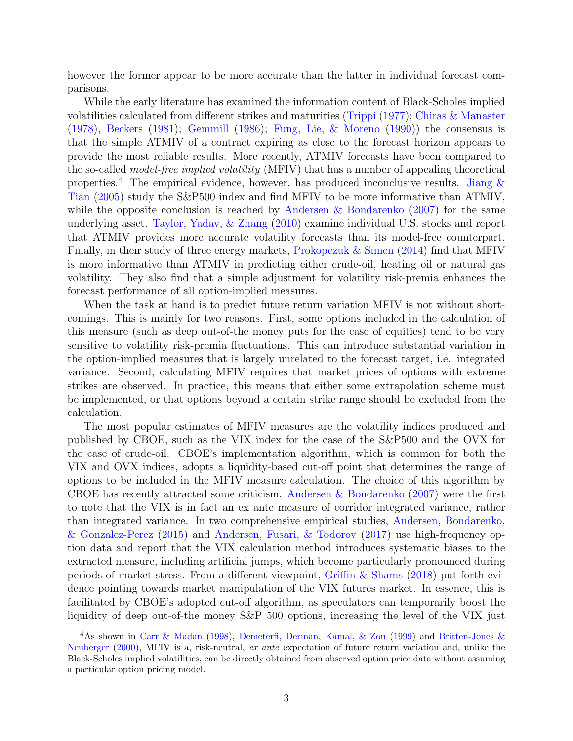however the former appear to be more accurate than the latter in individual forecast comparisons.

While the early literature has examined the information content of Black-Scholes implied volatilities calculated from different strikes and maturities (Trippi (1977); Chiras & Manaster (1978), Beckers (1981); Gemmill (1986); Fung, Lie, & Moreno (1990)) the consensus is that the simple ATMIV of a contract expiring as close to the forecast horizon appears to provide the most reliable results. More recently, ATMIV forecasts have been compared to the so-called *model-free implied volatility* (MFIV) that has a number of appealing theoretical properties.[4] The empirical evidence, however, has produced inconclusive results. Jiang & Tian (2005) study the S&P500 index and find MFIV to be more informative than ATMIV, while the opposite conclusion is reached by Andersen & Bondarenko (2007) for the same underlying asset. Taylor, Yadav, & Zhang (2010) examine individual U.S. stocks and report that ATMIV provides more accurate volatility forecasts than its model-free counterpart. Finally, in their study of three energy markets, Prokopczuk & Simen (2014) find that MFIV is more informative than ATMIV in predicting either crude-oil, heating oil or natural gas volatility. They also find that a simple adjustment for volatility risk-premia enhances the forecast performance of all option-implied measures.

When the task at hand is to predict future return variation MFIV is not without shortcomings. This is mainly for two reasons. First, some options included in the calculation of this measure (such as deep out-of-the money puts for the case of equities) tend to be very sensitive to volatility risk-premia fluctuations. This can introduce substantial variation in the option-implied measures that is largely unrelated to the forecast target, i.e. integrated variance. Second, calculating MFIV requires that market prices of options with extreme strikes are observed. In practice, this means that either some extrapolation scheme must be implemented, or that options beyond a certain strike range should be excluded from the calculation.

The most popular estimates of MFIV measures are the volatility indices produced and published by CBOE, such as the VIX index for the case of the S&P500 and the OVX for the case of crude-oil. CBOE's implementation algorithm, which is common for both the VIX and OVX indices, adopts a liquidity-based cut-off point that determines the range of options to be included in the MFIV measure calculation. The choice of this algorithm by CBOE has recently attracted some criticism. Andersen & Bondarenko (2007) were the first to note that the VIX is in fact an ex ante measure of corridor integrated variance, rather than integrated variance. In two comprehensive empirical studies, Andersen, Bondarenko, & Gonzalez-Perez (2015) and Andersen, Fusari, & Todorov (2017) use high-frequency option data and report that the VIX calculation method introduces systematic biases to the extracted measure, including artificial jumps, which become particularly pronounced during periods of market stress. From a different viewpoint, Griffin & Shams (2018) put forth evidence pointing towards market manipulation of the VIX futures market. In essence, this is facilitated by CBOE's adopted cut-off algorithm, as speculators can temporarily boost the liquidity of deep out-of-the money S&P 500 options, increasing the level of the VIX just

[4] As shown in Carr & Madan (1998), Demeterfi, Derman, Kamal, & Zou (1999) and Britten-Jones & Neuberger (2000), MFIV is a, risk-neutral, *ex ante* expectation of future return variation and, unlike the Black-Scholes implied volatilities, can be directly obtained from observed option price data without assuming a particular option pricing model.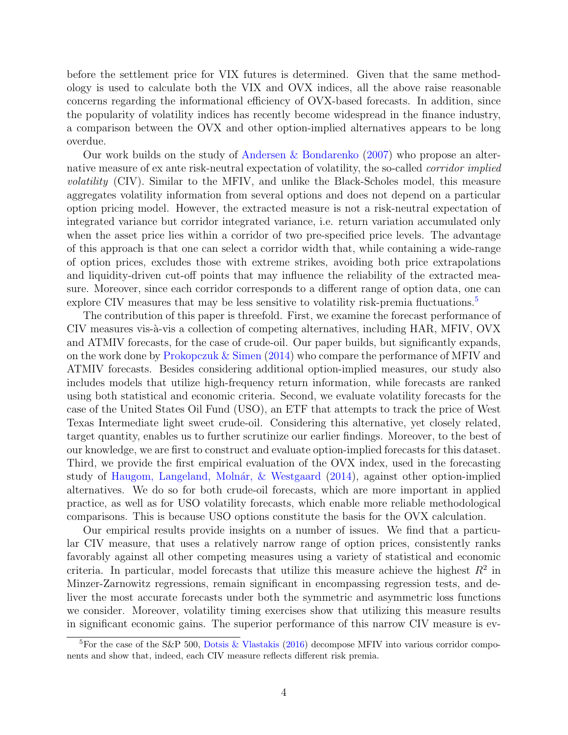before the settlement price for VIX futures is determined. Given that the same methodology is used to calculate both the VIX and OVX indices, all the above raise reasonable concerns regarding the informational efficiency of OVX-based forecasts. In addition, since the popularity of volatility indices has recently become widespread in the finance industry, a comparison between the OVX and other option-implied alternatives appears to be long overdue.

Our work builds on the study of Andersen & Bondarenko (2007) who propose an alternative measure of ex ante risk-neutral expectation of volatility, the so-called *corridor implied volatility* (CIV). Similar to the MFIV, and unlike the Black-Scholes model, this measure aggregates volatility information from several options and does not depend on a particular option pricing model. However, the extracted measure is not a risk-neutral expectation of integrated variance but corridor integrated variance, i.e. return variation accumulated only when the asset price lies within a corridor of two pre-specified price levels. The advantage of this approach is that one can select a corridor width that, while containing a wide-range of option prices, excludes those with extreme strikes, avoiding both price extrapolations and liquidity-driven cut-off points that may influence the reliability of the extracted measure. Moreover, since each corridor corresponds to a different range of option data, one can explore CIV measures that may be less sensitive to volatility risk-premia fluctuations.[5]

The contribution of this paper is threefold. First, we examine the forecast performance of CIV measures vis-à-vis a collection of competing alternatives, including HAR, MFIV, OVX and ATMIV forecasts, for the case of crude-oil. Our paper builds, but significantly expands, on the work done by Prokopczuk & Simen (2014) who compare the performance of MFIV and ATMIV forecasts. Besides considering additional option-implied measures, our study also includes models that utilize high-frequency return information, while forecasts are ranked using both statistical and economic criteria. Second, we evaluate volatility forecasts for the case of the United States Oil Fund (USO), an ETF that attempts to track the price of West Texas Intermediate light sweet crude-oil. Considering this alternative, yet closely related, target quantity, enables us to further scrutinize our earlier findings. Moreover, to the best of our knowledge, we are first to construct and evaluate option-implied forecasts for this dataset. Third, we provide the first empirical evaluation of the OVX index, used in the forecasting study of Haugom, Langeland, Molnár, & Westgaard (2014), against other option-implied alternatives. We do so for both crude-oil forecasts, which are more important in applied practice, as well as for USO volatility forecasts, which enable more reliable methodological comparisons. This is because USO options constitute the basis for the OVX calculation.

Our empirical results provide insights on a number of issues. We find that a particular CIV measure, that uses a relatively narrow range of option prices, consistently ranks favorably against all other competing measures using a variety of statistical and economic criteria. In particular, model forecasts that utilize this measure achieve the highest $R^2$ in Minzer-Zarnowitz regressions, remain significant in encompassing regression tests, and deliver the most accurate forecasts under both the symmetric and asymmetric loss functions we consider. Moreover, volatility timing exercises show that utilizing this measure results in significant economic gains. The superior performance of this narrow CIV measure is ev-

[5] For the case of the S&P 500, Dotsis & Vlastakis (2016) decompose MFIV into various corridor components and show that, indeed, each CIV measure reflects different risk premia.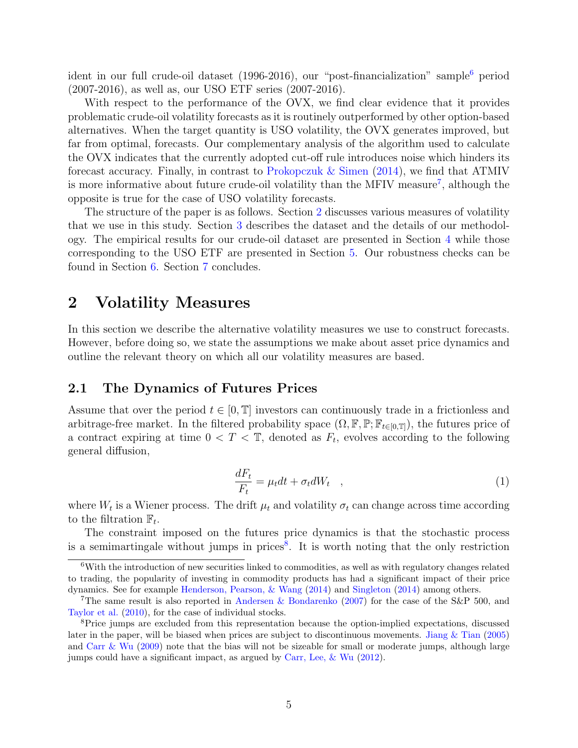ident in our full crude-oil dataset (1996-2016), our "post-financialization" sample[6] period (2007-2016), as well as, our USO ETF series (2007-2016).

With respect to the performance of the OVX, we find clear evidence that it provides problematic crude-oil volatility forecasts as it is routinely outperformed by other option-based alternatives. When the target quantity is USO volatility, the OVX generates improved, but far from optimal, forecasts. Our complementary analysis of the algorithm used to calculate the OVX indicates that the currently adopted cut-off rule introduces noise which hinders its forecast accuracy. Finally, in contrast to Prokopczuk & Simen (2014), we find that ATMIV is more informative about future crude-oil volatility than the MFIV measure[7], although the opposite is true for the case of USO volatility forecasts.

The structure of the paper is as follows. Section 2 discusses various measures of volatility that we use in this study. Section 3 describes the dataset and the details of our methodology. The empirical results for our crude-oil dataset are presented in Section 4 while those corresponding to the USO ETF are presented in Section 5. Our robustness checks can be found in Section 6. Section 7 concludes.

# 2 Volatility Measures

In this section we describe the alternative volatility measures we use to construct forecasts. However, before doing so, we state the assumptions we make about asset price dynamics and outline the relevant theory on which all our volatility measures are based.

## 2.1 The Dynamics of Futures Prices

Assume that over the period $t \in [0, \mathbb{T}]$ investors can continuously trade in a frictionless and arbitrage-free market. In the filtered probability space $(\Omega, \mathbb{F}, \mathbb{P}; \mathbb{F}_{t \in [0,\mathbb{T}]})$, the futures price of a contract expiring at time $0 < T < \mathbb{T}$, denoted as $F_t$, evolves according to the following general diffusion,

$$\frac{dF_t}{F_t} = \mu_t dt + \sigma_t dW_t \quad , \tag{1}$$

where $W_t$ is a Wiener process. The drift $\mu_t$ and volatility $\sigma_t$ can change across time according to the filtration $\mathbb{F}_t$.

The constraint imposed on the futures price dynamics is that the stochastic process is a semimartingale without jumps in prices[8]. It is worth noting that the only restriction

[6] With the introduction of new securities linked to commodities, as well as with regulatory changes related to trading, the popularity of investing in commodity products has had a significant impact of their price dynamics. See for example Henderson, Pearson, & Wang (2014) and Singleton (2014) among others.

[7] The same result is also reported in Andersen & Bondarenko (2007) for the case of the S&P 500, and Taylor et al. (2010), for the case of individual stocks.

[8] Price jumps are excluded from this representation because the option-implied expectations, discussed later in the paper, will be biased when prices are subject to discontinuous movements. Jiang & Tian (2005) and Carr & Wu (2009) note that the bias will not be sizeable for small or moderate jumps, although large jumps could have a significant impact, as argued by Carr, Lee, & Wu (2012).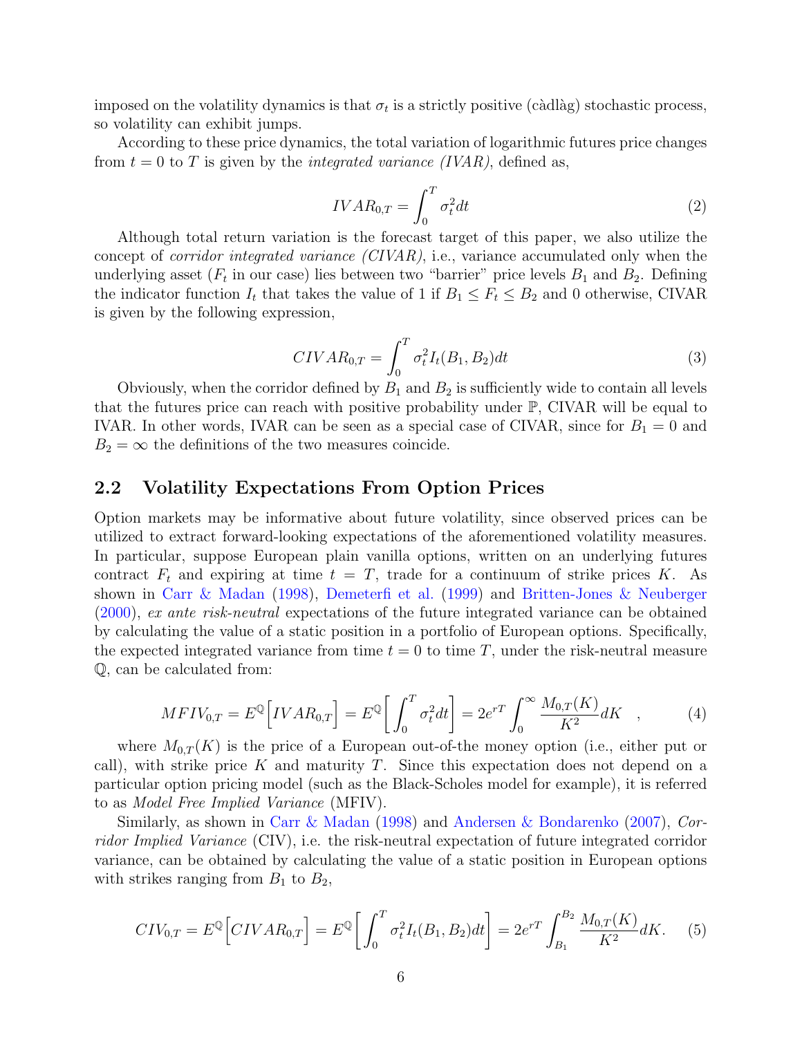imposed on the volatility dynamics is that $\sigma_t$ is a strictly positive (càdlàg) stochastic process, so volatility can exhibit jumps.

According to these price dynamics, the total variation of logarithmic futures price changes from $t = 0$ to $T$ is given by the *integrated variance (IVAR)*, defined as,

$$IVAR_{0,T} = \int_0^T \sigma_t^2 dt \tag{2}$$

Although total return variation is the forecast target of this paper, we also utilize the concept of *corridor integrated variance (CIVAR)*, i.e., variance accumulated only when the underlying asset ($F_t$ in our case) lies between two "barrier" price levels $B_1$ and $B_2$. Defining the indicator function $I_t$ that takes the value of 1 if $B_1 \leq F_t \leq B_2$ and 0 otherwise, CIVAR is given by the following expression,

$$CIVAR_{0,T} = \int_0^T \sigma_t^2 I_t(B_1, B_2) dt \tag{3}$$

Obviously, when the corridor defined by $B_1$ and $B_2$ is sufficiently wide to contain all levels that the futures price can reach with positive probability under $\mathbb{P}$, CIVAR will be equal to IVAR. In other words, IVAR can be seen as a special case of CIVAR, since for $B_1 = 0$ and $B_2 = \infty$ the definitions of the two measures coincide.

## 2.2 Volatility Expectations From Option Prices

Option markets may be informative about future volatility, since observed prices can be utilized to extract forward-looking expectations of the aforementioned volatility measures. In particular, suppose European plain vanilla options, written on an underlying futures contract $F_t$ and expiring at time $t = T$, trade for a continuum of strike prices $K$. As shown in Carr & Madan (1998), Demeterfi et al. (1999) and Britten-Jones & Neuberger (2000), *ex ante risk-neutral* expectations of the future integrated variance can be obtained by calculating the value of a static position in a portfolio of European options. Specifically, the expected integrated variance from time $t = 0$ to time $T$, under the risk-neutral measure $\mathbb{Q}$, can be calculated from:

$$MFIV_{0,T} = E^{\mathbb{Q}}\Big[IVAR_{0,T}\Big] = E^{\mathbb{Q}}\left[\int_0^T \sigma_t^2 dt\right] = 2e^{rT}\int_0^\infty \frac{M_{0,T}(K)}{K^2} dK \quad , \tag{4}$$

where $M_{0,T}(K)$ is the price of a European out-of-the money option (i.e., either put or call), with strike price $K$ and maturity $T$. Since this expectation does not depend on a particular option pricing model (such as the Black-Scholes model for example), it is referred to as *Model Free Implied Variance* (MFIV).

Similarly, as shown in Carr & Madan (1998) and Andersen & Bondarenko (2007), *Corridor Implied Variance* (CIV), i.e. the risk-neutral expectation of future integrated corridor variance, can be obtained by calculating the value of a static position in European options with strikes ranging from $B_1$ to $B_2$,

$$CIV_{0,T} = E^{\mathbb{Q}}\Big[CIVAR_{0,T}\Big] = E^{\mathbb{Q}}\left[\int_0^T \sigma_t^2 I_t(B_1, B_2) dt\right] = 2e^{rT}\int_{B_1}^{B_2} \frac{M_{0,T}(K)}{K^2} dK. \tag{5}$$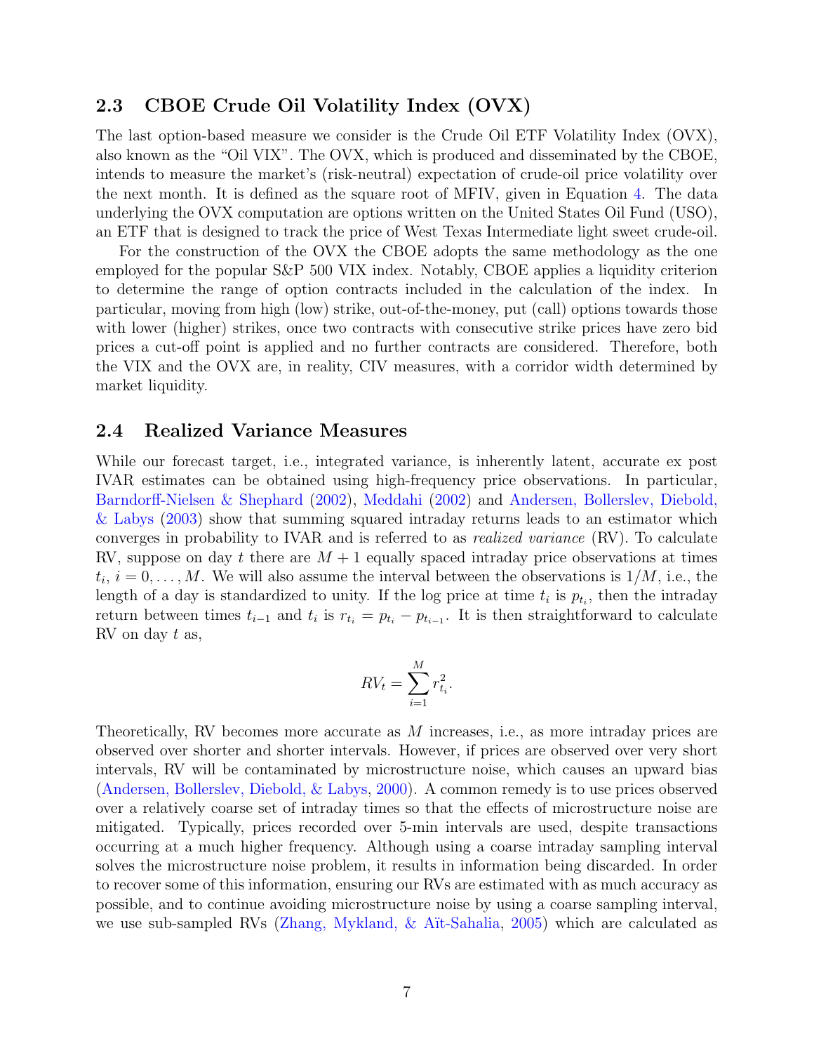### 2.3 CBOE Crude Oil Volatility Index (OVX)

The last option-based measure we consider is the Crude Oil ETF Volatility Index (OVX), also known as the "Oil VIX". The OVX, which is produced and disseminated by the CBOE, intends to measure the market's (risk-neutral) expectation of crude-oil price volatility over the next month. It is defined as the square root of MFIV, given in Equation 4. The data underlying the OVX computation are options written on the United States Oil Fund (USO), an ETF that is designed to track the price of West Texas Intermediate light sweet crude-oil.

For the construction of the OVX the CBOE adopts the same methodology as the one employed for the popular S&P 500 VIX index. Notably, CBOE applies a liquidity criterion to determine the range of option contracts included in the calculation of the index. In particular, moving from high (low) strike, out-of-the-money, put (call) options towards those with lower (higher) strikes, once two contracts with consecutive strike prices have zero bid prices a cut-off point is applied and no further contracts are considered. Therefore, both the VIX and the OVX are, in reality, CIV measures, with a corridor width determined by market liquidity.

### 2.4 Realized Variance Measures

While our forecast target, i.e., integrated variance, is inherently latent, accurate ex post IVAR estimates can be obtained using high-frequency price observations. In particular, Barndorff-Nielsen & Shephard (2002), Meddahi (2002) and Andersen, Bollerslev, Diebold, & Labys (2003) show that summing squared intraday returns leads to an estimator which converges in probability to IVAR and is referred to as *realized variance* (RV). To calculate RV, suppose on day $t$ there are $M+1$ equally spaced intraday price observations at times $t_i$, $i = 0, \ldots, M$. We will also assume the interval between the observations is $1/M$, i.e., the length of a day is standardized to unity. If the log price at time $t_i$ is $p_{t_i}$, then the intraday return between times $t_{i-1}$ and $t_i$ is $r_{t_i} = p_{t_i} - p_{t_{i-1}}$. It is then straightforward to calculate RV on day $t$ as,

$$RV_t = \sum_{i=1}^{M} r_{t_i}^2.$$

Theoretically, RV becomes more accurate as $M$ increases, i.e., as more intraday prices are observed over shorter and shorter intervals. However, if prices are observed over very short intervals, RV will be contaminated by microstructure noise, which causes an upward bias (Andersen, Bollerslev, Diebold, & Labys, 2000). A common remedy is to use prices observed over a relatively coarse set of intraday times so that the effects of microstructure noise are mitigated. Typically, prices recorded over 5-min intervals are used, despite transactions occurring at a much higher frequency. Although using a coarse intraday sampling interval solves the microstructure noise problem, it results in information being discarded. In order to recover some of this information, ensuring our RVs are estimated with as much accuracy as possible, and to continue avoiding microstructure noise by using a coarse sampling interval, we use sub-sampled RVs (Zhang, Mykland, & Aït-Sahalia, 2005) which are calculated as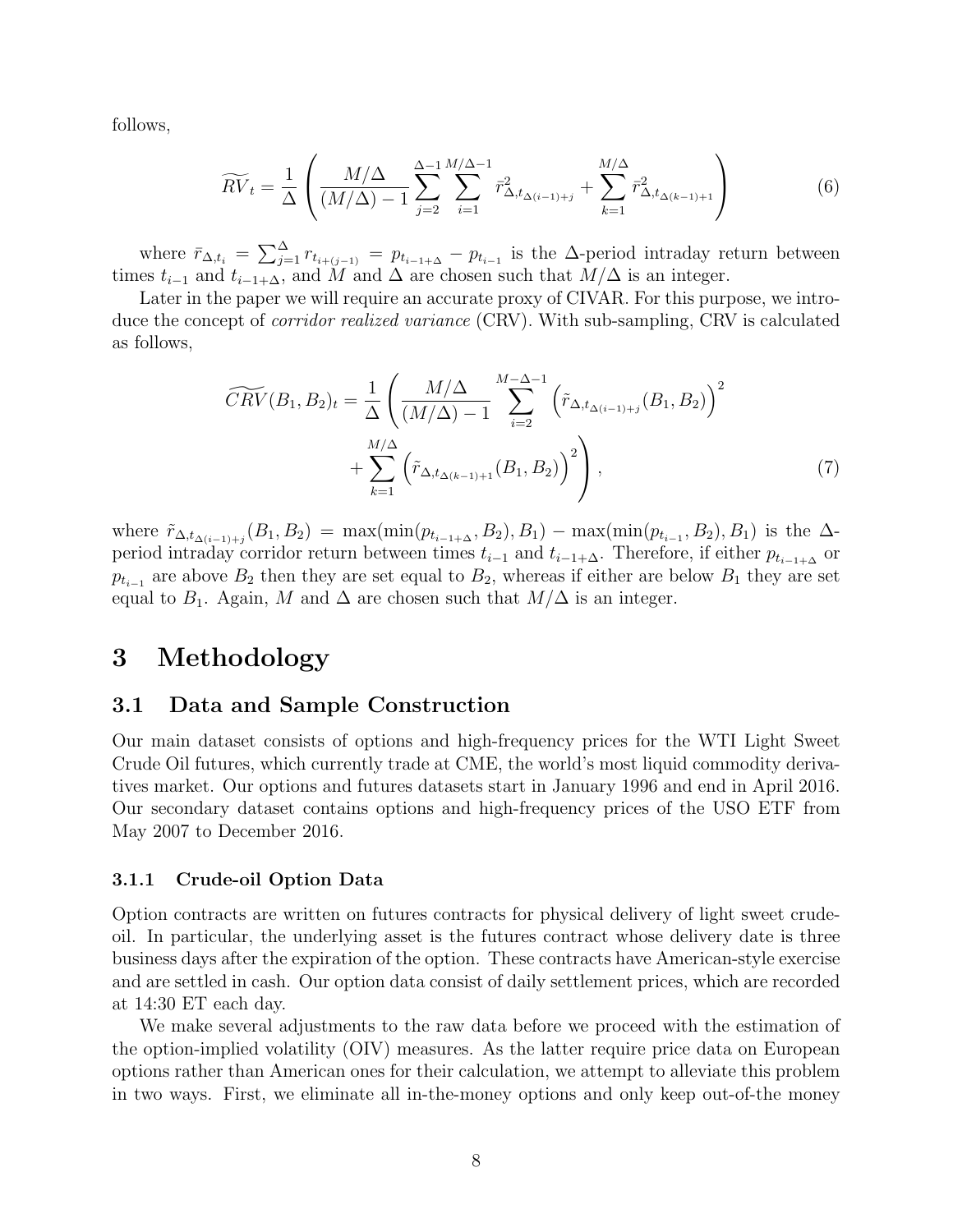follows,

$$\widetilde{RV}_t = \frac{1}{\Delta}\left(\frac{M/\Delta}{(M/\Delta)-1}\sum_{j=2}^{\Delta-1}\sum_{i=1}^{M/\Delta-1}\bar{r}^2_{\Delta,t_{\Delta(i-1)+j}} + \sum_{k=1}^{M/\Delta}\bar{r}^2_{\Delta,t_{\Delta(k-1)+1}}\right) \tag{6}$$

where $\bar{r}_{\Delta,t_i} = \sum_{j=1}^{\Delta} r_{t_{i+(j-1)}} = p_{t_{i-1+\Delta}} - p_{t_{i-1}}$ is the $\Delta$-period intraday return between times $t_{i-1}$ and $t_{i-1+\Delta}$, and $M$ and $\Delta$ are chosen such that $M/\Delta$ is an integer.

Later in the paper we will require an accurate proxy of CIVAR. For this purpose, we introduce the concept of *corridor realized variance* (CRV). With sub-sampling, CRV is calculated as follows,

$$\begin{aligned}\widetilde{CRV}(B_1,B_2)_t = \frac{1}{\Delta}\Bigg(\frac{M/\Delta}{(M/\Delta)-1}&\sum_{i=2}^{M-\Delta-1}\left(\tilde{r}_{\Delta,t_{\Delta(i-1)+j}}(B_1,B_2)\right)^2 \\ &+\sum_{k=1}^{M/\Delta}\left(\tilde{r}_{\Delta,t_{\Delta(k-1)+1}}(B_1,B_2)\right)^2\Bigg),\end{aligned} \tag{7}$$

where $\tilde{r}_{\Delta,t_{\Delta(i-1)+j}}(B_1,B_2) = \max(\min(p_{t_{i-1+\Delta}},B_2),B_1) - \max(\min(p_{t_{i-1}},B_2),B_1)$ is the $\Delta$-period intraday corridor return between times $t_{i-1}$ and $t_{i-1+\Delta}$. Therefore, if either $p_{t_{i-1+\Delta}}$ or $p_{t_{i-1}}$ are above $B_2$ then they are set equal to $B_2$, whereas if either are below $B_1$ they are set equal to $B_1$. Again, $M$ and $\Delta$ are chosen such that $M/\Delta$ is an integer.

# 3 Methodology

## 3.1 Data and Sample Construction

Our main dataset consists of options and high-frequency prices for the WTI Light Sweet Crude Oil futures, which currently trade at CME, the world's most liquid commodity derivatives market. Our options and futures datasets start in January 1996 and end in April 2016. Our secondary dataset contains options and high-frequency prices of the USO ETF from May 2007 to December 2016.

### 3.1.1 Crude-oil Option Data

Option contracts are written on futures contracts for physical delivery of light sweet crude-oil. In particular, the underlying asset is the futures contract whose delivery date is three business days after the expiration of the option. These contracts have American-style exercise and are settled in cash. Our option data consist of daily settlement prices, which are recorded at 14:30 ET each day.

We make several adjustments to the raw data before we proceed with the estimation of the option-implied volatility (OIV) measures. As the latter require price data on European options rather than American ones for their calculation, we attempt to alleviate this problem in two ways. First, we eliminate all in-the-money options and only keep out-of-the money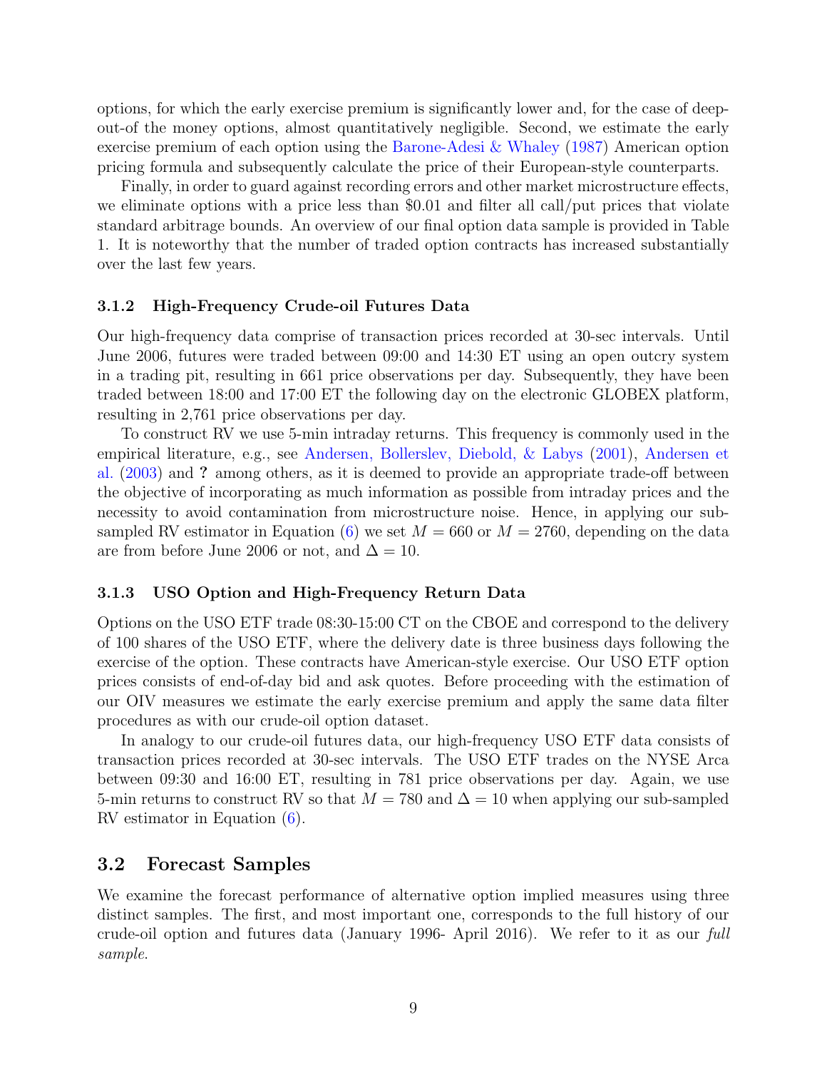options, for which the early exercise premium is significantly lower and, for the case of deep-out-of the money options, almost quantitatively negligible. Second, we estimate the early exercise premium of each option using the Barone-Adesi & Whaley (1987) American option pricing formula and subsequently calculate the price of their European-style counterparts.

Finally, in order to guard against recording errors and other market microstructure effects, we eliminate options with a price less than \$0.01 and filter all call/put prices that violate standard arbitrage bounds. An overview of our final option data sample is provided in Table 1. It is noteworthy that the number of traded option contracts has increased substantially over the last few years.

### 3.1.2 High-Frequency Crude-oil Futures Data

Our high-frequency data comprise of transaction prices recorded at 30-sec intervals. Until June 2006, futures were traded between 09:00 and 14:30 ET using an open outcry system in a trading pit, resulting in 661 price observations per day. Subsequently, they have been traded between 18:00 and 17:00 ET the following day on the electronic GLOBEX platform, resulting in 2,761 price observations per day.

To construct RV we use 5-min intraday returns. This frequency is commonly used in the empirical literature, e.g., see Andersen, Bollerslev, Diebold, & Labys (2001), Andersen et al. (2003) and **?** among others, as it is deemed to provide an appropriate trade-off between the objective of incorporating as much information as possible from intraday prices and the necessity to avoid contamination from microstructure noise. Hence, in applying our sub-sampled RV estimator in Equation (6) we set $M = 660$ or $M = 2760$, depending on the data are from before June 2006 or not, and $\Delta = 10$.

### 3.1.3 USO Option and High-Frequency Return Data

Options on the USO ETF trade 08:30-15:00 CT on the CBOE and correspond to the delivery of 100 shares of the USO ETF, where the delivery date is three business days following the exercise of the option. These contracts have American-style exercise. Our USO ETF option prices consists of end-of-day bid and ask quotes. Before proceeding with the estimation of our OIV measures we estimate the early exercise premium and apply the same data filter procedures as with our crude-oil option dataset.

In analogy to our crude-oil futures data, our high-frequency USO ETF data consists of transaction prices recorded at 30-sec intervals. The USO ETF trades on the NYSE Arca between 09:30 and 16:00 ET, resulting in 781 price observations per day. Again, we use 5-min returns to construct RV so that $M = 780$ and $\Delta = 10$ when applying our sub-sampled RV estimator in Equation (6).

## 3.2 Forecast Samples

We examine the forecast performance of alternative option implied measures using three distinct samples. The first, and most important one, corresponds to the full history of our crude-oil option and futures data (January 1996- April 2016). We refer to it as our *full sample*.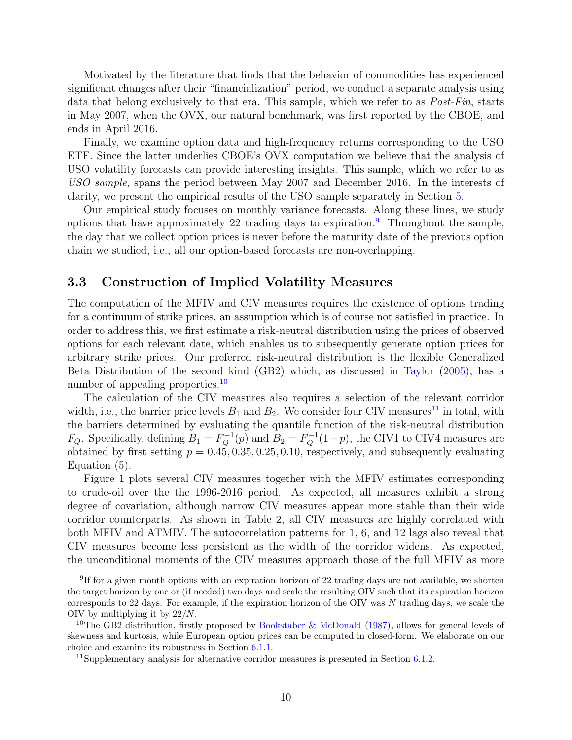Motivated by the literature that finds that the behavior of commodities has experienced significant changes after their "financialization" period, we conduct a separate analysis using data that belong exclusively to that era. This sample, which we refer to as *Post-Fin*, starts in May 2007, when the OVX, our natural benchmark, was first reported by the CBOE, and ends in April 2016.

Finally, we examine option data and high-frequency returns corresponding to the USO ETF. Since the latter underlies CBOE's OVX computation we believe that the analysis of USO volatility forecasts can provide interesting insights. This sample, which we refer to as *USO sample*, spans the period between May 2007 and December 2016. In the interests of clarity, we present the empirical results of the USO sample separately in Section 5.

Our empirical study focuses on monthly variance forecasts. Along these lines, we study options that have approximately 22 trading days to expiration.[9] Throughout the sample, the day that we collect option prices is never before the maturity date of the previous option chain we studied, i.e., all our option-based forecasts are non-overlapping.

### 3.3 Construction of Implied Volatility Measures

The computation of the MFIV and CIV measures requires the existence of options trading for a continuum of strike prices, an assumption which is of course not satisfied in practice. In order to address this, we first estimate a risk-neutral distribution using the prices of observed options for each relevant date, which enables us to subsequently generate option prices for arbitrary strike prices. Our preferred risk-neutral distribution is the flexible Generalized Beta Distribution of the second kind (GB2) which, as discussed in Taylor (2005), has a number of appealing properties.[10]

The calculation of the CIV measures also requires a selection of the relevant corridor width, i.e., the barrier price levels $B_1$ and $B_2$. We consider four CIV measures[11] in total, with the barriers determined by evaluating the quantile function of the risk-neutral distribution $F_Q$. Specifically, defining $B_1 = F_Q^{-1}(p)$ and $B_2 = F_Q^{-1}(1-p)$, the CIV1 to CIV4 measures are obtained by first setting $p = 0.45, 0.35, 0.25, 0.10$, respectively, and subsequently evaluating Equation (5).

Figure 1 plots several CIV measures together with the MFIV estimates corresponding to crude-oil over the the 1996-2016 period. As expected, all measures exhibit a strong degree of covariation, although narrow CIV measures appear more stable than their wide corridor counterparts. As shown in Table 2, all CIV measures are highly correlated with both MFIV and ATMIV. The autocorrelation patterns for 1, 6, and 12 lags also reveal that CIV measures become less persistent as the width of the corridor widens. As expected, the unconditional moments of the CIV measures approach those of the full MFIV as more

[9] If for a given month options with an expiration horizon of 22 trading days are not available, we shorten the target horizon by one or (if needed) two days and scale the resulting OIV such that its expiration horizon corresponds to 22 days. For example, if the expiration horizon of the OIV was $N$ trading days, we scale the OIV by multiplying it by $22/N$.

[10] The GB2 distribution, firstly proposed by Bookstaber & McDonald (1987), allows for general levels of skewness and kurtosis, while European option prices can be computed in closed-form. We elaborate on our choice and examine its robustness in Section 6.1.1.

[11] Supplementary analysis for alternative corridor measures is presented in Section 6.1.2.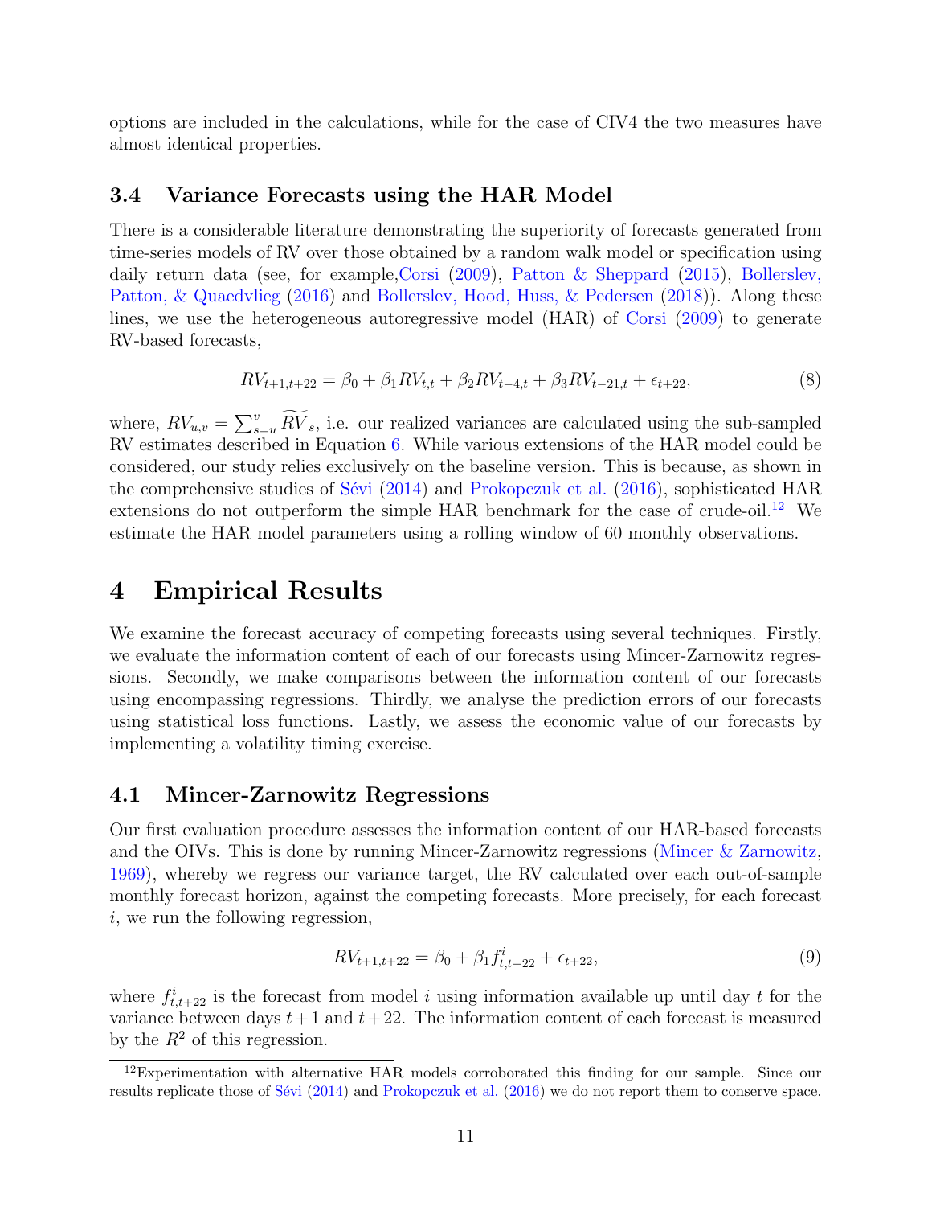options are included in the calculations, while for the case of CIV4 the two measures have almost identical properties.

### 3.4 Variance Forecasts using the HAR Model

There is a considerable literature demonstrating the superiority of forecasts generated from time-series models of RV over those obtained by a random walk model or specification using daily return data (see, for example,Corsi (2009), Patton & Sheppard (2015), Bollerslev, Patton, & Quaedvlieg (2016) and Bollerslev, Hood, Huss, & Pedersen (2018)). Along these lines, we use the heterogeneous autoregressive model (HAR) of Corsi (2009) to generate RV-based forecasts,

$$RV_{t+1,t+22} = \beta_0 + \beta_1 RV_{t,t} + \beta_2 RV_{t-4,t} + \beta_3 RV_{t-21,t} + \epsilon_{t+22}, \tag{8}$$

where, $RV_{u,v} = \sum_{s=u}^{v} \widetilde{RV}_s$, i.e. our realized variances are calculated using the sub-sampled RV estimates described in Equation 6. While various extensions of the HAR model could be considered, our study relies exclusively on the baseline version. This is because, as shown in the comprehensive studies of Sévi (2014) and Prokopczuk et al. (2016), sophisticated HAR extensions do not outperform the simple HAR benchmark for the case of crude-oil.[12] We estimate the HAR model parameters using a rolling window of 60 monthly observations.

## 4 Empirical Results

We examine the forecast accuracy of competing forecasts using several techniques. Firstly, we evaluate the information content of each of our forecasts using Mincer-Zarnowitz regressions. Secondly, we make comparisons between the information content of our forecasts using encompassing regressions. Thirdly, we analyse the prediction errors of our forecasts using statistical loss functions. Lastly, we assess the economic value of our forecasts by implementing a volatility timing exercise.

### 4.1 Mincer-Zarnowitz Regressions

Our first evaluation procedure assesses the information content of our HAR-based forecasts and the OIVs. This is done by running Mincer-Zarnowitz regressions (Mincer & Zarnowitz, 1969), whereby we regress our variance target, the RV calculated over each out-of-sample monthly forecast horizon, against the competing forecasts. More precisely, for each forecast $i$, we run the following regression,

$$RV_{t+1,t+22} = \beta_0 + \beta_1 f^i_{t,t+22} + \epsilon_{t+22}, \tag{9}$$

where $f^i_{t,t+22}$ is the forecast from model $i$ using information available up until day $t$ for the variance between days $t+1$ and $t+22$. The information content of each forecast is measured by the $R^2$ of this regression.

[12] Experimentation with alternative HAR models corroborated this finding for our sample. Since our results replicate those of Sévi (2014) and Prokopczuk et al. (2016) we do not report them to conserve space.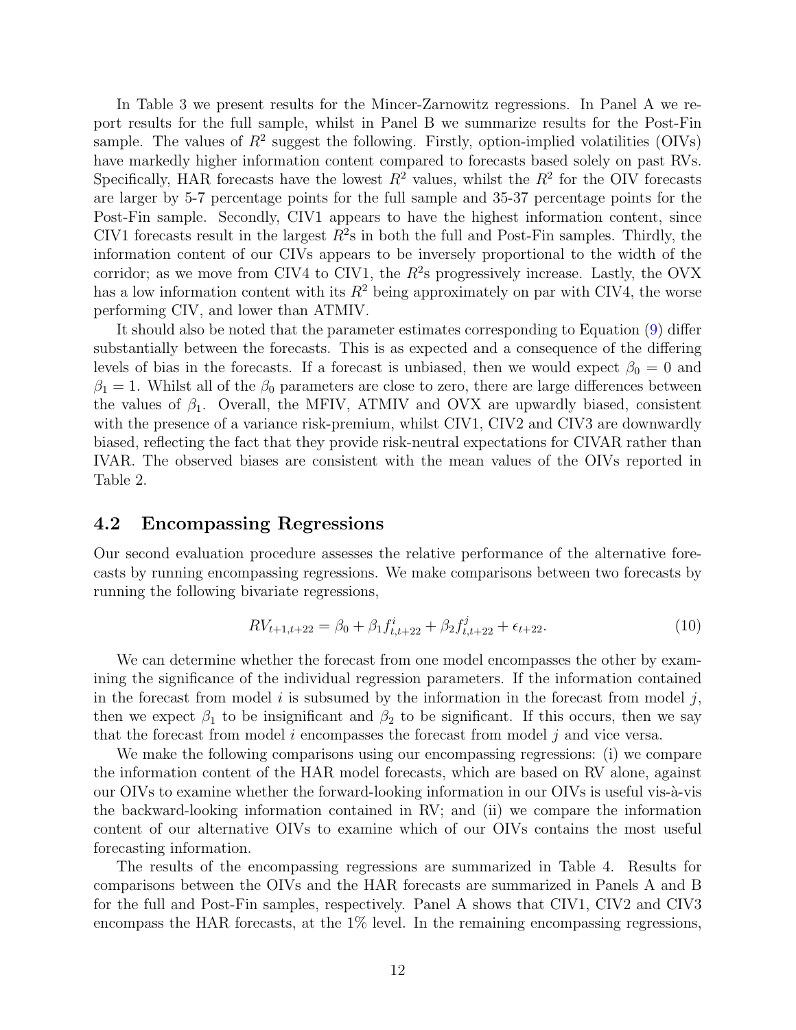In Table 3 we present results for the Mincer-Zarnowitz regressions. In Panel A we report results for the full sample, whilst in Panel B we summarize results for the Post-Fin sample. The values of $R^2$ suggest the following. Firstly, option-implied volatilities (OIVs) have markedly higher information content compared to forecasts based solely on past RVs. Specifically, HAR forecasts have the lowest $R^2$ values, whilst the $R^2$ for the OIV forecasts are larger by 5-7 percentage points for the full sample and 35-37 percentage points for the Post-Fin sample. Secondly, CIV1 appears to have the highest information content, since CIV1 forecasts result in the largest $R^2$s in both the full and Post-Fin samples. Thirdly, the information content of our CIVs appears to be inversely proportional to the width of the corridor; as we move from CIV4 to CIV1, the $R^2$s progressively increase. Lastly, the OVX has a low information content with its $R^2$ being approximately on par with CIV4, the worse performing CIV, and lower than ATMIV.

It should also be noted that the parameter estimates corresponding to Equation (9) differ substantially between the forecasts. This is as expected and a consequence of the differing levels of bias in the forecasts. If a forecast is unbiased, then we would expect $\beta_0 = 0$ and $\beta_1 = 1$. Whilst all of the $\beta_0$ parameters are close to zero, there are large differences between the values of $\beta_1$. Overall, the MFIV, ATMIV and OVX are upwardly biased, consistent with the presence of a variance risk-premium, whilst CIV1, CIV2 and CIV3 are downwardly biased, reflecting the fact that they provide risk-neutral expectations for CIVAR rather than IVAR. The observed biases are consistent with the mean values of the OIVs reported in Table 2.

## 4.2 Encompassing Regressions

Our second evaluation procedure assesses the relative performance of the alternative forecasts by running encompassing regressions. We make comparisons between two forecasts by running the following bivariate regressions,

$$RV_{t+1,t+22} = \beta_0 + \beta_1 f^i_{t,t+22} + \beta_2 f^j_{t,t+22} + \epsilon_{t+22}. \tag{10}$$

We can determine whether the forecast from one model encompasses the other by examining the significance of the individual regression parameters. If the information contained in the forecast from model $i$ is subsumed by the information in the forecast from model $j$, then we expect $\beta_1$ to be insignificant and $\beta_2$ to be significant. If this occurs, then we say that the forecast from model $i$ encompasses the forecast from model $j$ and vice versa.

We make the following comparisons using our encompassing regressions: (i) we compare the information content of the HAR model forecasts, which are based on RV alone, against our OIVs to examine whether the forward-looking information in our OIVs is useful vis-à-vis the backward-looking information contained in RV; and (ii) we compare the information content of our alternative OIVs to examine which of our OIVs contains the most useful forecasting information.

The results of the encompassing regressions are summarized in Table 4. Results for comparisons between the OIVs and the HAR forecasts are summarized in Panels A and B for the full and Post-Fin samples, respectively. Panel A shows that CIV1, CIV2 and CIV3 encompass the HAR forecasts, at the 1% level. In the remaining encompassing regressions,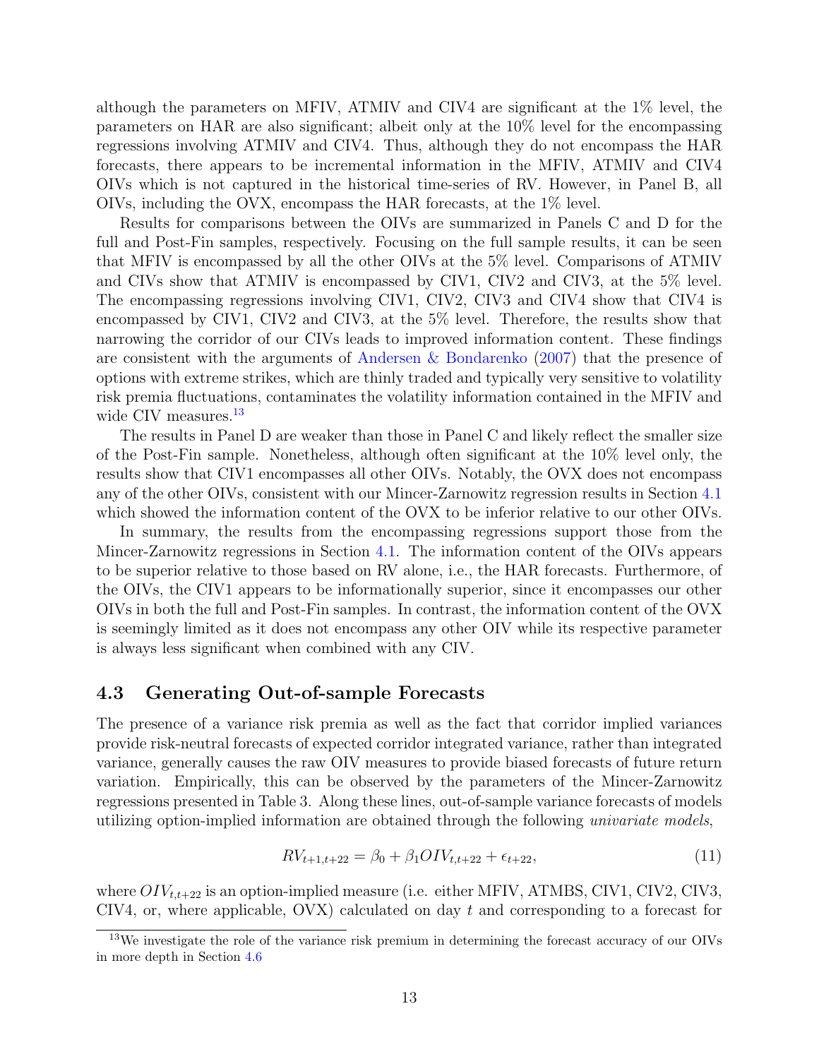although the parameters on MFIV, ATMIV and CIV4 are significant at the 1% level, the parameters on HAR are also significant; albeit only at the 10% level for the encompassing regressions involving ATMIV and CIV4. Thus, although they do not encompass the HAR forecasts, there appears to be incremental information in the MFIV, ATMIV and CIV4 OIVs which is not captured in the historical time-series of RV. However, in Panel B, all OIVs, including the OVX, encompass the HAR forecasts, at the 1% level.

Results for comparisons between the OIVs are summarized in Panels C and D for the full and Post-Fin samples, respectively. Focusing on the full sample results, it can be seen that MFIV is encompassed by all the other OIVs at the 5% level. Comparisons of ATMIV and CIVs show that ATMIV is encompassed by CIV1, CIV2 and CIV3, at the 5% level. The encompassing regressions involving CIV1, CIV2, CIV3 and CIV4 show that CIV4 is encompassed by CIV1, CIV2 and CIV3, at the 5% level. Therefore, the results show that narrowing the corridor of our CIVs leads to improved information content. These findings are consistent with the arguments of Andersen & Bondarenko (2007) that the presence of options with extreme strikes, which are thinly traded and typically very sensitive to volatility risk premia fluctuations, contaminates the volatility information contained in the MFIV and wide CIV measures.[13]

The results in Panel D are weaker than those in Panel C and likely reflect the smaller size of the Post-Fin sample. Nonetheless, although often significant at the 10% level only, the results show that CIV1 encompasses all other OIVs. Notably, the OVX does not encompass any of the other OIVs, consistent with our Mincer-Zarnowitz regression results in Section 4.1 which showed the information content of the OVX to be inferior relative to our other OIVs.

In summary, the results from the encompassing regressions support those from the Mincer-Zarnowitz regressions in Section 4.1. The information content of the OIVs appears to be superior relative to those based on RV alone, i.e., the HAR forecasts. Furthermore, of the OIVs, the CIV1 appears to be informationally superior, since it encompasses our other OIVs in both the full and Post-Fin samples. In contrast, the information content of the OVX is seemingly limited as it does not encompass any other OIV while its respective parameter is always less significant when combined with any CIV.

## 4.3 Generating Out-of-sample Forecasts

The presence of a variance risk premia as well as the fact that corridor implied variances provide risk-neutral forecasts of expected corridor integrated variance, rather than integrated variance, generally causes the raw OIV measures to provide biased forecasts of future return variation. Empirically, this can be observed by the parameters of the Mincer-Zarnowitz regressions presented in Table 3. Along these lines, out-of-sample variance forecasts of models utilizing option-implied information are obtained through the following *univariate models*,

$$RV_{t+1,t+22} = \beta_0 + \beta_1 OIV_{t,t+22} + \epsilon_{t+22}, \tag{11}$$

where $OIV_{t,t+22}$ is an option-implied measure (i.e. either MFIV, ATMBS, CIV1, CIV2, CIV3, CIV4, or, where applicable, OVX) calculated on day $t$ and corresponding to a forecast for

[13] We investigate the role of the variance risk premium in determining the forecast accuracy of our OIVs in more depth in Section 4.6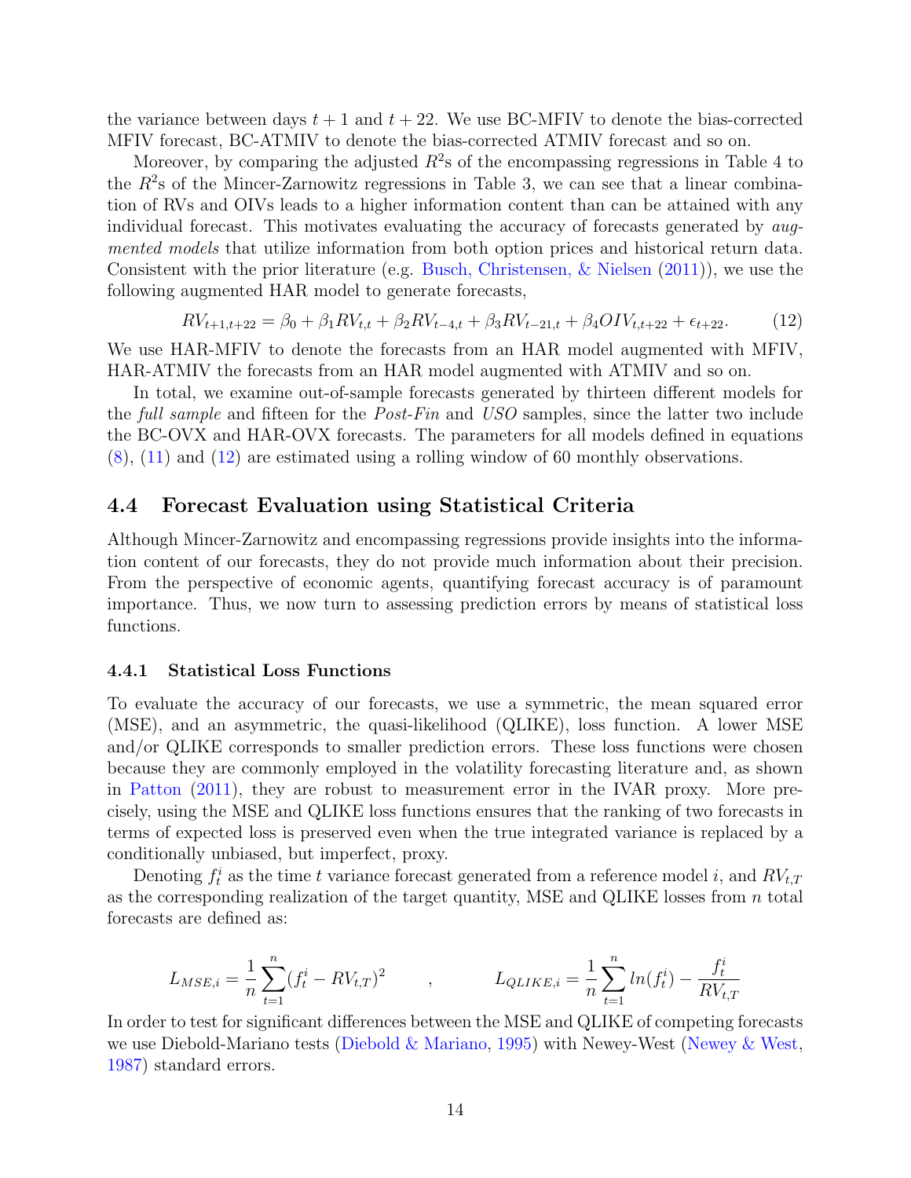the variance between days $t + 1$ and $t + 22$. We use BC-MFIV to denote the bias-corrected MFIV forecast, BC-ATMIV to denote the bias-corrected ATMIV forecast and so on.

Moreover, by comparing the adjusted $R^2$s of the encompassing regressions in Table 4 to the $R^2$s of the Mincer-Zarnowitz regressions in Table 3, we can see that a linear combination of RVs and OIVs leads to a higher information content than can be attained with any individual forecast. This motivates evaluating the accuracy of forecasts generated by *augmented models* that utilize information from both option prices and historical return data. Consistent with the prior literature (e.g. Busch, Christensen, & Nielsen (2011)), we use the following augmented HAR model to generate forecasts,

$$RV_{t+1,t+22} = \beta_0 + \beta_1 RV_{t,t} + \beta_2 RV_{t-4,t} + \beta_3 RV_{t-21,t} + \beta_4 OIV_{t,t+22} + \epsilon_{t+22}. \qquad (12)$$

We use HAR-MFIV to denote the forecasts from an HAR model augmented with MFIV, HAR-ATMIV the forecasts from an HAR model augmented with ATMIV and so on.

In total, we examine out-of-sample forecasts generated by thirteen different models for the *full sample* and fifteen for the *Post-Fin* and *USO* samples, since the latter two include the BC-OVX and HAR-OVX forecasts. The parameters for all models defined in equations (8), (11) and (12) are estimated using a rolling window of 60 monthly observations.

## 4.4 Forecast Evaluation using Statistical Criteria

Although Mincer-Zarnowitz and encompassing regressions provide insights into the information content of our forecasts, they do not provide much information about their precision. From the perspective of economic agents, quantifying forecast accuracy is of paramount importance. Thus, we now turn to assessing prediction errors by means of statistical loss functions.

### 4.4.1 Statistical Loss Functions

To evaluate the accuracy of our forecasts, we use a symmetric, the mean squared error (MSE), and an asymmetric, the quasi-likelihood (QLIKE), loss function. A lower MSE and/or QLIKE corresponds to smaller prediction errors. These loss functions were chosen because they are commonly employed in the volatility forecasting literature and, as shown in Patton (2011), they are robust to measurement error in the IVAR proxy. More precisely, using the MSE and QLIKE loss functions ensures that the ranking of two forecasts in terms of expected loss is preserved even when the true integrated variance is replaced by a conditionally unbiased, but imperfect, proxy.

Denoting $f_t^i$ as the time $t$ variance forecast generated from a reference model $i$, and $RV_{t,T}$ as the corresponding realization of the target quantity, MSE and QLIKE losses from $n$ total forecasts are defined as:

$$L_{MSE,i} = \frac{1}{n}\sum_{t=1}^{n}(f_t^i - RV_{t,T})^2 \qquad , \qquad L_{QLIKE,i} = \frac{1}{n}\sum_{t=1}^{n} ln(f_t^i) - \frac{f_t^i}{RV_{t,T}}$$

In order to test for significant differences between the MSE and QLIKE of competing forecasts we use Diebold-Mariano tests (Diebold & Mariano, 1995) with Newey-West (Newey & West, 1987) standard errors.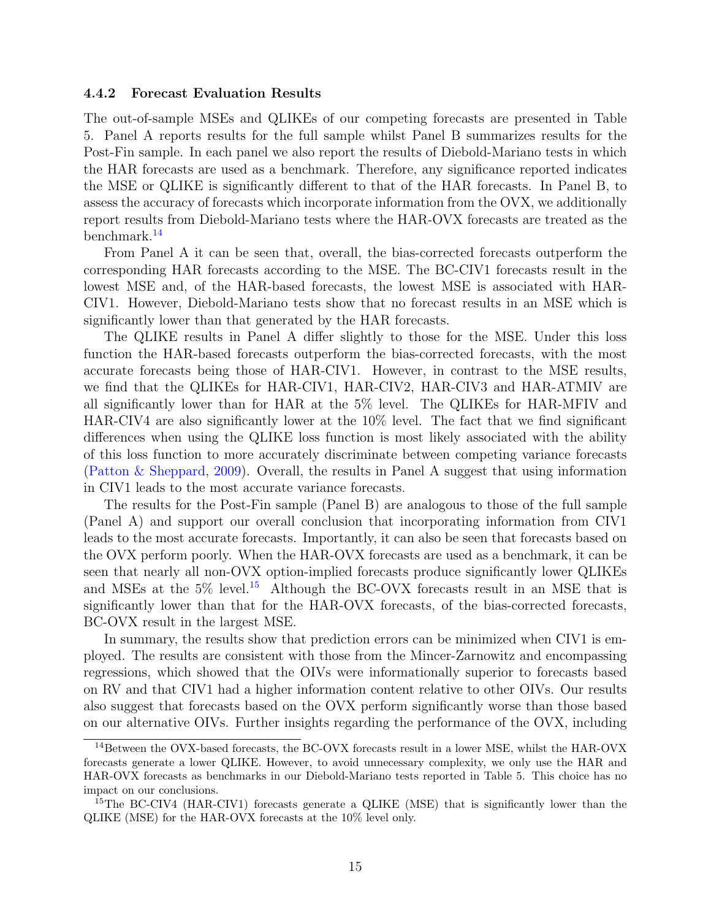#### 4.4.2 Forecast Evaluation Results

The out-of-sample MSEs and QLIKEs of our competing forecasts are presented in Table 5. Panel A reports results for the full sample whilst Panel B summarizes results for the Post-Fin sample. In each panel we also report the results of Diebold-Mariano tests in which the HAR forecasts are used as a benchmark. Therefore, any significance reported indicates the MSE or QLIKE is significantly different to that of the HAR forecasts. In Panel B, to assess the accuracy of forecasts which incorporate information from the OVX, we additionally report results from Diebold-Mariano tests where the HAR-OVX forecasts are treated as the benchmark.[14]

From Panel A it can be seen that, overall, the bias-corrected forecasts outperform the corresponding HAR forecasts according to the MSE. The BC-CIV1 forecasts result in the lowest MSE and, of the HAR-based forecasts, the lowest MSE is associated with HAR-CIV1. However, Diebold-Mariano tests show that no forecast results in an MSE which is significantly lower than that generated by the HAR forecasts.

The QLIKE results in Panel A differ slightly to those for the MSE. Under this loss function the HAR-based forecasts outperform the bias-corrected forecasts, with the most accurate forecasts being those of HAR-CIV1. However, in contrast to the MSE results, we find that the QLIKEs for HAR-CIV1, HAR-CIV2, HAR-CIV3 and HAR-ATMIV are all significantly lower than for HAR at the 5% level. The QLIKEs for HAR-MFIV and HAR-CIV4 are also significantly lower at the 10% level. The fact that we find significant differences when using the QLIKE loss function is most likely associated with the ability of this loss function to more accurately discriminate between competing variance forecasts (Patton & Sheppard, 2009). Overall, the results in Panel A suggest that using information in CIV1 leads to the most accurate variance forecasts.

The results for the Post-Fin sample (Panel B) are analogous to those of the full sample (Panel A) and support our overall conclusion that incorporating information from CIV1 leads to the most accurate forecasts. Importantly, it can also be seen that forecasts based on the OVX perform poorly. When the HAR-OVX forecasts are used as a benchmark, it can be seen that nearly all non-OVX option-implied forecasts produce significantly lower QLIKEs and MSEs at the 5% level.[15] Although the BC-OVX forecasts result in an MSE that is significantly lower than that for the HAR-OVX forecasts, of the bias-corrected forecasts, BC-OVX result in the largest MSE.

In summary, the results show that prediction errors can be minimized when CIV1 is employed. The results are consistent with those from the Mincer-Zarnowitz and encompassing regressions, which showed that the OIVs were informationally superior to forecasts based on RV and that CIV1 had a higher information content relative to other OIVs. Our results also suggest that forecasts based on the OVX perform significantly worse than those based on our alternative OIVs. Further insights regarding the performance of the OVX, including

[14] Between the OVX-based forecasts, the BC-OVX forecasts result in a lower MSE, whilst the HAR-OVX forecasts generate a lower QLIKE. However, to avoid unnecessary complexity, we only use the HAR and HAR-OVX forecasts as benchmarks in our Diebold-Mariano tests reported in Table 5. This choice has no impact on our conclusions.

[15] The BC-CIV4 (HAR-CIV1) forecasts generate a QLIKE (MSE) that is significantly lower than the QLIKE (MSE) for the HAR-OVX forecasts at the 10% level only.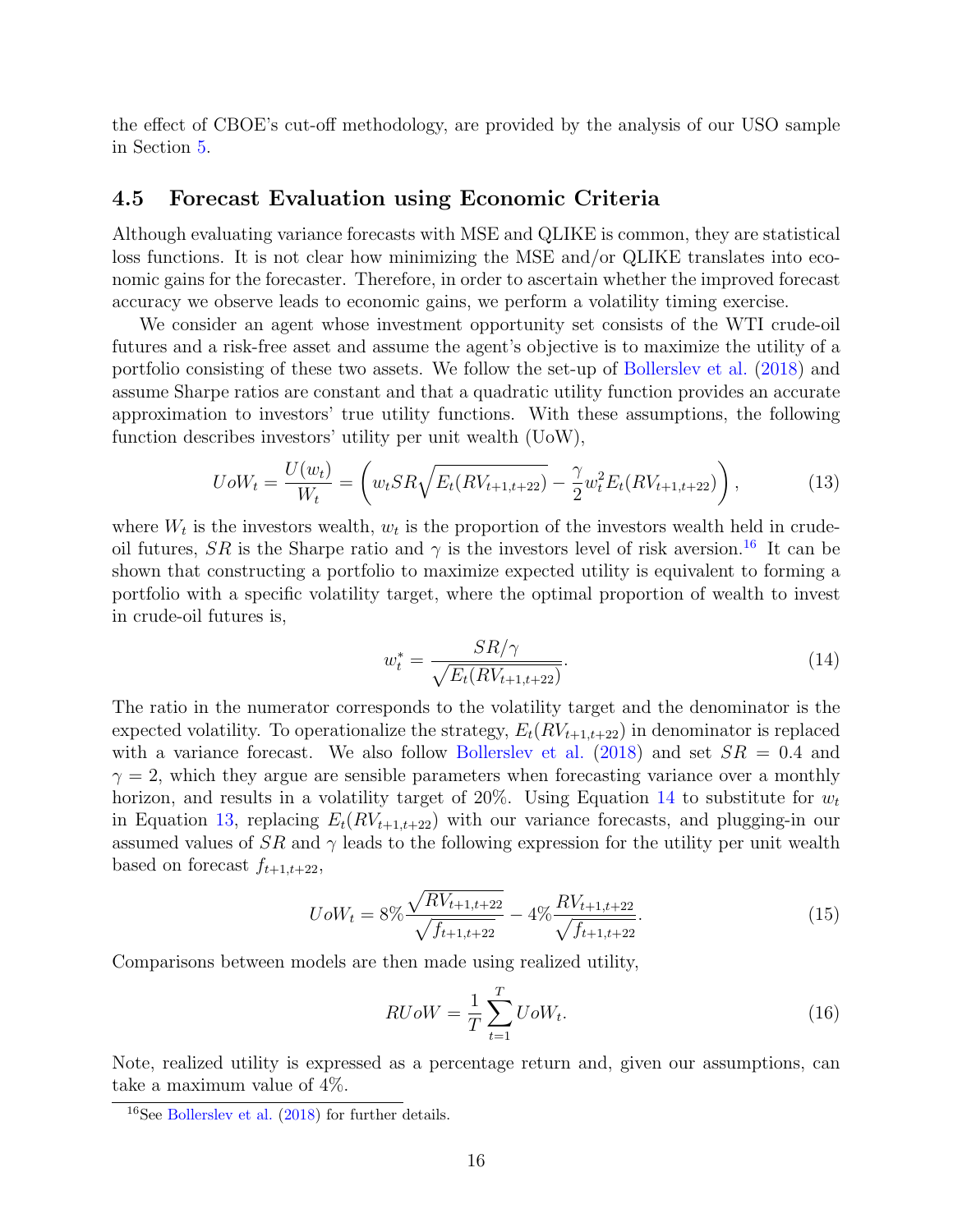the effect of CBOE's cut-off methodology, are provided by the analysis of our USO sample in Section 5.

### 4.5 Forecast Evaluation using Economic Criteria

Although evaluating variance forecasts with MSE and QLIKE is common, they are statistical loss functions. It is not clear how minimizing the MSE and/or QLIKE translates into economic gains for the forecaster. Therefore, in order to ascertain whether the improved forecast accuracy we observe leads to economic gains, we perform a volatility timing exercise.

We consider an agent whose investment opportunity set consists of the WTI crude-oil futures and a risk-free asset and assume the agent's objective is to maximize the utility of a portfolio consisting of these two assets. We follow the set-up of Bollerslev et al. (2018) and assume Sharpe ratios are constant and that a quadratic utility function provides an accurate approximation to investors' true utility functions. With these assumptions, the following function describes investors' utility per unit wealth (UoW),

$$UoW_t = \frac{U(w_t)}{W_t} = \left( w_t SR \sqrt{E_t(RV_{t+1,t+22})} - \frac{\gamma}{2} w_t^2 E_t(RV_{t+1,t+22}) \right), \tag{13}$$

where $W_t$ is the investors wealth, $w_t$ is the proportion of the investors wealth held in crude-oil futures, $SR$ is the Sharpe ratio and $\gamma$ is the investors level of risk aversion.[16] It can be shown that constructing a portfolio to maximize expected utility is equivalent to forming a portfolio with a specific volatility target, where the optimal proportion of wealth to invest in crude-oil futures is,

$$w_t^* = \frac{SR/\gamma}{\sqrt{E_t(RV_{t+1,t+22})}}. \tag{14}$$

The ratio in the numerator corresponds to the volatility target and the denominator is the expected volatility. To operationalize the strategy, $E_t(RV_{t+1,t+22})$ in denominator is replaced with a variance forecast. We also follow Bollerslev et al. (2018) and set $SR = 0.4$ and $\gamma = 2$, which they argue are sensible parameters when forecasting variance over a monthly horizon, and results in a volatility target of 20%. Using Equation 14 to substitute for $w_t$ in Equation 13, replacing $E_t(RV_{t+1,t+22})$ with our variance forecasts, and plugging-in our assumed values of $SR$ and $\gamma$ leads to the following expression for the utility per unit wealth based on forecast $f_{t+1,t+22}$,

$$UoW_t = 8\% \frac{\sqrt{RV_{t+1,t+22}}}{\sqrt{f_{t+1,t+22}}} - 4\% \frac{RV_{t+1,t+22}}{\sqrt{f_{t+1,t+22}}}. \tag{15}$$

Comparisons between models are then made using realized utility,

$$RUoW = \frac{1}{T} \sum_{t=1}^{T} UoW_t. \tag{16}$$

Note, realized utility is expressed as a percentage return and, given our assumptions, can take a maximum value of 4%.

[16] See Bollerslev et al. (2018) for further details.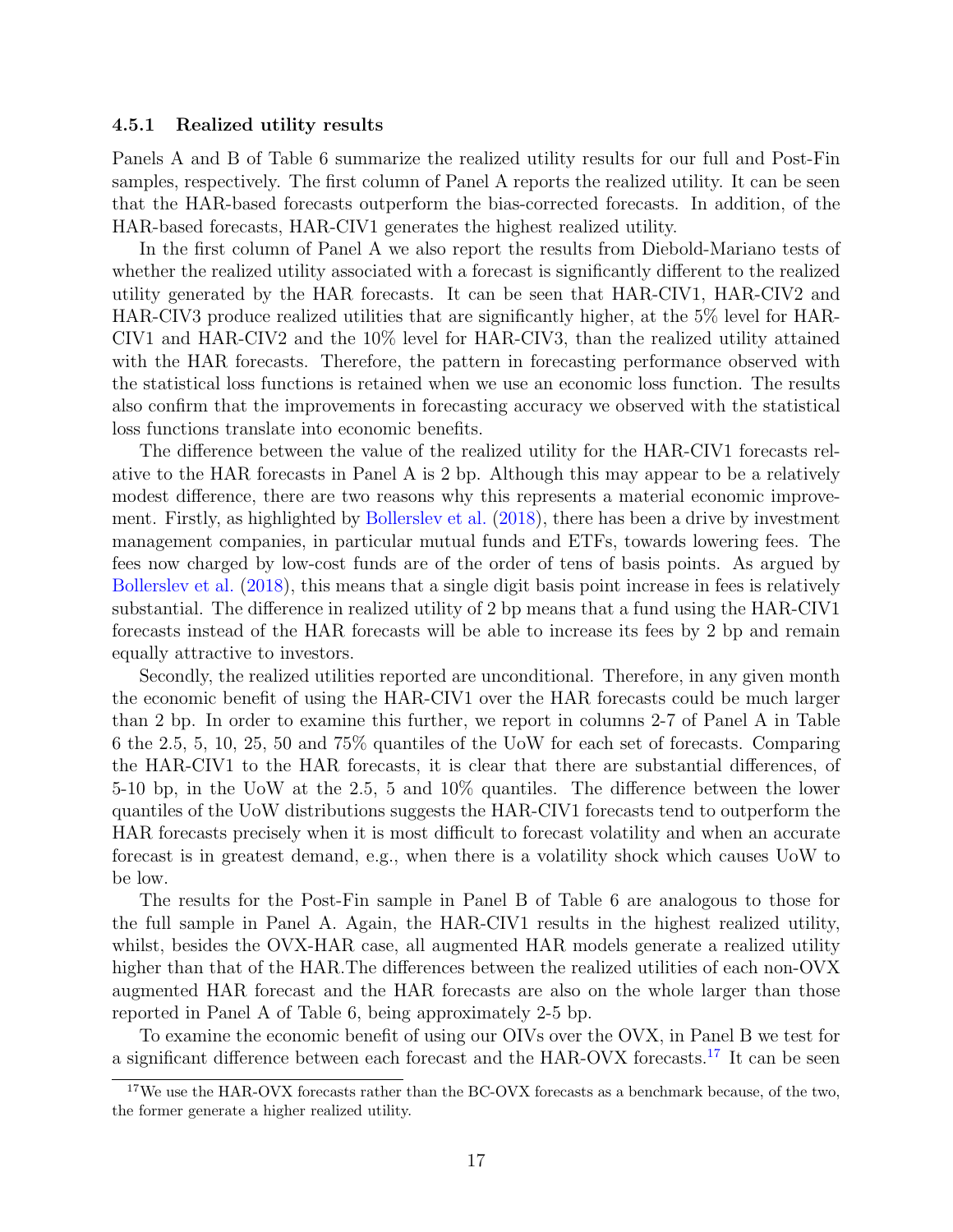#### 4.5.1 Realized utility results

Panels A and B of Table 6 summarize the realized utility results for our full and Post-Fin samples, respectively. The first column of Panel A reports the realized utility. It can be seen that the HAR-based forecasts outperform the bias-corrected forecasts. In addition, of the HAR-based forecasts, HAR-CIV1 generates the highest realized utility.

In the first column of Panel A we also report the results from Diebold-Mariano tests of whether the realized utility associated with a forecast is significantly different to the realized utility generated by the HAR forecasts. It can be seen that HAR-CIV1, HAR-CIV2 and HAR-CIV3 produce realized utilities that are significantly higher, at the 5% level for HAR-CIV1 and HAR-CIV2 and the 10% level for HAR-CIV3, than the realized utility attained with the HAR forecasts. Therefore, the pattern in forecasting performance observed with the statistical loss functions is retained when we use an economic loss function. The results also confirm that the improvements in forecasting accuracy we observed with the statistical loss functions translate into economic benefits.

The difference between the value of the realized utility for the HAR-CIV1 forecasts relative to the HAR forecasts in Panel A is 2 bp. Although this may appear to be a relatively modest difference, there are two reasons why this represents a material economic improvement. Firstly, as highlighted by Bollerslev et al. (2018), there has been a drive by investment management companies, in particular mutual funds and ETFs, towards lowering fees. The fees now charged by low-cost funds are of the order of tens of basis points. As argued by Bollerslev et al. (2018), this means that a single digit basis point increase in fees is relatively substantial. The difference in realized utility of 2 bp means that a fund using the HAR-CIV1 forecasts instead of the HAR forecasts will be able to increase its fees by 2 bp and remain equally attractive to investors.

Secondly, the realized utilities reported are unconditional. Therefore, in any given month the economic benefit of using the HAR-CIV1 over the HAR forecasts could be much larger than 2 bp. In order to examine this further, we report in columns 2-7 of Panel A in Table 6 the 2.5, 5, 10, 25, 50 and 75% quantiles of the UoW for each set of forecasts. Comparing the HAR-CIV1 to the HAR forecasts, it is clear that there are substantial differences, of 5-10 bp, in the UoW at the 2.5, 5 and 10% quantiles. The difference between the lower quantiles of the UoW distributions suggests the HAR-CIV1 forecasts tend to outperform the HAR forecasts precisely when it is most difficult to forecast volatility and when an accurate forecast is in greatest demand, e.g., when there is a volatility shock which causes UoW to be low.

The results for the Post-Fin sample in Panel B of Table 6 are analogous to those for the full sample in Panel A. Again, the HAR-CIV1 results in the highest realized utility, whilst, besides the OVX-HAR case, all augmented HAR models generate a realized utility higher than that of the HAR.The differences between the realized utilities of each non-OVX augmented HAR forecast and the HAR forecasts are also on the whole larger than those reported in Panel A of Table 6, being approximately 2-5 bp.

To examine the economic benefit of using our OIVs over the OVX, in Panel B we test for a significant difference between each forecast and the HAR-OVX forecasts.[17] It can be seen

[17] We use the HAR-OVX forecasts rather than the BC-OVX forecasts as a benchmark because, of the two, the former generate a higher realized utility.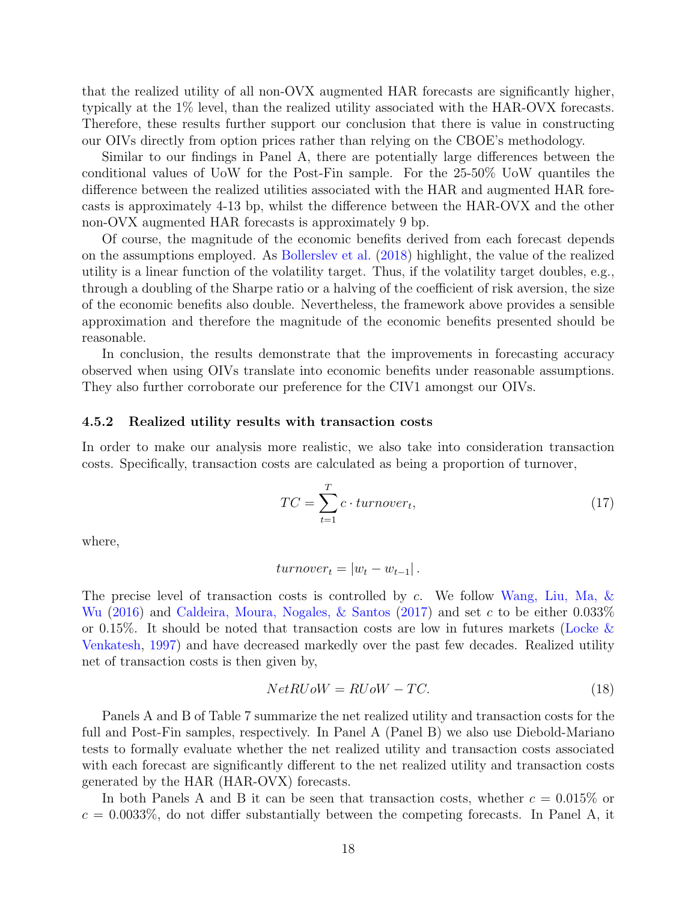that the realized utility of all non-OVX augmented HAR forecasts are significantly higher, typically at the 1% level, than the realized utility associated with the HAR-OVX forecasts. Therefore, these results further support our conclusion that there is value in constructing our OIVs directly from option prices rather than relying on the CBOE's methodology.

Similar to our findings in Panel A, there are potentially large differences between the conditional values of UoW for the Post-Fin sample. For the 25-50% UoW quantiles the difference between the realized utilities associated with the HAR and augmented HAR forecasts is approximately 4-13 bp, whilst the difference between the HAR-OVX and the other non-OVX augmented HAR forecasts is approximately 9 bp.

Of course, the magnitude of the economic benefits derived from each forecast depends on the assumptions employed. As Bollerslev et al. (2018) highlight, the value of the realized utility is a linear function of the volatility target. Thus, if the volatility target doubles, e.g., through a doubling of the Sharpe ratio or a halving of the coefficient of risk aversion, the size of the economic benefits also double. Nevertheless, the framework above provides a sensible approximation and therefore the magnitude of the economic benefits presented should be reasonable.

In conclusion, the results demonstrate that the improvements in forecasting accuracy observed when using OIVs translate into economic benefits under reasonable assumptions. They also further corroborate our preference for the CIV1 amongst our OIVs.

### 4.5.2 Realized utility results with transaction costs

In order to make our analysis more realistic, we also take into consideration transaction costs. Specifically, transaction costs are calculated as being a proportion of turnover,

$$TC = \sum_{t=1}^{T} c \cdot turnover_t, \tag{17}$$

where,

$$turnover_t = |w_t - w_{t-1}| \, .$$

The precise level of transaction costs is controlled by $c$. We follow Wang, Liu, Ma, & Wu (2016) and Caldeira, Moura, Nogales, & Santos (2017) and set $c$ to be either 0.033% or 0.15%. It should be noted that transaction costs are low in futures markets (Locke & Venkatesh, 1997) and have decreased markedly over the past few decades. Realized utility net of transaction costs is then given by,

$$NetRUoW = RUoW - TC. \tag{18}$$

Panels A and B of Table 7 summarize the net realized utility and transaction costs for the full and Post-Fin samples, respectively. In Panel A (Panel B) we also use Diebold-Mariano tests to formally evaluate whether the net realized utility and transaction costs associated with each forecast are significantly different to the net realized utility and transaction costs generated by the HAR (HAR-OVX) forecasts.

In both Panels A and B it can be seen that transaction costs, whether $c = 0.015\%$ or $c = 0.0033\%$, do not differ substantially between the competing forecasts. In Panel A, it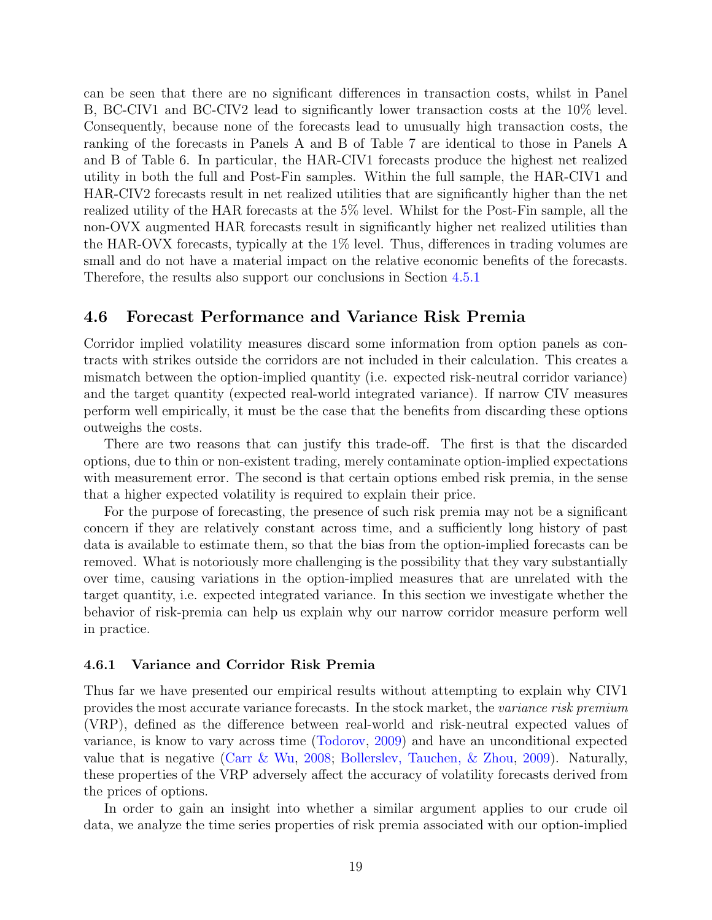can be seen that there are no significant differences in transaction costs, whilst in Panel B, BC-CIV1 and BC-CIV2 lead to significantly lower transaction costs at the 10% level. Consequently, because none of the forecasts lead to unusually high transaction costs, the ranking of the forecasts in Panels A and B of Table 7 are identical to those in Panels A and B of Table 6. In particular, the HAR-CIV1 forecasts produce the highest net realized utility in both the full and Post-Fin samples. Within the full sample, the HAR-CIV1 and HAR-CIV2 forecasts result in net realized utilities that are significantly higher than the net realized utility of the HAR forecasts at the 5% level. Whilst for the Post-Fin sample, all the non-OVX augmented HAR forecasts result in significantly higher net realized utilities than the HAR-OVX forecasts, typically at the 1% level. Thus, differences in trading volumes are small and do not have a material impact on the relative economic benefits of the forecasts. Therefore, the results also support our conclusions in Section 4.5.1

## 4.6 Forecast Performance and Variance Risk Premia

Corridor implied volatility measures discard some information from option panels as contracts with strikes outside the corridors are not included in their calculation. This creates a mismatch between the option-implied quantity (i.e. expected risk-neutral corridor variance) and the target quantity (expected real-world integrated variance). If narrow CIV measures perform well empirically, it must be the case that the benefits from discarding these options outweighs the costs.

There are two reasons that can justify this trade-off. The first is that the discarded options, due to thin or non-existent trading, merely contaminate option-implied expectations with measurement error. The second is that certain options embed risk premia, in the sense that a higher expected volatility is required to explain their price.

For the purpose of forecasting, the presence of such risk premia may not be a significant concern if they are relatively constant across time, and a sufficiently long history of past data is available to estimate them, so that the bias from the option-implied forecasts can be removed. What is notoriously more challenging is the possibility that they vary substantially over time, causing variations in the option-implied measures that are unrelated with the target quantity, i.e. expected integrated variance. In this section we investigate whether the behavior of risk-premia can help us explain why our narrow corridor measure perform well in practice.

### 4.6.1 Variance and Corridor Risk Premia

Thus far we have presented our empirical results without attempting to explain why CIV1 provides the most accurate variance forecasts. In the stock market, the *variance risk premium* (VRP), defined as the difference between real-world and risk-neutral expected values of variance, is know to vary across time (Todorov, 2009) and have an unconditional expected value that is negative (Carr & Wu, 2008; Bollerslev, Tauchen, & Zhou, 2009). Naturally, these properties of the VRP adversely affect the accuracy of volatility forecasts derived from the prices of options.

In order to gain an insight into whether a similar argument applies to our crude oil data, we analyze the time series properties of risk premia associated with our option-implied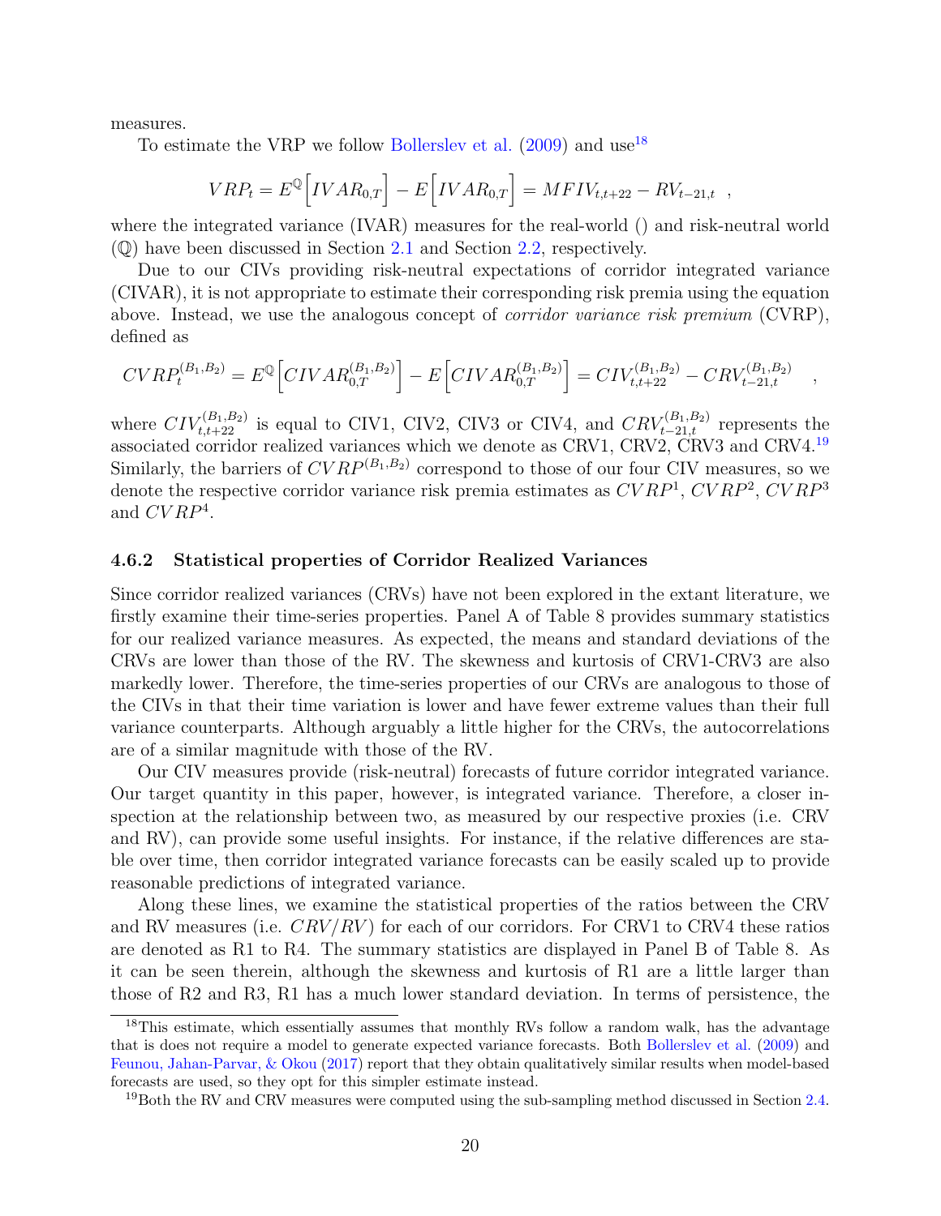measures.

To estimate the VRP we follow Bollerslev et al. (2009) and use[18]

$$VRP_t = E^{\mathbb{Q}}\Big[IVAR_{0,T}\Big] - E\Big[IVAR_{0,T}\Big] = MFIV_{t,t+22} - RV_{t-21,t} \ \ ,$$

where the integrated variance (IVAR) measures for the real-world () and risk-neutral world ($\mathbb{Q}$) have been discussed in Section 2.1 and Section 2.2, respectively.

Due to our CIVs providing risk-neutral expectations of corridor integrated variance (CIVAR), it is not appropriate to estimate their corresponding risk premia using the equation above. Instead, we use the analogous concept of *corridor variance risk premium* (CVRP), defined as

$$CVRP_t^{(B_1,B_2)} = E^{\mathbb{Q}}\Big[CIVAR_{0,T}^{(B_1,B_2)}\Big] - E\Big[CIVAR_{0,T}^{(B_1,B_2)}\Big] = CIV_{t,t+22}^{(B_1,B_2)} - CRV_{t-21,t}^{(B_1,B_2)} \quad ,$$

where $CIV_{t,t+22}^{(B_1,B_2)}$ is equal to CIV1, CIV2, CIV3 or CIV4, and $CRV_{t-21,t}^{(B_1,B_2)}$ represents the associated corridor realized variances which we denote as CRV1, CRV2, CRV3 and CRV4.[19] Similarly, the barriers of $CVRP^{(B_1,B_2)}$ correspond to those of our four CIV measures, so we denote the respective corridor variance risk premia estimates as $CVRP^1$, $CVRP^2$, $CVRP^3$ and $CVRP^4$.

#### 4.6.2 Statistical properties of Corridor Realized Variances

Since corridor realized variances (CRVs) have not been explored in the extant literature, we firstly examine their time-series properties. Panel A of Table 8 provides summary statistics for our realized variance measures. As expected, the means and standard deviations of the CRVs are lower than those of the RV. The skewness and kurtosis of CRV1-CRV3 are also markedly lower. Therefore, the time-series properties of our CRVs are analogous to those of the CIVs in that their time variation is lower and have fewer extreme values than their full variance counterparts. Although arguably a little higher for the CRVs, the autocorrelations are of a similar magnitude with those of the RV.

Our CIV measures provide (risk-neutral) forecasts of future corridor integrated variance. Our target quantity in this paper, however, is integrated variance. Therefore, a closer inspection at the relationship between two, as measured by our respective proxies (i.e. CRV and RV), can provide some useful insights. For instance, if the relative differences are stable over time, then corridor integrated variance forecasts can be easily scaled up to provide reasonable predictions of integrated variance.

Along these lines, we examine the statistical properties of the ratios between the CRV and RV measures (i.e. $CRV/RV$) for each of our corridors. For CRV1 to CRV4 these ratios are denoted as R1 to R4. The summary statistics are displayed in Panel B of Table 8. As it can be seen therein, although the skewness and kurtosis of R1 are a little larger than those of R2 and R3, R1 has a much lower standard deviation. In terms of persistence, the

[18] This estimate, which essentially assumes that monthly RVs follow a random walk, has the advantage that is does not require a model to generate expected variance forecasts. Both Bollerslev et al. (2009) and Feunou, Jahan-Parvar, & Okou (2017) report that they obtain qualitatively similar results when model-based forecasts are used, so they opt for this simpler estimate instead.

[19] Both the RV and CRV measures were computed using the sub-sampling method discussed in Section 2.4.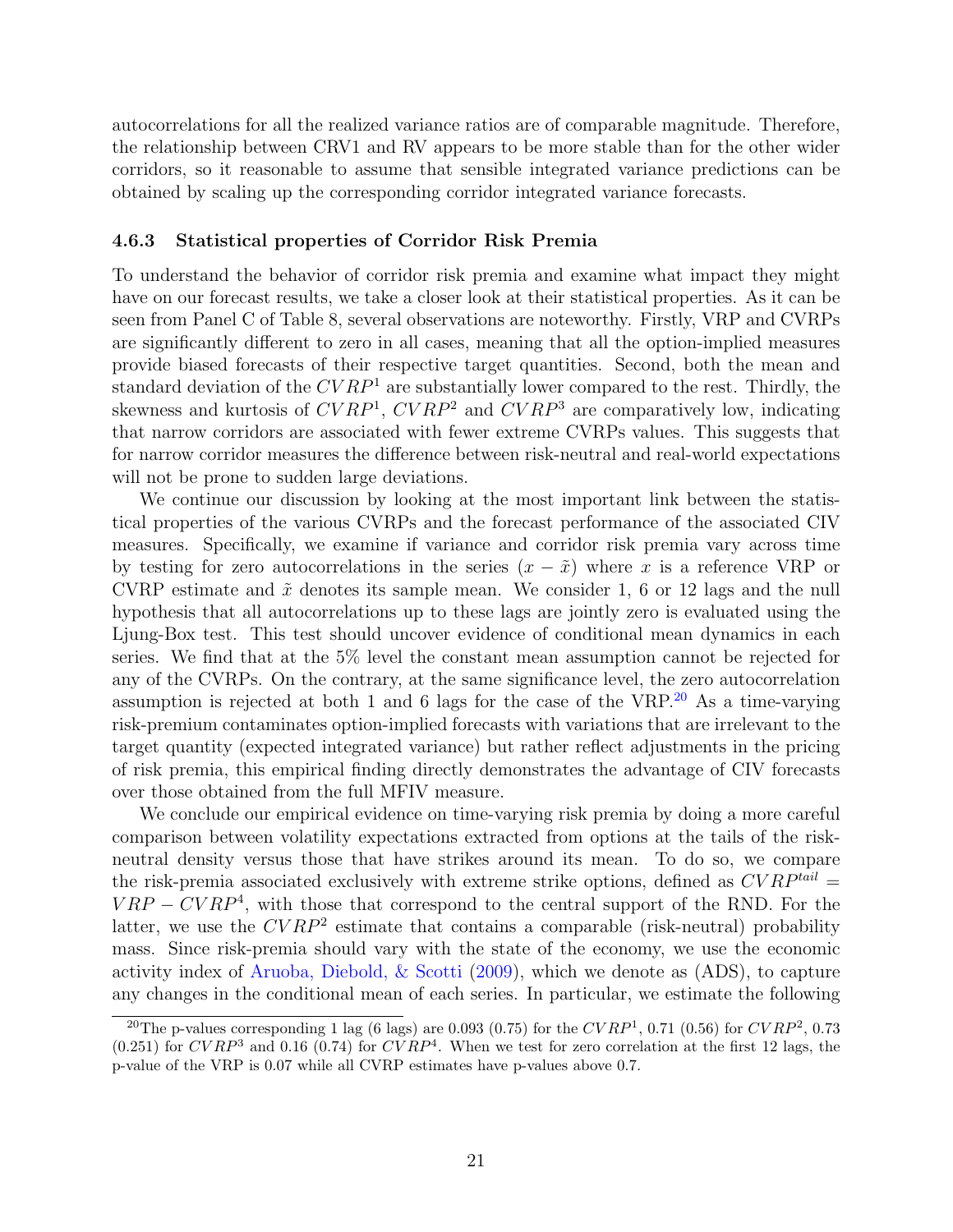autocorrelations for all the realized variance ratios are of comparable magnitude. Therefore, the relationship between CRV1 and RV appears to be more stable than for the other wider corridors, so it reasonable to assume that sensible integrated variance predictions can be obtained by scaling up the corresponding corridor integrated variance forecasts.

### 4.6.3 Statistical properties of Corridor Risk Premia

To understand the behavior of corridor risk premia and examine what impact they might have on our forecast results, we take a closer look at their statistical properties. As it can be seen from Panel C of Table 8, several observations are noteworthy. Firstly, VRP and CVRPs are significantly different to zero in all cases, meaning that all the option-implied measures provide biased forecasts of their respective target quantities. Second, both the mean and standard deviation of the $CVRP^1$ are substantially lower compared to the rest. Thirdly, the skewness and kurtosis of $CVRP^1$, $CVRP^2$ and $CVRP^3$ are comparatively low, indicating that narrow corridors are associated with fewer extreme CVRPs values. This suggests that for narrow corridor measures the difference between risk-neutral and real-world expectations will not be prone to sudden large deviations.

We continue our discussion by looking at the most important link between the statistical properties of the various CVRPs and the forecast performance of the associated CIV measures. Specifically, we examine if variance and corridor risk premia vary across time by testing for zero autocorrelations in the series $(x - \tilde{x})$ where $x$ is a reference VRP or CVRP estimate and $\tilde{x}$ denotes its sample mean. We consider 1, 6 or 12 lags and the null hypothesis that all autocorrelations up to these lags are jointly zero is evaluated using the Ljung-Box test. This test should uncover evidence of conditional mean dynamics in each series. We find that at the 5% level the constant mean assumption cannot be rejected for any of the CVRPs. On the contrary, at the same significance level, the zero autocorrelation assumption is rejected at both 1 and 6 lags for the case of the VRP.[20] As a time-varying risk-premium contaminates option-implied forecasts with variations that are irrelevant to the target quantity (expected integrated variance) but rather reflect adjustments in the pricing of risk premia, this empirical finding directly demonstrates the advantage of CIV forecasts over those obtained from the full MFIV measure.

We conclude our empirical evidence on time-varying risk premia by doing a more careful comparison between volatility expectations extracted from options at the tails of the risk-neutral density versus those that have strikes around its mean. To do so, we compare the risk-premia associated exclusively with extreme strike options, defined as $CVRP^{tail} = VRP - CVRP^4$, with those that correspond to the central support of the RND. For the latter, we use the $CVRP^2$ estimate that contains a comparable (risk-neutral) probability mass. Since risk-premia should vary with the state of the economy, we use the economic activity index of Aruoba, Diebold, & Scotti (2009), which we denote as (ADS), to capture any changes in the conditional mean of each series. In particular, we estimate the following

[20] The p-values corresponding 1 lag (6 lags) are 0.093 (0.75) for the $CVRP^1$, 0.71 (0.56) for $CVRP^2$, 0.73 (0.251) for $CVRP^3$ and 0.16 (0.74) for $CVRP^4$. When we test for zero correlation at the first 12 lags, the p-value of the VRP is 0.07 while all CVRP estimates have p-values above 0.7.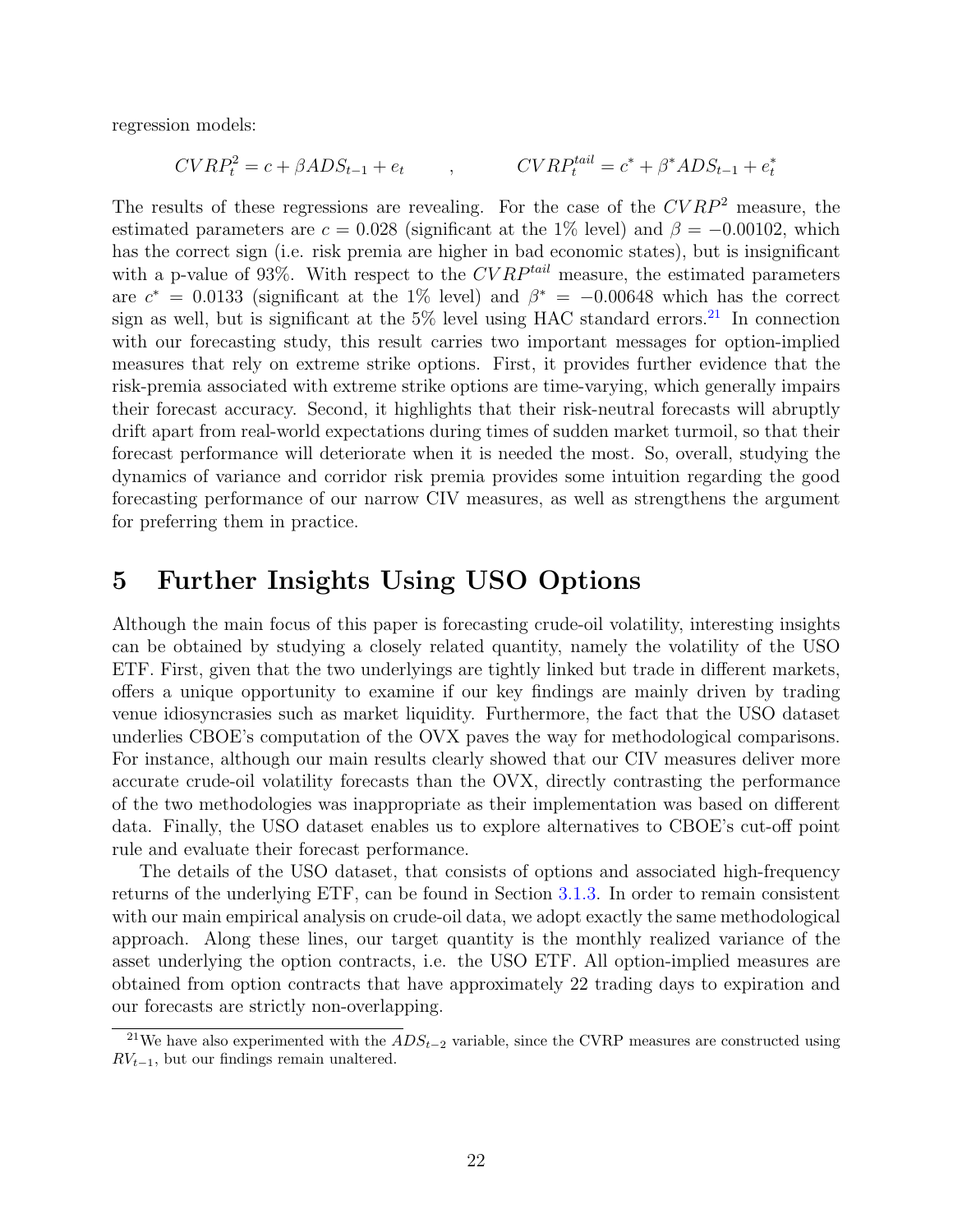regression models:

$$CVRP_t^2 = c + \beta ADS_{t-1} + e_t \qquad , \qquad CVRP_t^{tail} = c^* + \beta^* ADS_{t-1} + e_t^*$$

The results of these regressions are revealing. For the case of the $CVRP^2$ measure, the estimated parameters are $c = 0.028$ (significant at the 1% level) and $\beta = -0.00102$, which has the correct sign (i.e. risk premia are higher in bad economic states), but is insignificant with a p-value of 93%. With respect to the $CVRP^{tail}$ measure, the estimated parameters are $c^* = 0.0133$ (significant at the 1% level) and $\beta^* = -0.00648$ which has the correct sign as well, but is significant at the 5% level using HAC standard errors.[21] In connection with our forecasting study, this result carries two important messages for option-implied measures that rely on extreme strike options. First, it provides further evidence that the risk-premia associated with extreme strike options are time-varying, which generally impairs their forecast accuracy. Second, it highlights that their risk-neutral forecasts will abruptly drift apart from real-world expectations during times of sudden market turmoil, so that their forecast performance will deteriorate when it is needed the most. So, overall, studying the dynamics of variance and corridor risk premia provides some intuition regarding the good forecasting performance of our narrow CIV measures, as well as strengthens the argument for preferring them in practice.

# 5 Further Insights Using USO Options

Although the main focus of this paper is forecasting crude-oil volatility, interesting insights can be obtained by studying a closely related quantity, namely the volatility of the USO ETF. First, given that the two underlyings are tightly linked but trade in different markets, offers a unique opportunity to examine if our key findings are mainly driven by trading venue idiosyncrasies such as market liquidity. Furthermore, the fact that the USO dataset underlies CBOE's computation of the OVX paves the way for methodological comparisons. For instance, although our main results clearly showed that our CIV measures deliver more accurate crude-oil volatility forecasts than the OVX, directly contrasting the performance of the two methodologies was inappropriate as their implementation was based on different data. Finally, the USO dataset enables us to explore alternatives to CBOE's cut-off point rule and evaluate their forecast performance.

The details of the USO dataset, that consists of options and associated high-frequency returns of the underlying ETF, can be found in Section 3.1.3. In order to remain consistent with our main empirical analysis on crude-oil data, we adopt exactly the same methodological approach. Along these lines, our target quantity is the monthly realized variance of the asset underlying the option contracts, i.e. the USO ETF. All option-implied measures are obtained from option contracts that have approximately 22 trading days to expiration and our forecasts are strictly non-overlapping.

[21] We have also experimented with the $ADS_{t-2}$ variable, since the CVRP measures are constructed using $RV_{t-1}$, but our findings remain unaltered.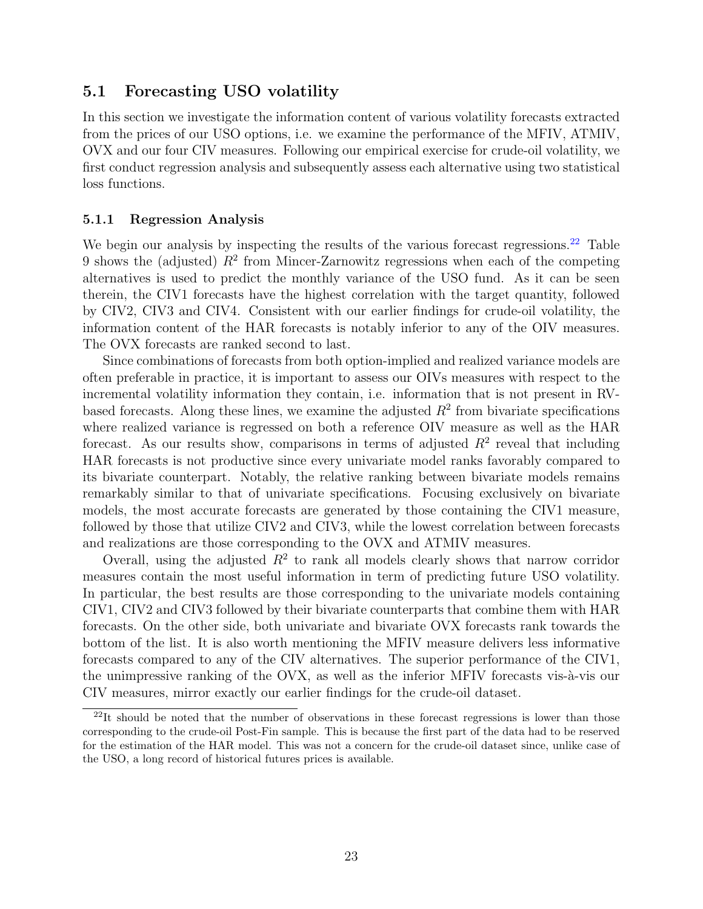## 5.1 Forecasting USO volatility

In this section we investigate the information content of various volatility forecasts extracted from the prices of our USO options, i.e. we examine the performance of the MFIV, ATMIV, OVX and our four CIV measures. Following our empirical exercise for crude-oil volatility, we first conduct regression analysis and subsequently assess each alternative using two statistical loss functions.

### 5.1.1 Regression Analysis

We begin our analysis by inspecting the results of the various forecast regressions.[22] Table 9 shows the (adjusted) $R^2$ from Mincer-Zarnowitz regressions when each of the competing alternatives is used to predict the monthly variance of the USO fund. As it can be seen therein, the CIV1 forecasts have the highest correlation with the target quantity, followed by CIV2, CIV3 and CIV4. Consistent with our earlier findings for crude-oil volatility, the information content of the HAR forecasts is notably inferior to any of the OIV measures. The OVX forecasts are ranked second to last.

Since combinations of forecasts from both option-implied and realized variance models are often preferable in practice, it is important to assess our OIVs measures with respect to the incremental volatility information they contain, i.e. information that is not present in RV-based forecasts. Along these lines, we examine the adjusted $R^2$ from bivariate specifications where realized variance is regressed on both a reference OIV measure as well as the HAR forecast. As our results show, comparisons in terms of adjusted $R^2$ reveal that including HAR forecasts is not productive since every univariate model ranks favorably compared to its bivariate counterpart. Notably, the relative ranking between bivariate models remains remarkably similar to that of univariate specifications. Focusing exclusively on bivariate models, the most accurate forecasts are generated by those containing the CIV1 measure, followed by those that utilize CIV2 and CIV3, while the lowest correlation between forecasts and realizations are those corresponding to the OVX and ATMIV measures.

Overall, using the adjusted $R^2$ to rank all models clearly shows that narrow corridor measures contain the most useful information in term of predicting future USO volatility. In particular, the best results are those corresponding to the univariate models containing CIV1, CIV2 and CIV3 followed by their bivariate counterparts that combine them with HAR forecasts. On the other side, both univariate and bivariate OVX forecasts rank towards the bottom of the list. It is also worth mentioning the MFIV measure delivers less informative forecasts compared to any of the CIV alternatives. The superior performance of the CIV1, the unimpressive ranking of the OVX, as well as the inferior MFIV forecasts vis-à-vis our CIV measures, mirror exactly our earlier findings for the crude-oil dataset.

[22] It should be noted that the number of observations in these forecast regressions is lower than those corresponding to the crude-oil Post-Fin sample. This is because the first part of the data had to be reserved for the estimation of the HAR model. This was not a concern for the crude-oil dataset since, unlike case of the USO, a long record of historical futures prices is available.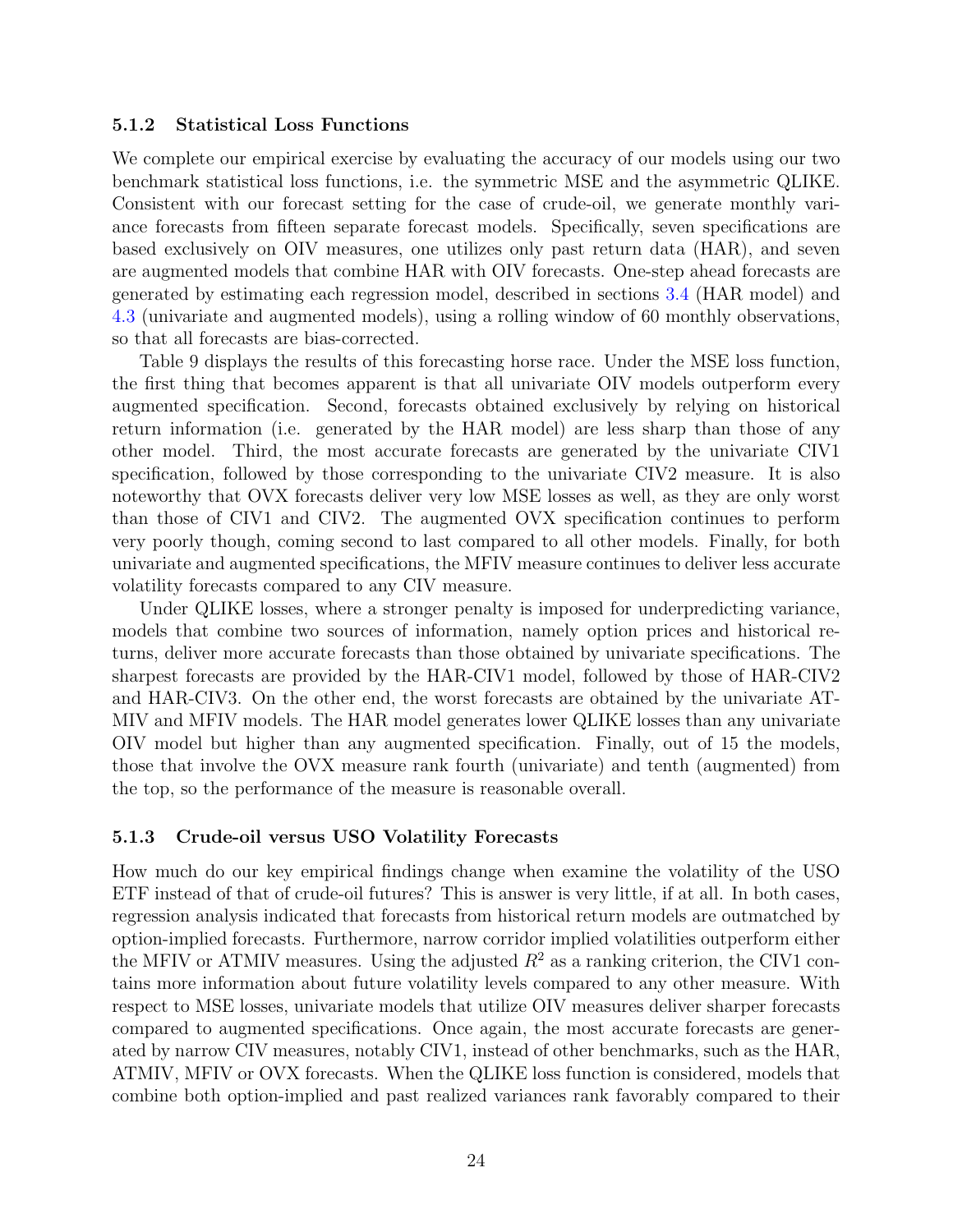#### 5.1.2 Statistical Loss Functions

We complete our empirical exercise by evaluating the accuracy of our models using our two benchmark statistical loss functions, i.e. the symmetric MSE and the asymmetric QLIKE. Consistent with our forecast setting for the case of crude-oil, we generate monthly variance forecasts from fifteen separate forecast models. Specifically, seven specifications are based exclusively on OIV measures, one utilizes only past return data (HAR), and seven are augmented models that combine HAR with OIV forecasts. One-step ahead forecasts are generated by estimating each regression model, described in sections 3.4 (HAR model) and 4.3 (univariate and augmented models), using a rolling window of 60 monthly observations, so that all forecasts are bias-corrected.

Table 9 displays the results of this forecasting horse race. Under the MSE loss function, the first thing that becomes apparent is that all univariate OIV models outperform every augmented specification. Second, forecasts obtained exclusively by relying on historical return information (i.e. generated by the HAR model) are less sharp than those of any other model. Third, the most accurate forecasts are generated by the univariate CIV1 specification, followed by those corresponding to the univariate CIV2 measure. It is also noteworthy that OVX forecasts deliver very low MSE losses as well, as they are only worst than those of CIV1 and CIV2. The augmented OVX specification continues to perform very poorly though, coming second to last compared to all other models. Finally, for both univariate and augmented specifications, the MFIV measure continues to deliver less accurate volatility forecasts compared to any CIV measure.

Under QLIKE losses, where a stronger penalty is imposed for underpredicting variance, models that combine two sources of information, namely option prices and historical returns, deliver more accurate forecasts than those obtained by univariate specifications. The sharpest forecasts are provided by the HAR-CIV1 model, followed by those of HAR-CIV2 and HAR-CIV3. On the other end, the worst forecasts are obtained by the univariate ATMIV and MFIV models. The HAR model generates lower QLIKE losses than any univariate OIV model but higher than any augmented specification. Finally, out of 15 the models, those that involve the OVX measure rank fourth (univariate) and tenth (augmented) from the top, so the performance of the measure is reasonable overall.

#### 5.1.3 Crude-oil versus USO Volatility Forecasts

How much do our key empirical findings change when examine the volatility of the USO ETF instead of that of crude-oil futures? This is answer is very little, if at all. In both cases, regression analysis indicated that forecasts from historical return models are outmatched by option-implied forecasts. Furthermore, narrow corridor implied volatilities outperform either the MFIV or ATMIV measures. Using the adjusted $R^2$ as a ranking criterion, the CIV1 contains more information about future volatility levels compared to any other measure. With respect to MSE losses, univariate models that utilize OIV measures deliver sharper forecasts compared to augmented specifications. Once again, the most accurate forecasts are generated by narrow CIV measures, notably CIV1, instead of other benchmarks, such as the HAR, ATMIV, MFIV or OVX forecasts. When the QLIKE loss function is considered, models that combine both option-implied and past realized variances rank favorably compared to their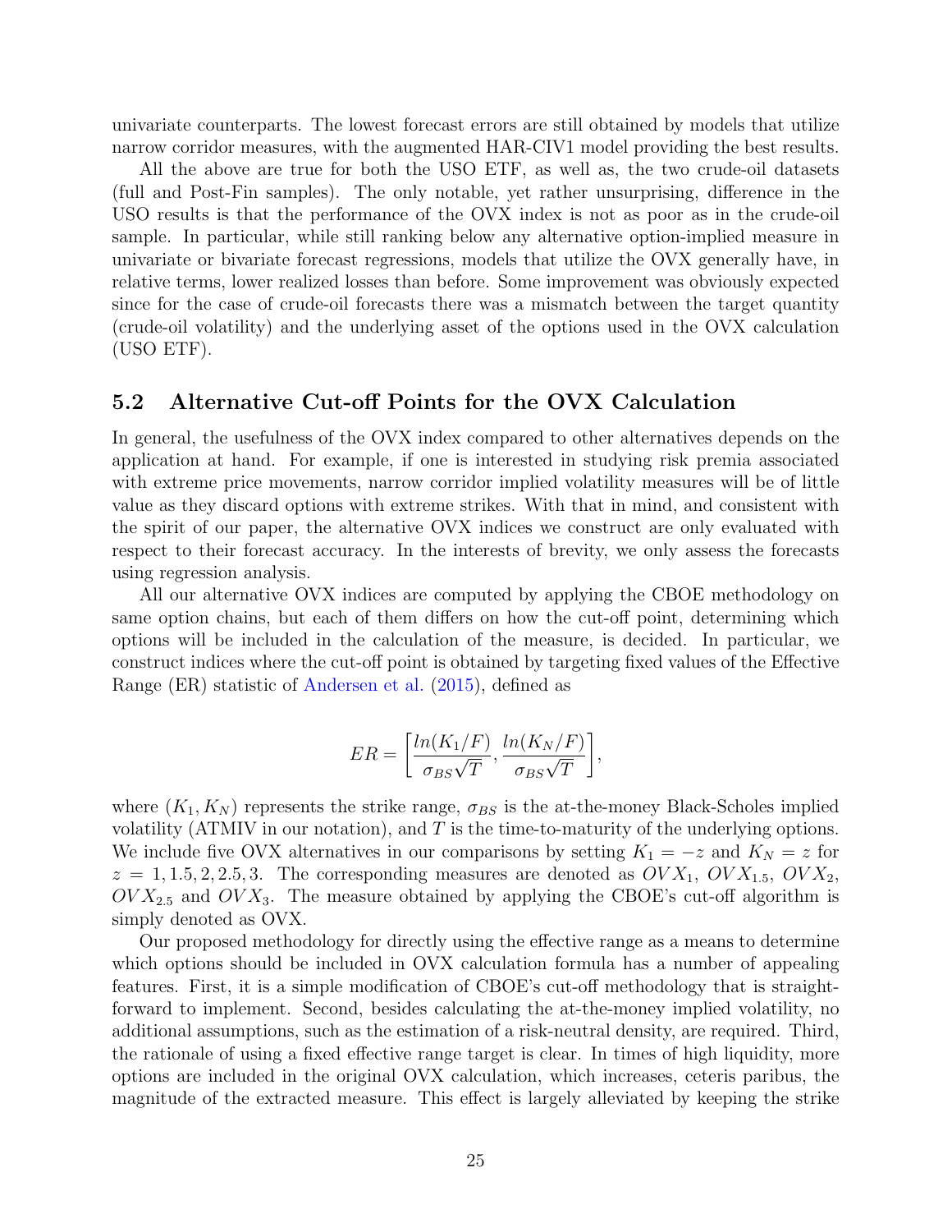univariate counterparts. The lowest forecast errors are still obtained by models that utilize narrow corridor measures, with the augmented HAR-CIV1 model providing the best results.

All the above are true for both the USO ETF, as well as, the two crude-oil datasets (full and Post-Fin samples). The only notable, yet rather unsurprising, difference in the USO results is that the performance of the OVX index is not as poor as in the crude-oil sample. In particular, while still ranking below any alternative option-implied measure in univariate or bivariate forecast regressions, models that utilize the OVX generally have, in relative terms, lower realized losses than before. Some improvement was obviously expected since for the case of crude-oil forecasts there was a mismatch between the target quantity (crude-oil volatility) and the underlying asset of the options used in the OVX calculation (USO ETF).

## 5.2 Alternative Cut-off Points for the OVX Calculation

In general, the usefulness of the OVX index compared to other alternatives depends on the application at hand. For example, if one is interested in studying risk premia associated with extreme price movements, narrow corridor implied volatility measures will be of little value as they discard options with extreme strikes. With that in mind, and consistent with the spirit of our paper, the alternative OVX indices we construct are only evaluated with respect to their forecast accuracy. In the interests of brevity, we only assess the forecasts using regression analysis.

All our alternative OVX indices are computed by applying the CBOE methodology on same option chains, but each of them differs on how the cut-off point, determining which options will be included in the calculation of the measure, is decided. In particular, we construct indices where the cut-off point is obtained by targeting fixed values of the Effective Range (ER) statistic of Andersen et al. (2015), defined as

$$ER = \left[\frac{ln(K_1/F)}{\sigma_{BS}\sqrt{T}}, \frac{ln(K_N/F)}{\sigma_{BS}\sqrt{T}}\right],$$

where $(K_1, K_N)$ represents the strike range, $\sigma_{BS}$ is the at-the-money Black-Scholes implied volatility (ATMIV in our notation), and $T$ is the time-to-maturity of the underlying options. We include five OVX alternatives in our comparisons by setting $K_1 = -z$ and $K_N = z$ for $z = 1, 1.5, 2, 2.5, 3$. The corresponding measures are denoted as $OVX_1$, $OVX_{1.5}$, $OVX_2$, $OVX_{2.5}$ and $OVX_3$. The measure obtained by applying the CBOE's cut-off algorithm is simply denoted as OVX.

Our proposed methodology for directly using the effective range as a means to determine which options should be included in OVX calculation formula has a number of appealing features. First, it is a simple modification of CBOE's cut-off methodology that is straightforward to implement. Second, besides calculating the at-the-money implied volatility, no additional assumptions, such as the estimation of a risk-neutral density, are required. Third, the rationale of using a fixed effective range target is clear. In times of high liquidity, more options are included in the original OVX calculation, which increases, ceteris paribus, the magnitude of the extracted measure. This effect is largely alleviated by keeping the strike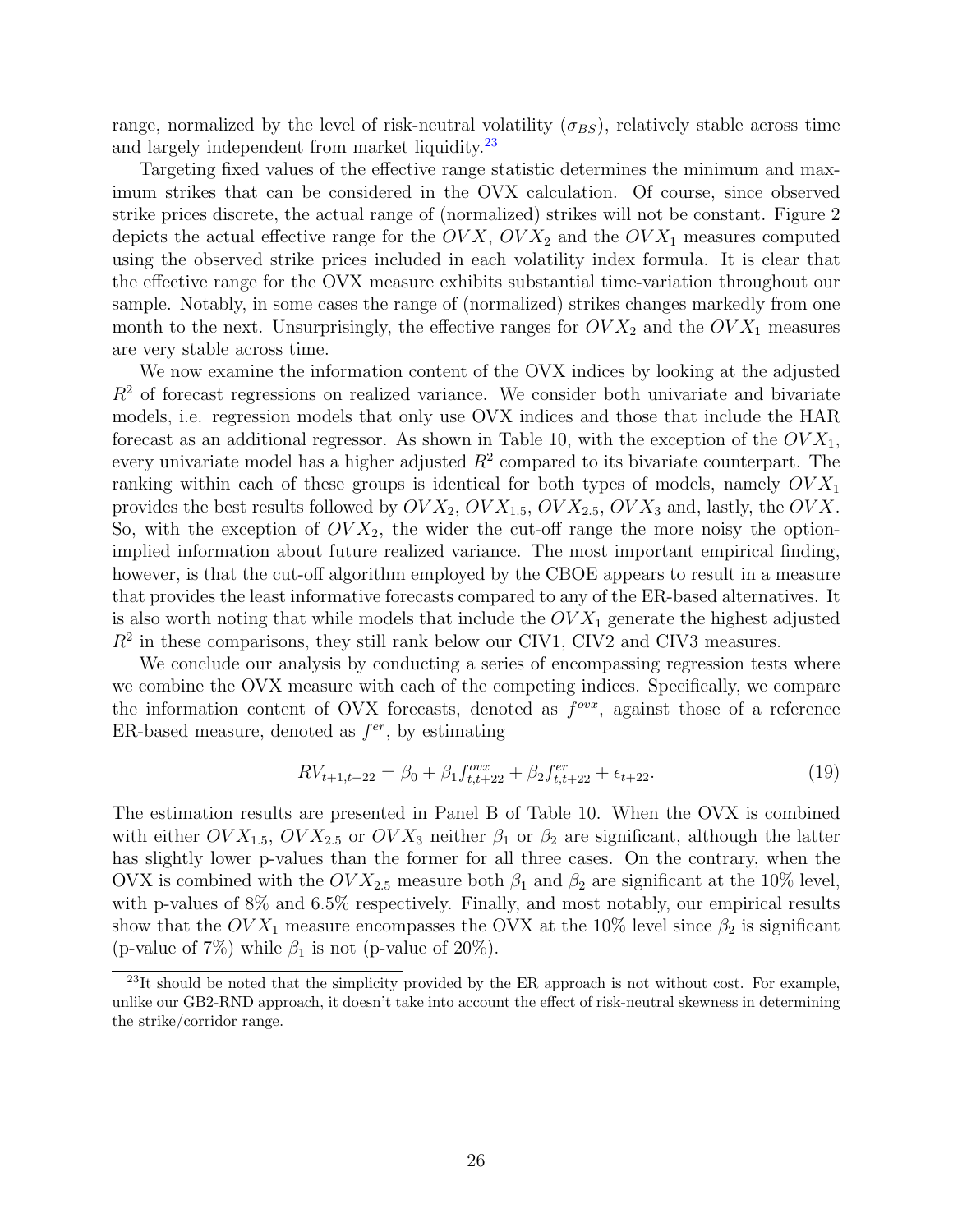range, normalized by the level of risk-neutral volatility ($\sigma_{BS}$), relatively stable across time and largely independent from market liquidity.[23]

Targeting fixed values of the effective range statistic determines the minimum and maximum strikes that can be considered in the OVX calculation. Of course, since observed strike prices discrete, the actual range of (normalized) strikes will not be constant. Figure 2 depicts the actual effective range for the $OVX$, $OVX_2$ and the $OVX_1$ measures computed using the observed strike prices included in each volatility index formula. It is clear that the effective range for the OVX measure exhibits substantial time-variation throughout our sample. Notably, in some cases the range of (normalized) strikes changes markedly from one month to the next. Unsurprisingly, the effective ranges for $OVX_2$ and the $OVX_1$ measures are very stable across time.

We now examine the information content of the OVX indices by looking at the adjusted $R^2$ of forecast regressions on realized variance. We consider both univariate and bivariate models, i.e. regression models that only use OVX indices and those that include the HAR forecast as an additional regressor. As shown in Table 10, with the exception of the $OVX_1$, every univariate model has a higher adjusted $R^2$ compared to its bivariate counterpart. The ranking within each of these groups is identical for both types of models, namely $OVX_1$ provides the best results followed by $OVX_2$, $OVX_{1.5}$, $OVX_{2.5}$, $OVX_3$ and, lastly, the $OVX$. So, with the exception of $OVX_2$, the wider the cut-off range the more noisy the option-implied information about future realized variance. The most important empirical finding, however, is that the cut-off algorithm employed by the CBOE appears to result in a measure that provides the least informative forecasts compared to any of the ER-based alternatives. It is also worth noting that while models that include the $OVX_1$ generate the highest adjusted $R^2$ in these comparisons, they still rank below our CIV1, CIV2 and CIV3 measures.

We conclude our analysis by conducting a series of encompassing regression tests where we combine the OVX measure with each of the competing indices. Specifically, we compare the information content of OVX forecasts, denoted as $f^{ovx}$, against those of a reference ER-based measure, denoted as $f^{er}$, by estimating

$$RV_{t+1,t+22} = \beta_0 + \beta_1 f^{ovx}_{t,t+22} + \beta_2 f^{er}_{t,t+22} + \epsilon_{t+22}. \tag{19}$$

The estimation results are presented in Panel B of Table 10. When the OVX is combined with either $OVX_{1.5}$, $OVX_{2.5}$ or $OVX_3$ neither $\beta_1$ or $\beta_2$ are significant, although the latter has slightly lower p-values than the former for all three cases. On the contrary, when the OVX is combined with the $OVX_{2.5}$ measure both $\beta_1$ and $\beta_2$ are significant at the 10% level, with p-values of 8% and 6.5% respectively. Finally, and most notably, our empirical results show that the $OVX_1$ measure encompasses the OVX at the 10% level since $\beta_2$ is significant (p-value of 7%) while $\beta_1$ is not (p-value of 20%).

[23] It should be noted that the simplicity provided by the ER approach is not without cost. For example, unlike our GB2-RND approach, it doesn't take into account the effect of risk-neutral skewness in determining the strike/corridor range.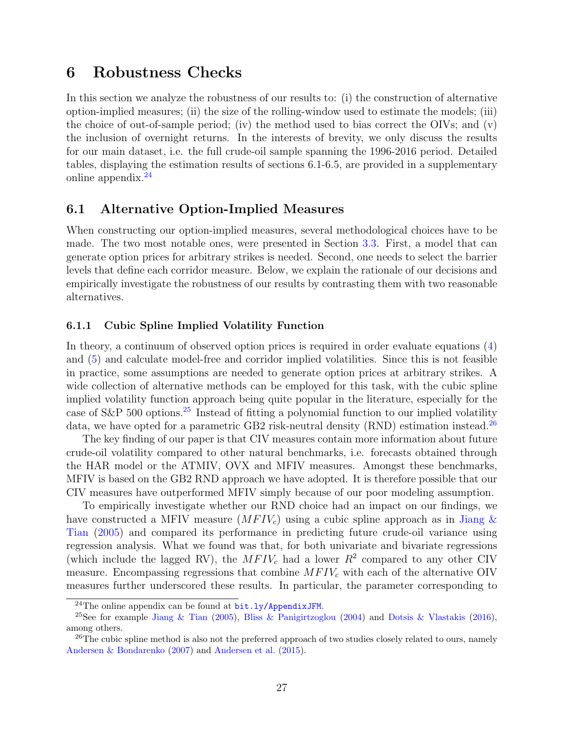# 6 Robustness Checks

In this section we analyze the robustness of our results to: (i) the construction of alternative option-implied measures; (ii) the size of the rolling-window used to estimate the models; (iii) the choice of out-of-sample period; (iv) the method used to bias correct the OIVs; and (v) the inclusion of overnight returns. In the interests of brevity, we only discuss the results for our main dataset, i.e. the full crude-oil sample spanning the 1996-2016 period. Detailed tables, displaying the estimation results of sections 6.1-6.5, are provided in a supplementary online appendix.[24]

## 6.1 Alternative Option-Implied Measures

When constructing our option-implied measures, several methodological choices have to be made. The two most notable ones, were presented in Section 3.3. First, a model that can generate option prices for arbitrary strikes is needed. Second, one needs to select the barrier levels that define each corridor measure. Below, we explain the rationale of our decisions and empirically investigate the robustness of our results by contrasting them with two reasonable alternatives.

### 6.1.1 Cubic Spline Implied Volatility Function

In theory, a continuum of observed option prices is required in order evaluate equations (4) and (5) and calculate model-free and corridor implied volatilities. Since this is not feasible in practice, some assumptions are needed to generate option prices at arbitrary strikes. A wide collection of alternative methods can be employed for this task, with the cubic spline implied volatility function approach being quite popular in the literature, especially for the case of S&P 500 options.[25] Instead of fitting a polynomial function to our implied volatility data, we have opted for a parametric GB2 risk-neutral density (RND) estimation instead.[26]

The key finding of our paper is that CIV measures contain more information about future crude-oil volatility compared to other natural benchmarks, i.e. forecasts obtained through the HAR model or the ATMIV, OVX and MFIV measures. Amongst these benchmarks, MFIV is based on the GB2 RND approach we have adopted. It is therefore possible that our CIV measures have outperformed MFIV simply because of our poor modeling assumption.

To empirically investigate whether our RND choice had an impact on our findings, we have constructed a MFIV measure ($MFIV_c$) using a cubic spline approach as in Jiang & Tian (2005) and compared its performance in predicting future crude-oil variance using regression analysis. What we found was that, for both univariate and bivariate regressions (which include the lagged RV), the $MFIV_c$ had a lower $R^2$ compared to any other CIV measure. Encompassing regressions that combine $MFIV_c$ with each of the alternative OIV measures further underscored these results. In particular, the parameter corresponding to

[24] The online appendix can be found at bit.ly/AppendixJFM.

[25] See for example Jiang & Tian (2005), Bliss & Panigirtzoglou (2004) and Dotsis & Vlastakis (2016), among others.

[26] The cubic spline method is also not the preferred approach of two studies closely related to ours, namely Andersen & Bondarenko (2007) and Andersen et al. (2015).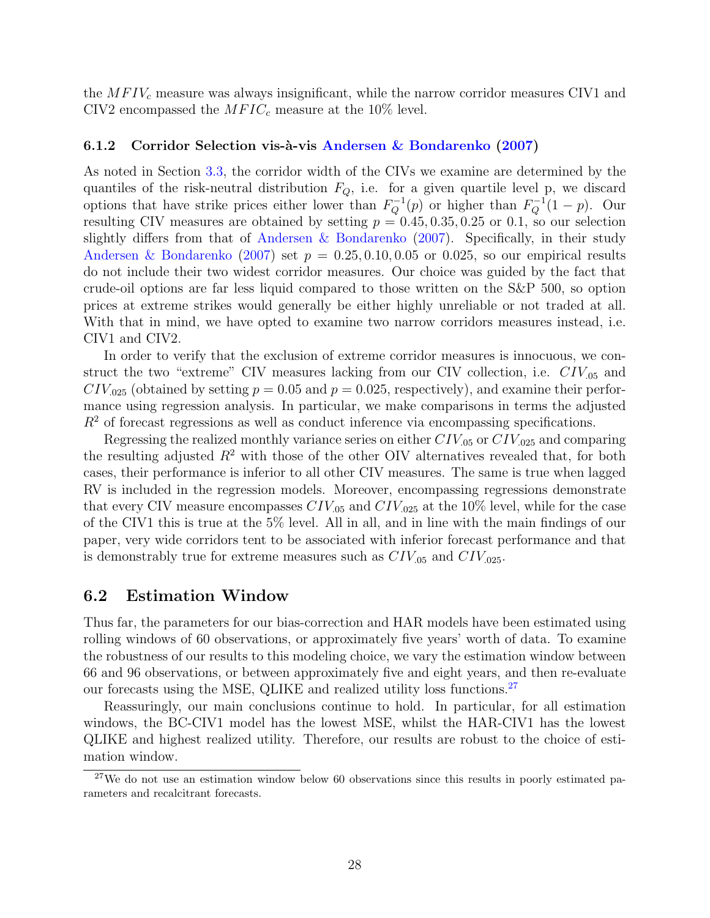the $MFIV_c$ measure was always insignificant, while the narrow corridor measures CIV1 and CIV2 encompassed the $MFIC_c$ measure at the 10% level.

### 6.1.2 Corridor Selection vis-à-vis Andersen & Bondarenko (2007)

As noted in Section 3.3, the corridor width of the CIVs we examine are determined by the quantiles of the risk-neutral distribution $F_Q$, i.e. for a given quartile level p, we discard options that have strike prices either lower than $F_Q^{-1}(p)$ or higher than $F_Q^{-1}(1-p)$. Our resulting CIV measures are obtained by setting $p = 0.45, 0.35, 0.25$ or $0.1$, so our selection slightly differs from that of Andersen & Bondarenko (2007). Specifically, in their study Andersen & Bondarenko (2007) set $p = 0.25, 0.10, 0.05$ or $0.025$, so our empirical results do not include their two widest corridor measures. Our choice was guided by the fact that crude-oil options are far less liquid compared to those written on the S&P 500, so option prices at extreme strikes would generally be either highly unreliable or not traded at all. With that in mind, we have opted to examine two narrow corridors measures instead, i.e. CIV1 and CIV2.

In order to verify that the exclusion of extreme corridor measures is innocuous, we construct the two "extreme" CIV measures lacking from our CIV collection, i.e. $CIV_{.05}$ and $CIV_{.025}$ (obtained by setting $p = 0.05$ and $p = 0.025$, respectively), and examine their performance using regression analysis. In particular, we make comparisons in terms the adjusted $R^2$ of forecast regressions as well as conduct inference via encompassing specifications.

Regressing the realized monthly variance series on either $CIV_{.05}$ or $CIV_{.025}$ and comparing the resulting adjusted $R^2$ with those of the other OIV alternatives revealed that, for both cases, their performance is inferior to all other CIV measures. The same is true when lagged RV is included in the regression models. Moreover, encompassing regressions demonstrate that every CIV measure encompasses $CIV_{.05}$ and $CIV_{.025}$ at the 10% level, while for the case of the CIV1 this is true at the 5% level. All in all, and in line with the main findings of our paper, very wide corridors tent to be associated with inferior forecast performance and that is demonstrably true for extreme measures such as $CIV_{.05}$ and $CIV_{.025}$.

## 6.2 Estimation Window

Thus far, the parameters for our bias-correction and HAR models have been estimated using rolling windows of 60 observations, or approximately five years' worth of data. To examine the robustness of our results to this modeling choice, we vary the estimation window between 66 and 96 observations, or between approximately five and eight years, and then re-evaluate our forecasts using the MSE, QLIKE and realized utility loss functions.[27]

Reassuringly, our main conclusions continue to hold. In particular, for all estimation windows, the BC-CIV1 model has the lowest MSE, whilst the HAR-CIV1 has the lowest QLIKE and highest realized utility. Therefore, our results are robust to the choice of estimation window.

[27] We do not use an estimation window below 60 observations since this results in poorly estimated parameters and recalcitrant forecasts.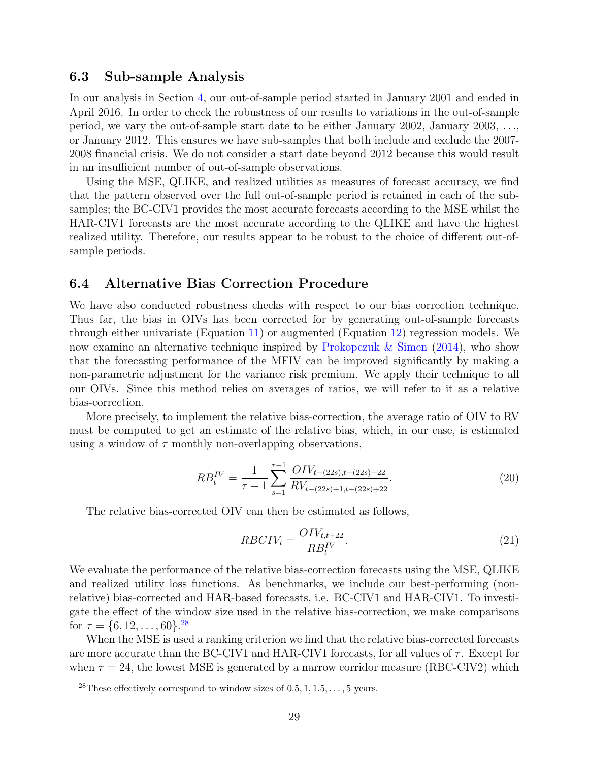### 6.3 Sub-sample Analysis

In our analysis in Section 4, our out-of-sample period started in January 2001 and ended in April 2016. In order to check the robustness of our results to variations in the out-of-sample period, we vary the out-of-sample start date to be either January 2002, January 2003, ..., or January 2012. This ensures we have sub-samples that both include and exclude the 2007-2008 financial crisis. We do not consider a start date beyond 2012 because this would result in an insufficient number of out-of-sample observations.

Using the MSE, QLIKE, and realized utilities as measures of forecast accuracy, we find that the pattern observed over the full out-of-sample period is retained in each of the sub-samples; the BC-CIV1 provides the most accurate forecasts according to the MSE whilst the HAR-CIV1 forecasts are the most accurate according to the QLIKE and have the highest realized utility. Therefore, our results appear to be robust to the choice of different out-of-sample periods.

### 6.4 Alternative Bias Correction Procedure

We have also conducted robustness checks with respect to our bias correction technique. Thus far, the bias in OIVs has been corrected for by generating out-of-sample forecasts through either univariate (Equation 11) or augmented (Equation 12) regression models. We now examine an alternative technique inspired by Prokopczuk & Simen (2014), who show that the forecasting performance of the MFIV can be improved significantly by making a non-parametric adjustment for the variance risk premium. We apply their technique to all our OIVs. Since this method relies on averages of ratios, we will refer to it as a relative bias-correction.

More precisely, to implement the relative bias-correction, the average ratio of OIV to RV must be computed to get an estimate of the relative bias, which, in our case, is estimated using a window of $\tau$ monthly non-overlapping observations,

$$RB_t^{IV} = \frac{1}{\tau - 1} \sum_{s=1}^{\tau-1} \frac{OIV_{t-(22s),t-(22s)+22}}{RV_{t-(22s)+1,t-(22s)+22}}. \tag{20}$$

The relative bias-corrected OIV can then be estimated as follows,

$$RBCIV_t = \frac{OIV_{t,t+22}}{RB_t^{IV}}. \tag{21}$$

We evaluate the performance of the relative bias-correction forecasts using the MSE, QLIKE and realized utility loss functions. As benchmarks, we include our best-performing (non-relative) bias-corrected and HAR-based forecasts, i.e. BC-CIV1 and HAR-CIV1. To investigate the effect of the window size used in the relative bias-correction, we make comparisons for $\tau = \{6, 12, \ldots, 60\}$.[28]

When the MSE is used a ranking criterion we find that the relative bias-corrected forecasts are more accurate than the BC-CIV1 and HAR-CIV1 forecasts, for all values of $\tau$. Except for when $\tau = 24$, the lowest MSE is generated by a narrow corridor measure (RBC-CIV2) which

[28] These effectively correspond to window sizes of $0.5, 1, 1.5, \ldots, 5$ years.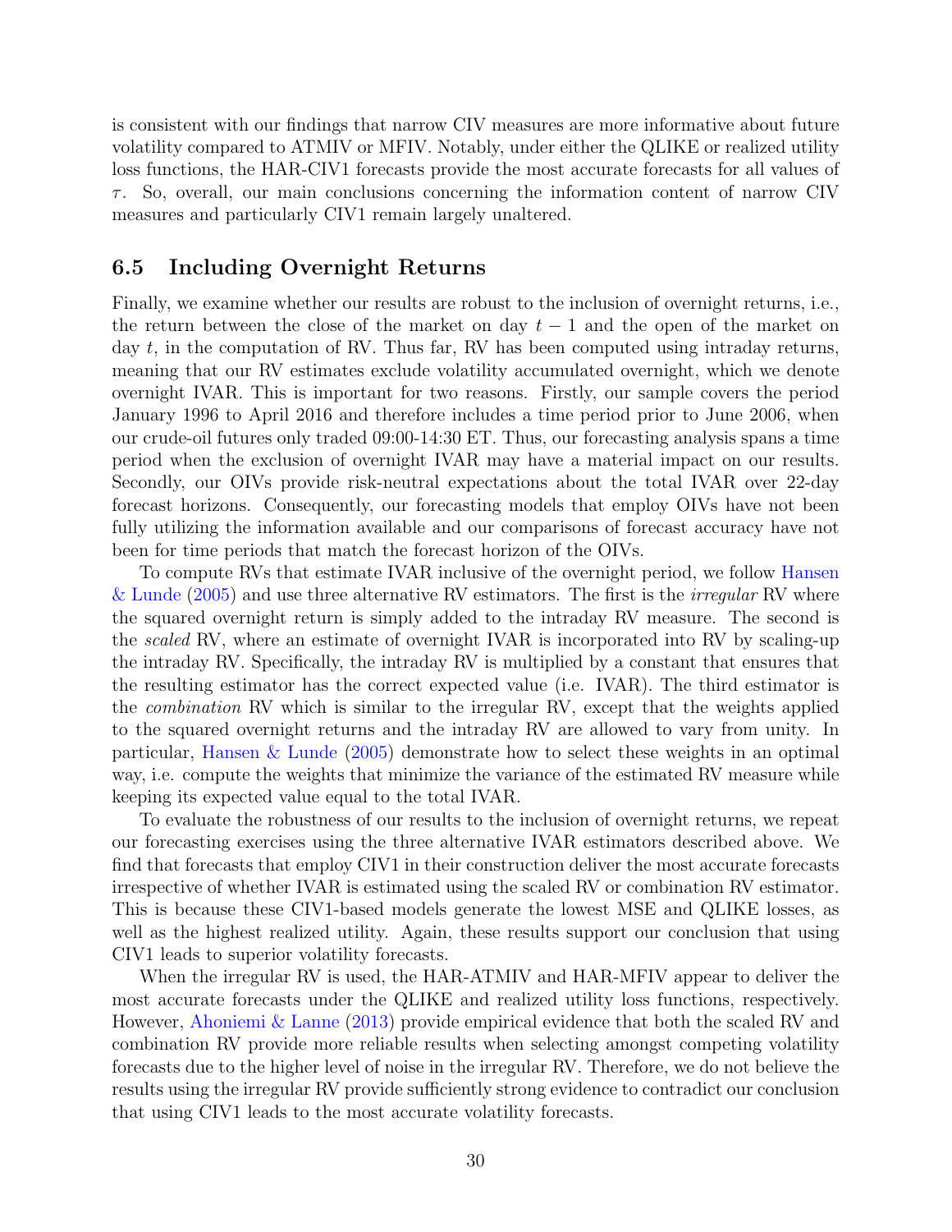is consistent with our findings that narrow CIV measures are more informative about future volatility compared to ATMIV or MFIV. Notably, under either the QLIKE or realized utility loss functions, the HAR-CIV1 forecasts provide the most accurate forecasts for all values of $\tau$. So, overall, our main conclusions concerning the information content of narrow CIV measures and particularly CIV1 remain largely unaltered.

### 6.5 Including Overnight Returns

Finally, we examine whether our results are robust to the inclusion of overnight returns, i.e., the return between the close of the market on day $t-1$ and the open of the market on day $t$, in the computation of RV. Thus far, RV has been computed using intraday returns, meaning that our RV estimates exclude volatility accumulated overnight, which we denote overnight IVAR. This is important for two reasons. Firstly, our sample covers the period January 1996 to April 2016 and therefore includes a time period prior to June 2006, when our crude-oil futures only traded 09:00-14:30 ET. Thus, our forecasting analysis spans a time period when the exclusion of overnight IVAR may have a material impact on our results. Secondly, our OIVs provide risk-neutral expectations about the total IVAR over 22-day forecast horizons. Consequently, our forecasting models that employ OIVs have not been fully utilizing the information available and our comparisons of forecast accuracy have not been for time periods that match the forecast horizon of the OIVs.

To compute RVs that estimate IVAR inclusive of the overnight period, we follow Hansen & Lunde (2005) and use three alternative RV estimators. The first is the *irregular* RV where the squared overnight return is simply added to the intraday RV measure. The second is the *scaled* RV, where an estimate of overnight IVAR is incorporated into RV by scaling-up the intraday RV. Specifically, the intraday RV is multiplied by a constant that ensures that the resulting estimator has the correct expected value (i.e. IVAR). The third estimator is the *combination* RV which is similar to the irregular RV, except that the weights applied to the squared overnight returns and the intraday RV are allowed to vary from unity. In particular, Hansen & Lunde (2005) demonstrate how to select these weights in an optimal way, i.e. compute the weights that minimize the variance of the estimated RV measure while keeping its expected value equal to the total IVAR.

To evaluate the robustness of our results to the inclusion of overnight returns, we repeat our forecasting exercises using the three alternative IVAR estimators described above. We find that forecasts that employ CIV1 in their construction deliver the most accurate forecasts irrespective of whether IVAR is estimated using the scaled RV or combination RV estimator. This is because these CIV1-based models generate the lowest MSE and QLIKE losses, as well as the highest realized utility. Again, these results support our conclusion that using CIV1 leads to superior volatility forecasts.

When the irregular RV is used, the HAR-ATMIV and HAR-MFIV appear to deliver the most accurate forecasts under the QLIKE and realized utility loss functions, respectively. However, Ahoniemi & Lanne (2013) provide empirical evidence that both the scaled RV and combination RV provide more reliable results when selecting amongst competing volatility forecasts due to the higher level of noise in the irregular RV. Therefore, we do not believe the results using the irregular RV provide sufficiently strong evidence to contradict our conclusion that using CIV1 leads to the most accurate volatility forecasts.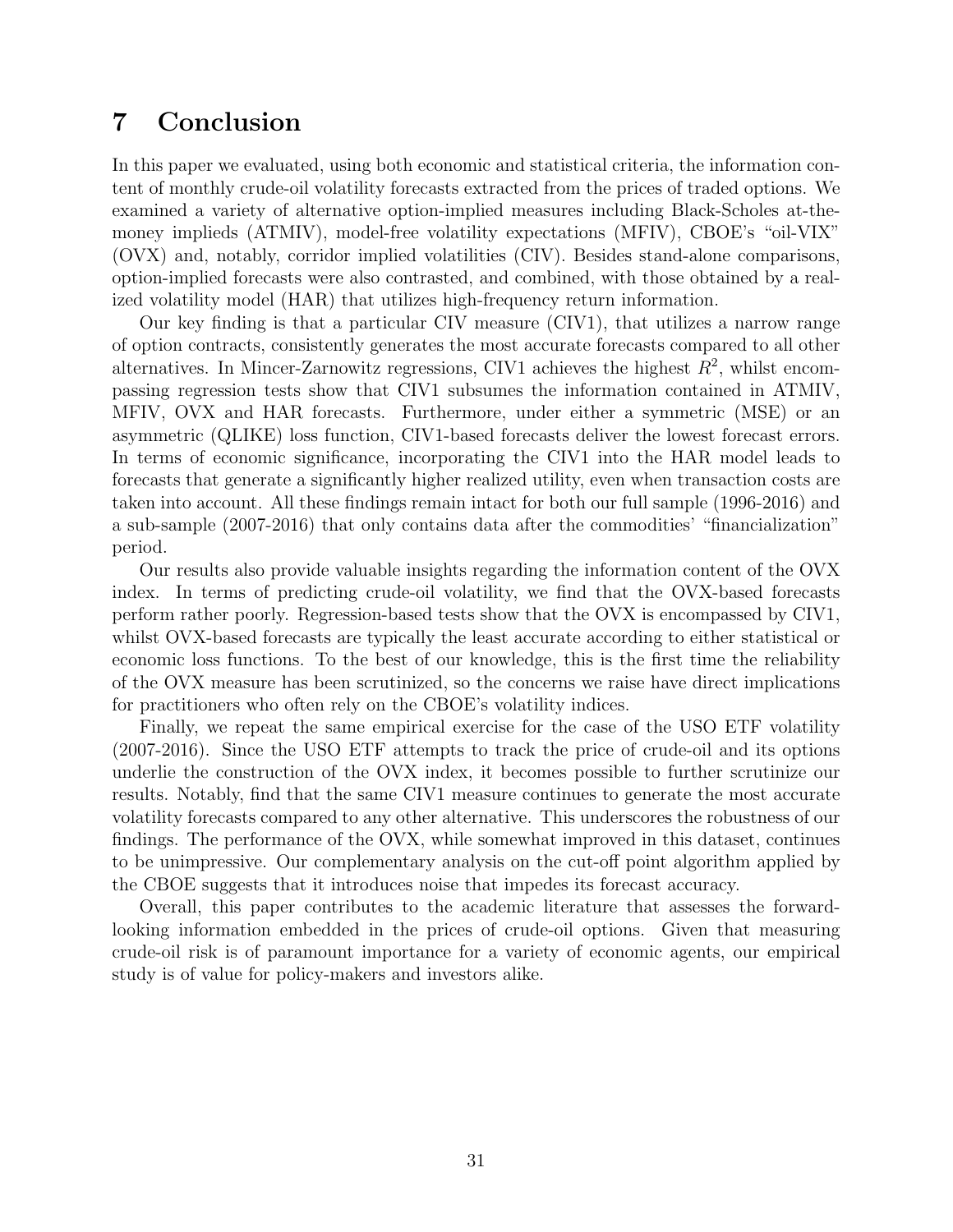# 7 Conclusion

In this paper we evaluated, using both economic and statistical criteria, the information content of monthly crude-oil volatility forecasts extracted from the prices of traded options. We examined a variety of alternative option-implied measures including Black-Scholes at-the-money implieds (ATMIV), model-free volatility expectations (MFIV), CBOE's "oil-VIX" (OVX) and, notably, corridor implied volatilities (CIV). Besides stand-alone comparisons, option-implied forecasts were also contrasted, and combined, with those obtained by a realized volatility model (HAR) that utilizes high-frequency return information.

Our key finding is that a particular CIV measure (CIV1), that utilizes a narrow range of option contracts, consistently generates the most accurate forecasts compared to all other alternatives. In Mincer-Zarnowitz regressions, CIV1 achieves the highest $R^2$, whilst encompassing regression tests show that CIV1 subsumes the information contained in ATMIV, MFIV, OVX and HAR forecasts. Furthermore, under either a symmetric (MSE) or an asymmetric (QLIKE) loss function, CIV1-based forecasts deliver the lowest forecast errors. In terms of economic significance, incorporating the CIV1 into the HAR model leads to forecasts that generate a significantly higher realized utility, even when transaction costs are taken into account. All these findings remain intact for both our full sample (1996-2016) and a sub-sample (2007-2016) that only contains data after the commodities' "financialization" period.

Our results also provide valuable insights regarding the information content of the OVX index. In terms of predicting crude-oil volatility, we find that the OVX-based forecasts perform rather poorly. Regression-based tests show that the OVX is encompassed by CIV1, whilst OVX-based forecasts are typically the least accurate according to either statistical or economic loss functions. To the best of our knowledge, this is the first time the reliability of the OVX measure has been scrutinized, so the concerns we raise have direct implications for practitioners who often rely on the CBOE's volatility indices.

Finally, we repeat the same empirical exercise for the case of the USO ETF volatility (2007-2016). Since the USO ETF attempts to track the price of crude-oil and its options underlie the construction of the OVX index, it becomes possible to further scrutinize our results. Notably, find that the same CIV1 measure continues to generate the most accurate volatility forecasts compared to any other alternative. This underscores the robustness of our findings. The performance of the OVX, while somewhat improved in this dataset, continues to be unimpressive. Our complementary analysis on the cut-off point algorithm applied by the CBOE suggests that it introduces noise that impedes its forecast accuracy.

Overall, this paper contributes to the academic literature that assesses the forward-looking information embedded in the prices of crude-oil options. Given that measuring crude-oil risk is of paramount importance for a variety of economic agents, our empirical study is of value for policy-makers and investors alike.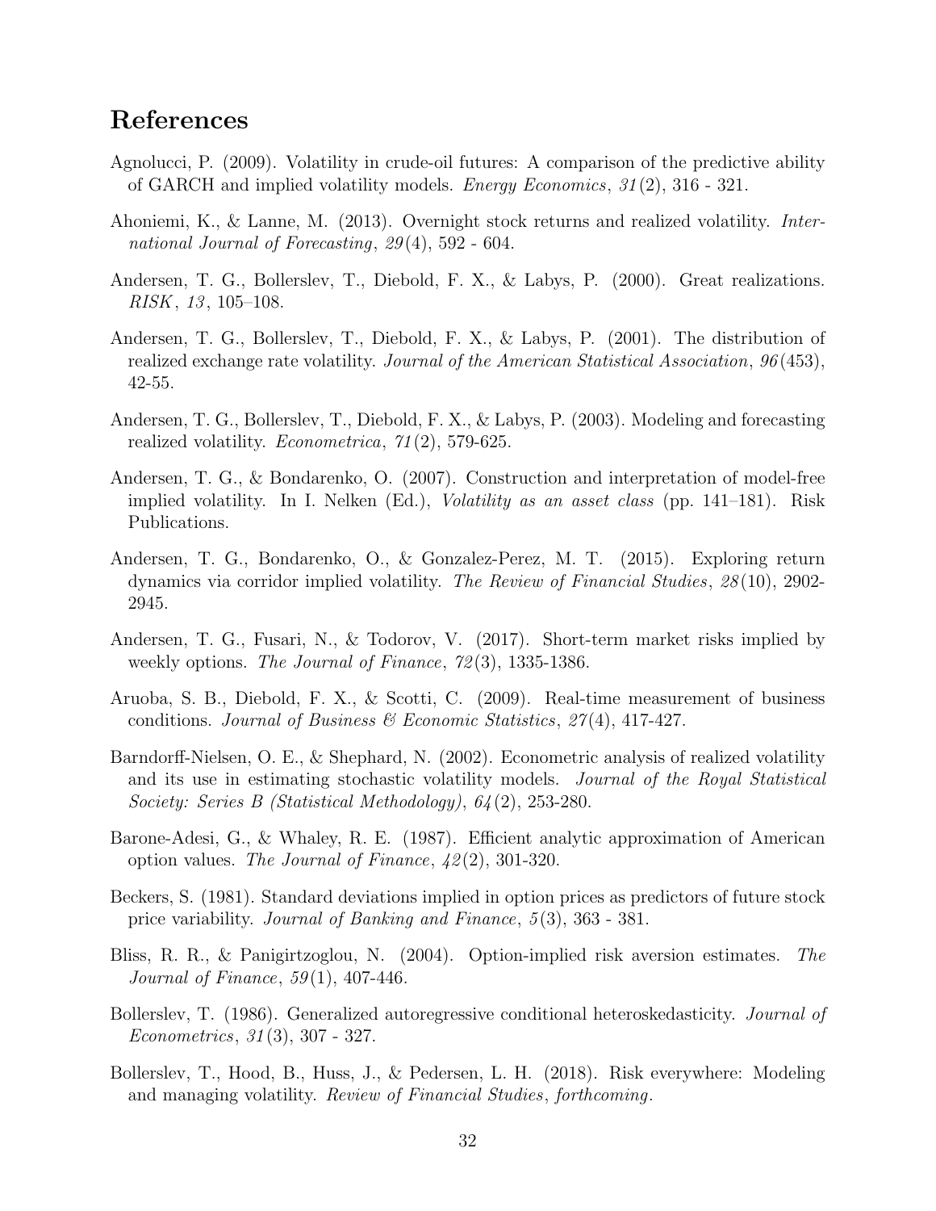# References

Agnolucci, P. (2009). Volatility in crude-oil futures: A comparison of the predictive ability of GARCH and implied volatility models. *Energy Economics*, *31*(2), 316 - 321.

Ahoniemi, K., & Lanne, M. (2013). Overnight stock returns and realized volatility. *International Journal of Forecasting*, *29*(4), 592 - 604.

Andersen, T. G., Bollerslev, T., Diebold, F. X., & Labys, P. (2000). Great realizations. *RISK*, *13*, 105–108.

Andersen, T. G., Bollerslev, T., Diebold, F. X., & Labys, P. (2001). The distribution of realized exchange rate volatility. *Journal of the American Statistical Association*, *96*(453), 42-55.

Andersen, T. G., Bollerslev, T., Diebold, F. X., & Labys, P. (2003). Modeling and forecasting realized volatility. *Econometrica*, *71*(2), 579-625.

Andersen, T. G., & Bondarenko, O. (2007). Construction and interpretation of model-free implied volatility. In I. Nelken (Ed.), *Volatility as an asset class* (pp. 141–181). Risk Publications.

Andersen, T. G., Bondarenko, O., & Gonzalez-Perez, M. T. (2015). Exploring return dynamics via corridor implied volatility. *The Review of Financial Studies*, *28*(10), 2902-2945.

Andersen, T. G., Fusari, N., & Todorov, V. (2017). Short-term market risks implied by weekly options. *The Journal of Finance*, *72*(3), 1335-1386.

Aruoba, S. B., Diebold, F. X., & Scotti, C. (2009). Real-time measurement of business conditions. *Journal of Business & Economic Statistics*, *27*(4), 417-427.

Barndorff-Nielsen, O. E., & Shephard, N. (2002). Econometric analysis of realized volatility and its use in estimating stochastic volatility models. *Journal of the Royal Statistical Society: Series B (Statistical Methodology)*, *64*(2), 253-280.

Barone-Adesi, G., & Whaley, R. E. (1987). Efficient analytic approximation of American option values. *The Journal of Finance*, *42*(2), 301-320.

Beckers, S. (1981). Standard deviations implied in option prices as predictors of future stock price variability. *Journal of Banking and Finance*, *5*(3), 363 - 381.

Bliss, R. R., & Panigirtzoglou, N. (2004). Option-implied risk aversion estimates. *The Journal of Finance*, *59*(1), 407-446.

Bollerslev, T. (1986). Generalized autoregressive conditional heteroskedasticity. *Journal of Econometrics*, *31*(3), 307 - 327.

Bollerslev, T., Hood, B., Huss, J., & Pedersen, L. H. (2018). Risk everywhere: Modeling and managing volatility. *Review of Financial Studies*, *forthcoming*.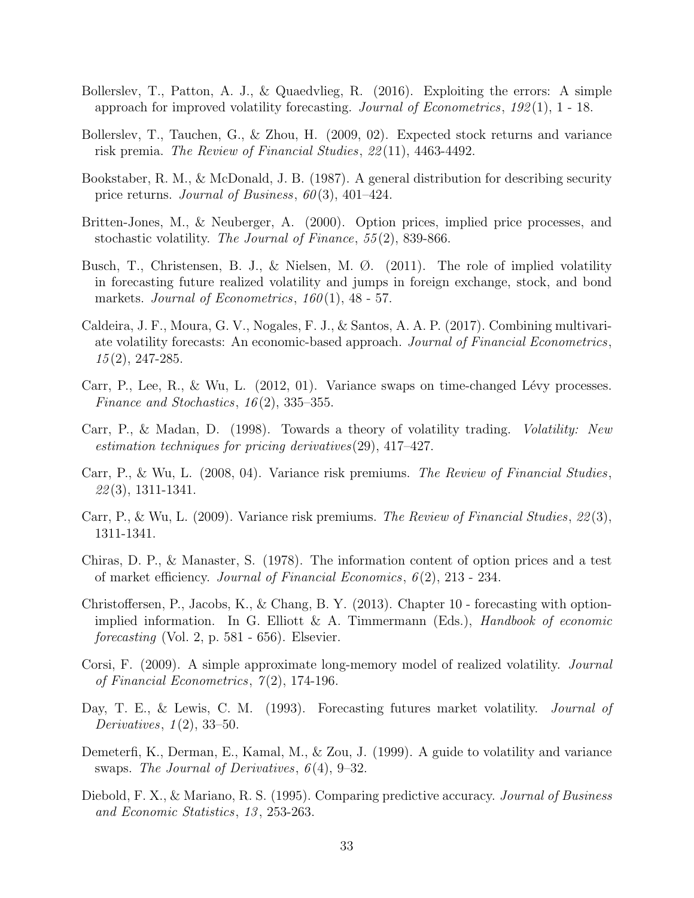Bollerslev, T., Patton, A. J., & Quaedvlieg, R. (2016). Exploiting the errors: A simple approach for improved volatility forecasting. *Journal of Econometrics*, *192*(1), 1 - 18.

Bollerslev, T., Tauchen, G., & Zhou, H. (2009, 02). Expected stock returns and variance risk premia. *The Review of Financial Studies*, *22*(11), 4463-4492.

Bookstaber, R. M., & McDonald, J. B. (1987). A general distribution for describing security price returns. *Journal of Business*, *60*(3), 401–424.

Britten-Jones, M., & Neuberger, A. (2000). Option prices, implied price processes, and stochastic volatility. *The Journal of Finance*, *55*(2), 839-866.

Busch, T., Christensen, B. J., & Nielsen, M. Ø. (2011). The role of implied volatility in forecasting future realized volatility and jumps in foreign exchange, stock, and bond markets. *Journal of Econometrics*, *160*(1), 48 - 57.

Caldeira, J. F., Moura, G. V., Nogales, F. J., & Santos, A. A. P. (2017). Combining multivariate volatility forecasts: An economic-based approach. *Journal of Financial Econometrics*, *15*(2), 247-285.

Carr, P., Lee, R., & Wu, L. (2012, 01). Variance swaps on time-changed Lévy processes. *Finance and Stochastics*, *16*(2), 335–355.

Carr, P., & Madan, D. (1998). Towards a theory of volatility trading. *Volatility: New estimation techniques for pricing derivatives*(29), 417–427.

Carr, P., & Wu, L. (2008, 04). Variance risk premiums. *The Review of Financial Studies*, *22*(3), 1311-1341.

Carr, P., & Wu, L. (2009). Variance risk premiums. *The Review of Financial Studies*, *22*(3), 1311-1341.

Chiras, D. P., & Manaster, S. (1978). The information content of option prices and a test of market efficiency. *Journal of Financial Economics*, *6*(2), 213 - 234.

Christoffersen, P., Jacobs, K., & Chang, B. Y. (2013). Chapter 10 - forecasting with option-implied information. In G. Elliott & A. Timmermann (Eds.), *Handbook of economic forecasting* (Vol. 2, p. 581 - 656). Elsevier.

Corsi, F. (2009). A simple approximate long-memory model of realized volatility. *Journal of Financial Econometrics*, *7*(2), 174-196.

Day, T. E., & Lewis, C. M. (1993). Forecasting futures market volatility. *Journal of Derivatives*, *1*(2), 33–50.

Demeterfi, K., Derman, E., Kamal, M., & Zou, J. (1999). A guide to volatility and variance swaps. *The Journal of Derivatives*, *6*(4), 9–32.

Diebold, F. X., & Mariano, R. S. (1995). Comparing predictive accuracy. *Journal of Business and Economic Statistics*, *13*, 253-263.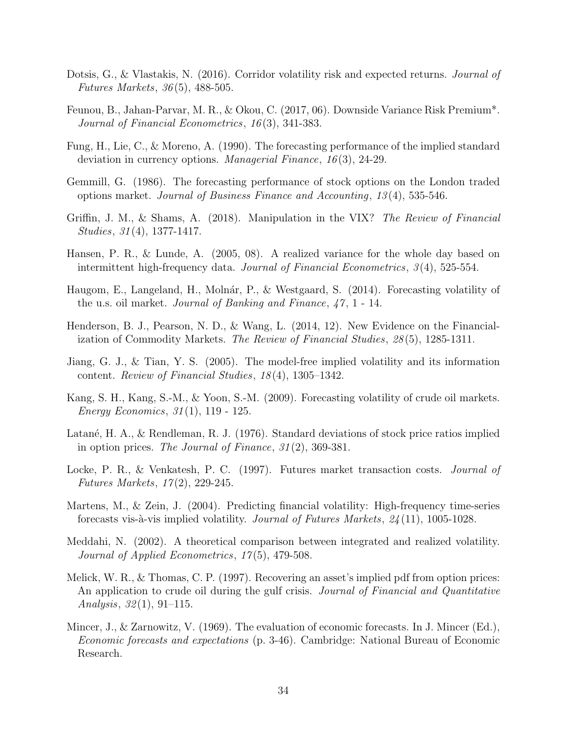Dotsis, G., & Vlastakis, N. (2016). Corridor volatility risk and expected returns. *Journal of Futures Markets*, *36*(5), 488-505.

Feunou, B., Jahan-Parvar, M. R., & Okou, C. (2017, 06). Downside Variance Risk Premium*. *Journal of Financial Econometrics*, *16*(3), 341-383.

Fung, H., Lie, C., & Moreno, A. (1990). The forecasting performance of the implied standard deviation in currency options. *Managerial Finance*, *16*(3), 24-29.

Gemmill, G. (1986). The forecasting performance of stock options on the London traded options market. *Journal of Business Finance and Accounting*, *13*(4), 535-546.

Griffin, J. M., & Shams, A. (2018). Manipulation in the VIX? *The Review of Financial Studies*, *31*(4), 1377-1417.

Hansen, P. R., & Lunde, A. (2005, 08). A realized variance for the whole day based on intermittent high-frequency data. *Journal of Financial Econometrics*, *3*(4), 525-554.

Haugom, E., Langeland, H., Molnár, P., & Westgaard, S. (2014). Forecasting volatility of the u.s. oil market. *Journal of Banking and Finance*, *47*, 1 - 14.

Henderson, B. J., Pearson, N. D., & Wang, L. (2014, 12). New Evidence on the Financialization of Commodity Markets. *The Review of Financial Studies*, *28*(5), 1285-1311.

Jiang, G. J., & Tian, Y. S. (2005). The model-free implied volatility and its information content. *Review of Financial Studies*, *18*(4), 1305–1342.

Kang, S. H., Kang, S.-M., & Yoon, S.-M. (2009). Forecasting volatility of crude oil markets. *Energy Economics*, *31*(1), 119 - 125.

Latané, H. A., & Rendleman, R. J. (1976). Standard deviations of stock price ratios implied in option prices. *The Journal of Finance*, *31*(2), 369-381.

Locke, P. R., & Venkatesh, P. C. (1997). Futures market transaction costs. *Journal of Futures Markets*, *17*(2), 229-245.

Martens, M., & Zein, J. (2004). Predicting financial volatility: High-frequency time-series forecasts vis-à-vis implied volatility. *Journal of Futures Markets*, *24*(11), 1005-1028.

Meddahi, N. (2002). A theoretical comparison between integrated and realized volatility. *Journal of Applied Econometrics*, *17*(5), 479-508.

Melick, W. R., & Thomas, C. P. (1997). Recovering an asset's implied pdf from option prices: An application to crude oil during the gulf crisis. *Journal of Financial and Quantitative Analysis*, *32*(1), 91–115.

Mincer, J., & Zarnowitz, V. (1969). The evaluation of economic forecasts. In J. Mincer (Ed.), *Economic forecasts and expectations* (p. 3-46). Cambridge: National Bureau of Economic Research.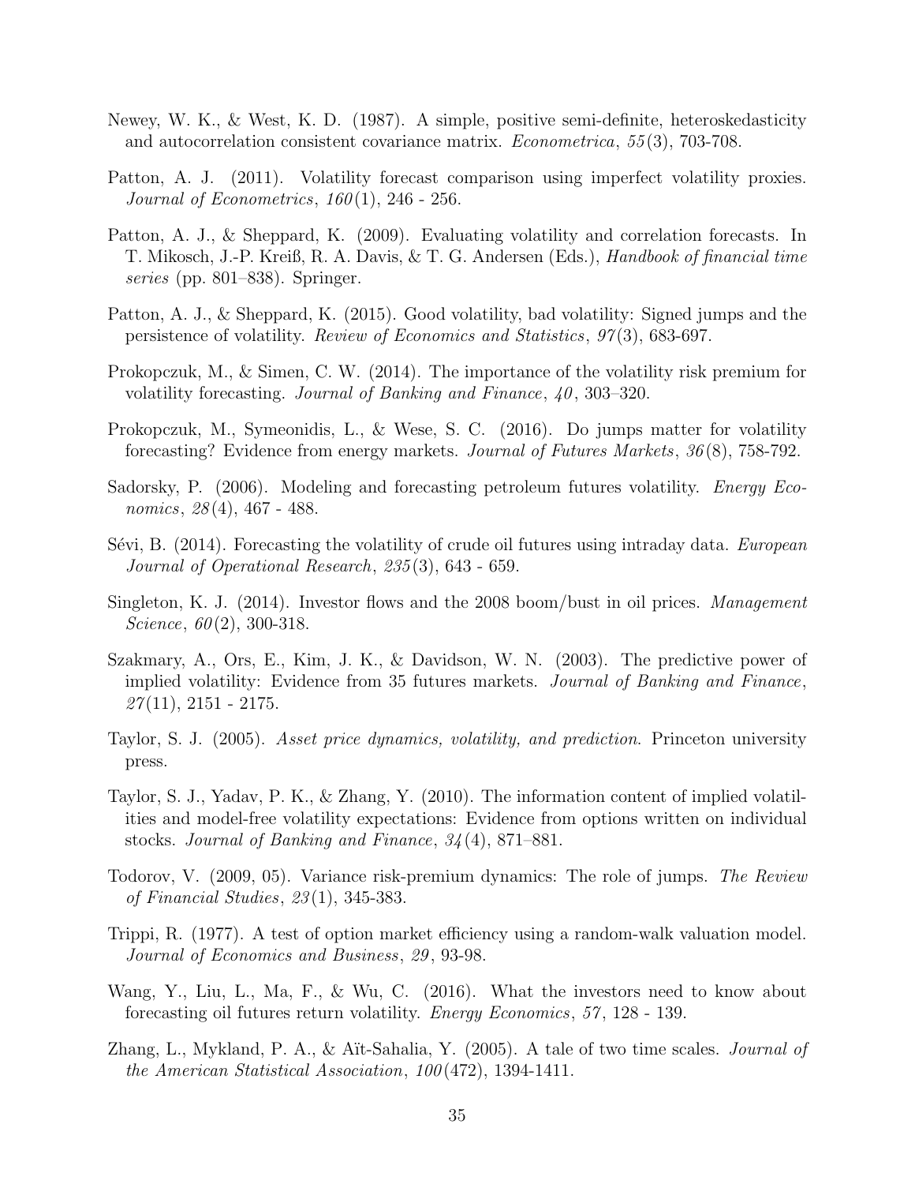Newey, W. K., & West, K. D. (1987). A simple, positive semi-definite, heteroskedasticity and autocorrelation consistent covariance matrix. *Econometrica*, *55*(3), 703-708.

Patton, A. J. (2011). Volatility forecast comparison using imperfect volatility proxies. *Journal of Econometrics*, *160*(1), 246 - 256.

Patton, A. J., & Sheppard, K. (2009). Evaluating volatility and correlation forecasts. In T. Mikosch, J.-P. Kreiß, R. A. Davis, & T. G. Andersen (Eds.), *Handbook of financial time series* (pp. 801–838). Springer.

Patton, A. J., & Sheppard, K. (2015). Good volatility, bad volatility: Signed jumps and the persistence of volatility. *Review of Economics and Statistics*, *97*(3), 683-697.

Prokopczuk, M., & Simen, C. W. (2014). The importance of the volatility risk premium for volatility forecasting. *Journal of Banking and Finance*, *40*, 303–320.

Prokopczuk, M., Symeonidis, L., & Wese, S. C. (2016). Do jumps matter for volatility forecasting? Evidence from energy markets. *Journal of Futures Markets*, *36*(8), 758-792.

Sadorsky, P. (2006). Modeling and forecasting petroleum futures volatility. *Energy Economics*, *28*(4), 467 - 488.

Sévi, B. (2014). Forecasting the volatility of crude oil futures using intraday data. *European Journal of Operational Research*, *235*(3), 643 - 659.

Singleton, K. J. (2014). Investor flows and the 2008 boom/bust in oil prices. *Management Science*, *60*(2), 300-318.

Szakmary, A., Ors, E., Kim, J. K., & Davidson, W. N. (2003). The predictive power of implied volatility: Evidence from 35 futures markets. *Journal of Banking and Finance*, *27*(11), 2151 - 2175.

Taylor, S. J. (2005). *Asset price dynamics, volatility, and prediction*. Princeton university press.

Taylor, S. J., Yadav, P. K., & Zhang, Y. (2010). The information content of implied volatilities and model-free volatility expectations: Evidence from options written on individual stocks. *Journal of Banking and Finance*, *34*(4), 871–881.

Todorov, V. (2009, 05). Variance risk-premium dynamics: The role of jumps. *The Review of Financial Studies*, *23*(1), 345-383.

Trippi, R. (1977). A test of option market efficiency using a random-walk valuation model. *Journal of Economics and Business*, *29*, 93-98.

Wang, Y., Liu, L., Ma, F., & Wu, C. (2016). What the investors need to know about forecasting oil futures return volatility. *Energy Economics*, *57*, 128 - 139.

Zhang, L., Mykland, P. A., & Aït-Sahalia, Y. (2005). A tale of two time scales. *Journal of the American Statistical Association*, *100*(472), 1394-1411.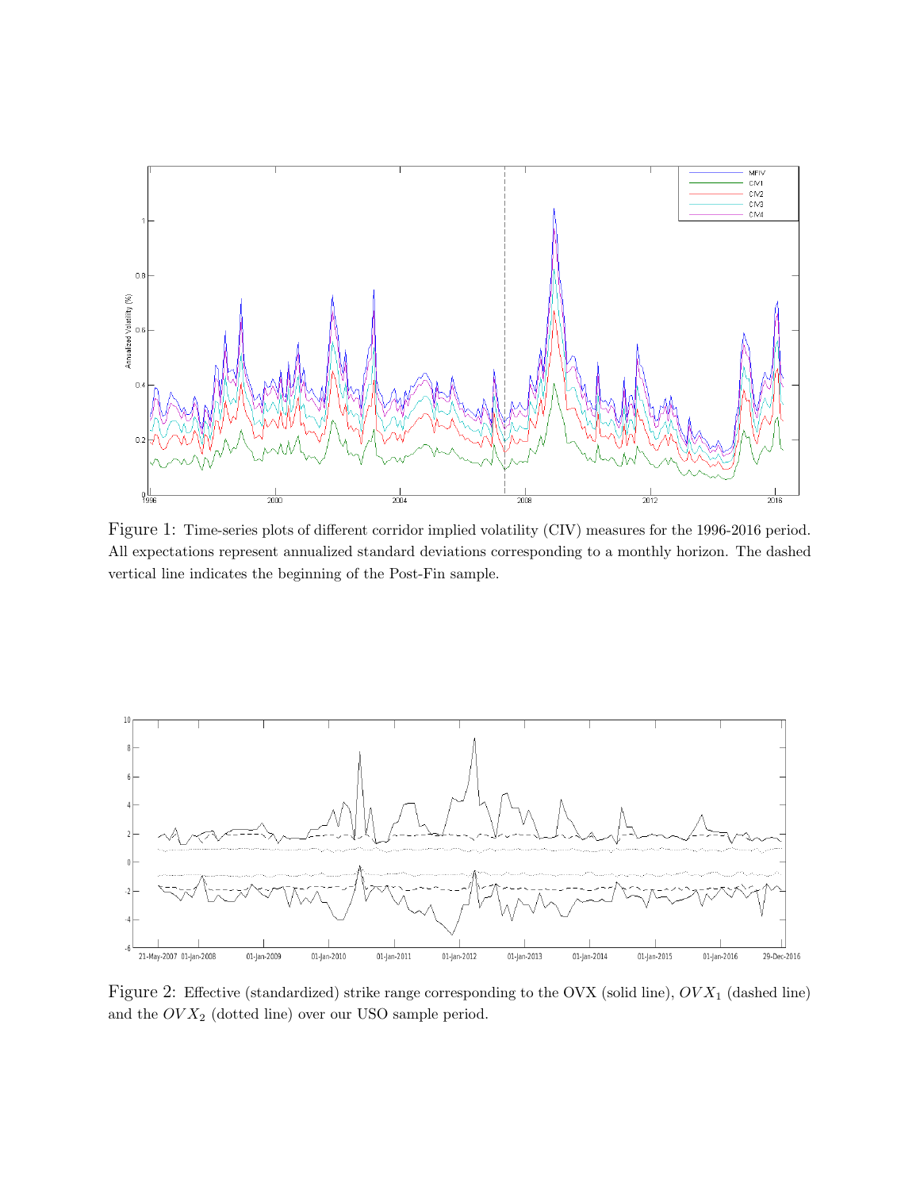Figure 1: Time-series plots of different corridor implied volatility (CIV) measures for the 1996-2016 period. All expectations represent annualized standard deviations corresponding to a monthly horizon. The dashed vertical line indicates the beginning of the Post-Fin sample.

Figure 2: Effective (standardized) strike range corresponding to the OVX (solid line), $OVX_1$ (dashed line) and the $OVX_2$ (dotted line) over our USO sample period.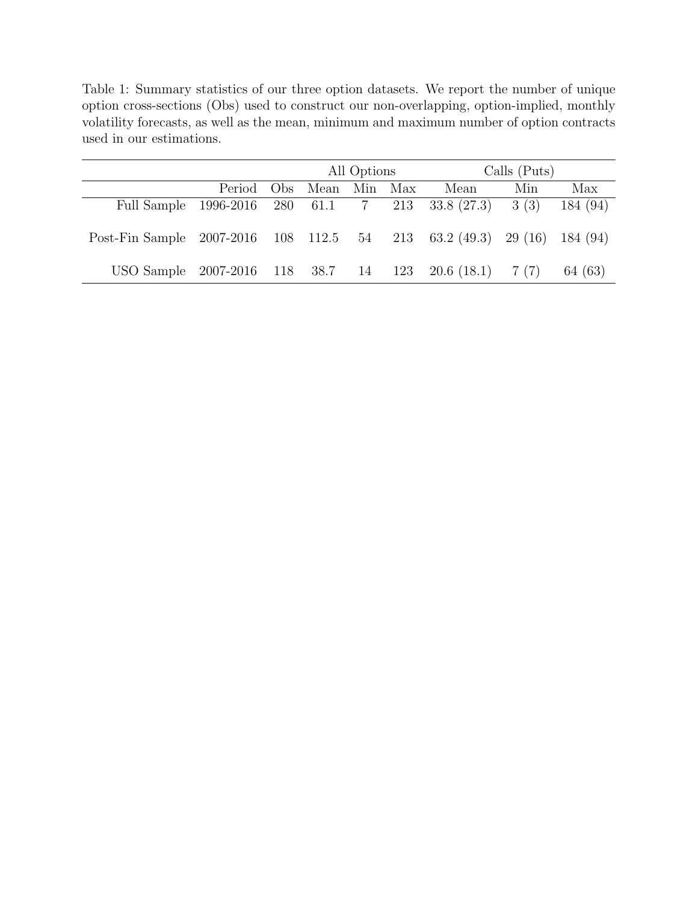Table 1: Summary statistics of our three option datasets. We report the number of unique option cross-sections (Obs) used to construct our non-overlapping, option-implied, monthly volatility forecasts, as well as the mean, minimum and maximum number of option contracts used in our estimations.

| | | | All Options | | | Calls (Puts) | | |
|---|---|---|---|---|---|---|---|---|
| | Period | Obs | Mean | Min | Max | Mean | Min | Max |
| Full Sample | 1996-2016 | 280 | 61.1 | 7 | 213 | 33.8 (27.3) | 3 (3) | 184 (94) |
| Post-Fin Sample | 2007-2016 | 108 | 112.5 | 54 | 213 | 63.2 (49.3) | 29 (16) | 184 (94) |
| USO Sample | 2007-2016 | 118 | 38.7 | 14 | 123 | 20.6 (18.1) | 7 (7) | 64 (63) |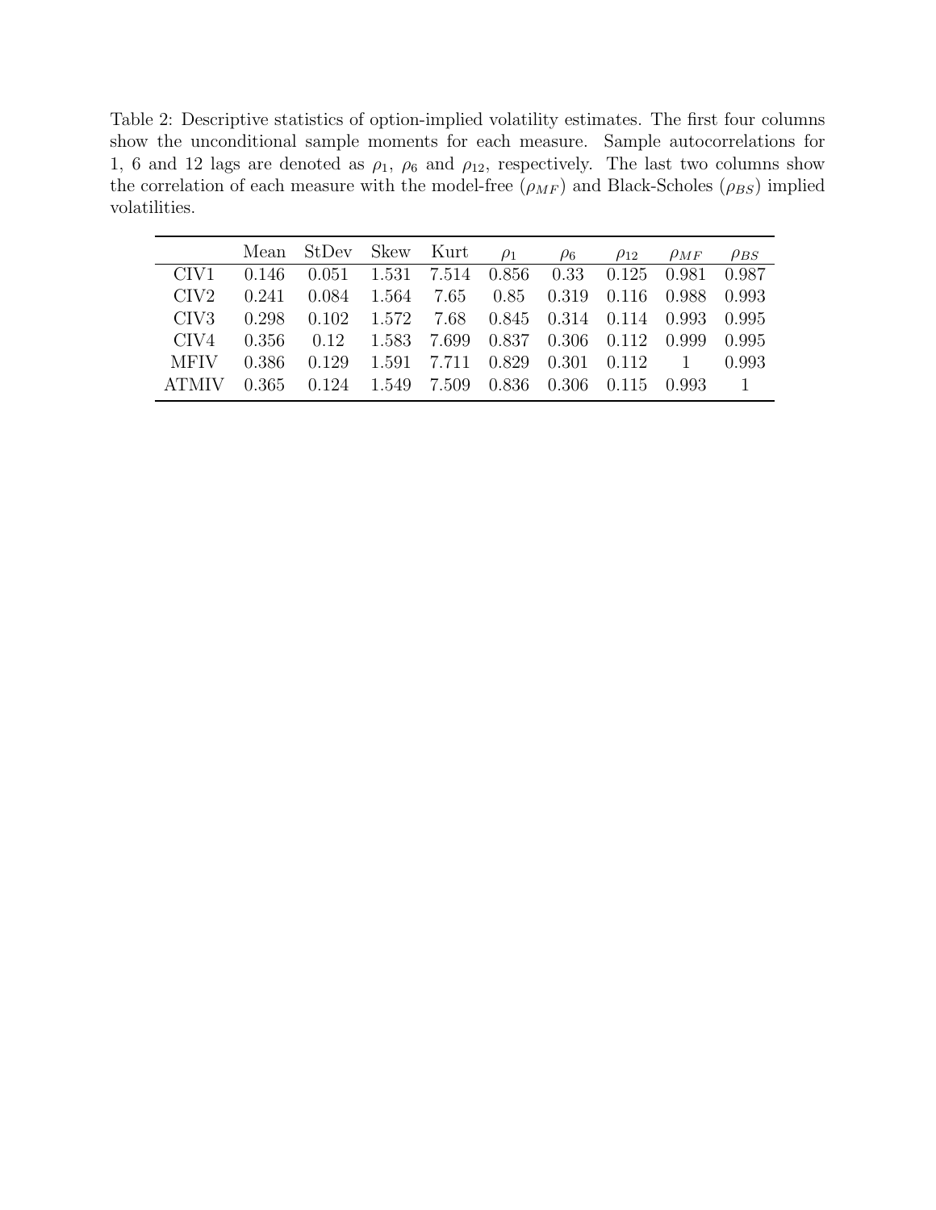Table 2: Descriptive statistics of option-implied volatility estimates. The first four columns show the unconditional sample moments for each measure. Sample autocorrelations for 1, 6 and 12 lags are denoted as $\rho_1$, $\rho_6$ and $\rho_{12}$, respectively. The last two columns show the correlation of each measure with the model-free ($\rho_{MF}$) and Black-Scholes ($\rho_{BS}$) implied volatilities.

| | Mean | StDev | Skew | Kurt | $\rho_1$ | $\rho_6$ | $\rho_{12}$ | $\rho_{MF}$ | $\rho_{BS}$ |
|---|---|---|---|---|---|---|---|---|---|
| CIV1 | 0.146 | 0.051 | 1.531 | 7.514 | 0.856 | 0.33 | 0.125 | 0.981 | 0.987 |
| CIV2 | 0.241 | 0.084 | 1.564 | 7.65 | 0.85 | 0.319 | 0.116 | 0.988 | 0.993 |
| CIV3 | 0.298 | 0.102 | 1.572 | 7.68 | 0.845 | 0.314 | 0.114 | 0.993 | 0.995 |
| CIV4 | 0.356 | 0.12 | 1.583 | 7.699 | 0.837 | 0.306 | 0.112 | 0.999 | 0.995 |
| MFIV | 0.386 | 0.129 | 1.591 | 7.711 | 0.829 | 0.301 | 0.112 | 1 | 0.993 |
| ATMIV | 0.365 | 0.124 | 1.549 | 7.509 | 0.836 | 0.306 | 0.115 | 0.993 | 1 |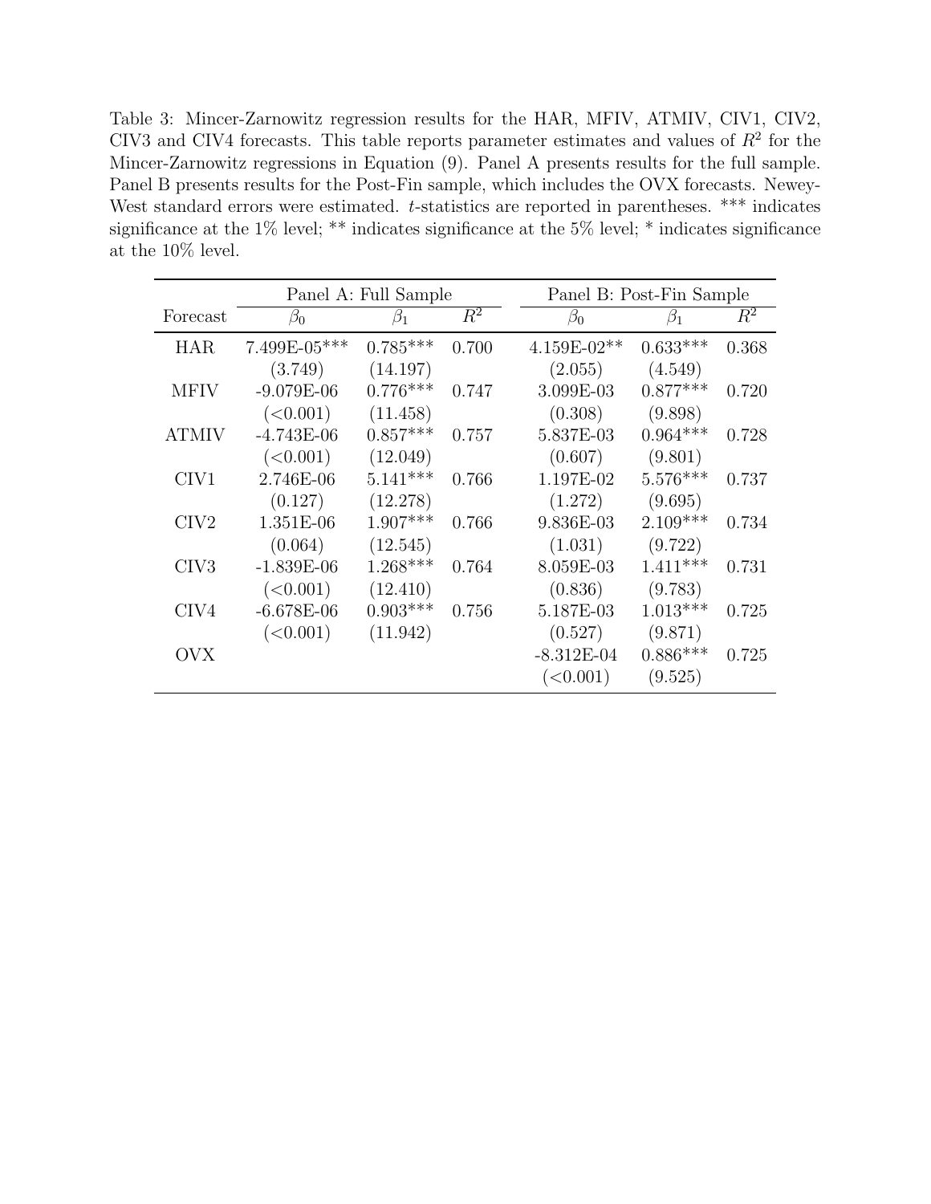Table 3: Mincer-Zarnowitz regression results for the HAR, MFIV, ATMIV, CIV1, CIV2, CIV3 and CIV4 forecasts. This table reports parameter estimates and values of $R^2$ for the Mincer-Zarnowitz regressions in Equation (9). Panel A presents results for the full sample. Panel B presents results for the Post-Fin sample, which includes the OVX forecasts. Newey-West standard errors were estimated. $t$-statistics are reported in parentheses. *** indicates significance at the 1% level; ** indicates significance at the 5% level; * indicates significance at the 10% level.

| | Panel A: Full Sample | | | Panel B: Post-Fin Sample | | |
|---|---|---|---|---|---|---|
| Forecast | $\beta_0$ | $\beta_1$ | $R^2$ | $\beta_0$ | $\beta_1$ | $R^2$ |
| HAR | 7.499E-05*** | 0.785*** | 0.700 | 4.159E-02** | 0.633*** | 0.368 |
| | (3.749) | (14.197) | | (2.055) | (4.549) | |
| MFIV | -9.079E-06 | 0.776*** | 0.747 | 3.099E-03 | 0.877*** | 0.720 |
| | (<0.001) | (11.458) | | (0.308) | (9.898) | |
| ATMIV | -4.743E-06 | 0.857*** | 0.757 | 5.837E-03 | 0.964*** | 0.728 |
| | (<0.001) | (12.049) | | (0.607) | (9.801) | |
| CIV1 | 2.746E-06 | 5.141*** | 0.766 | 1.197E-02 | 5.576*** | 0.737 |
| | (0.127) | (12.278) | | (1.272) | (9.695) | |
| CIV2 | 1.351E-06 | 1.907*** | 0.766 | 9.836E-03 | 2.109*** | 0.734 |
| | (0.064) | (12.545) | | (1.031) | (9.722) | |
| CIV3 | -1.839E-06 | 1.268*** | 0.764 | 8.059E-03 | 1.411*** | 0.731 |
| | (<0.001) | (12.410) | | (0.836) | (9.783) | |
| CIV4 | -6.678E-06 | 0.903*** | 0.756 | 5.187E-03 | 1.013*** | 0.725 |
| | (<0.001) | (11.942) | | (0.527) | (9.871) | |
| OVX | | | | -8.312E-04 | 0.886*** | 0.725 |
| | | | | (<0.001) | (9.525) | |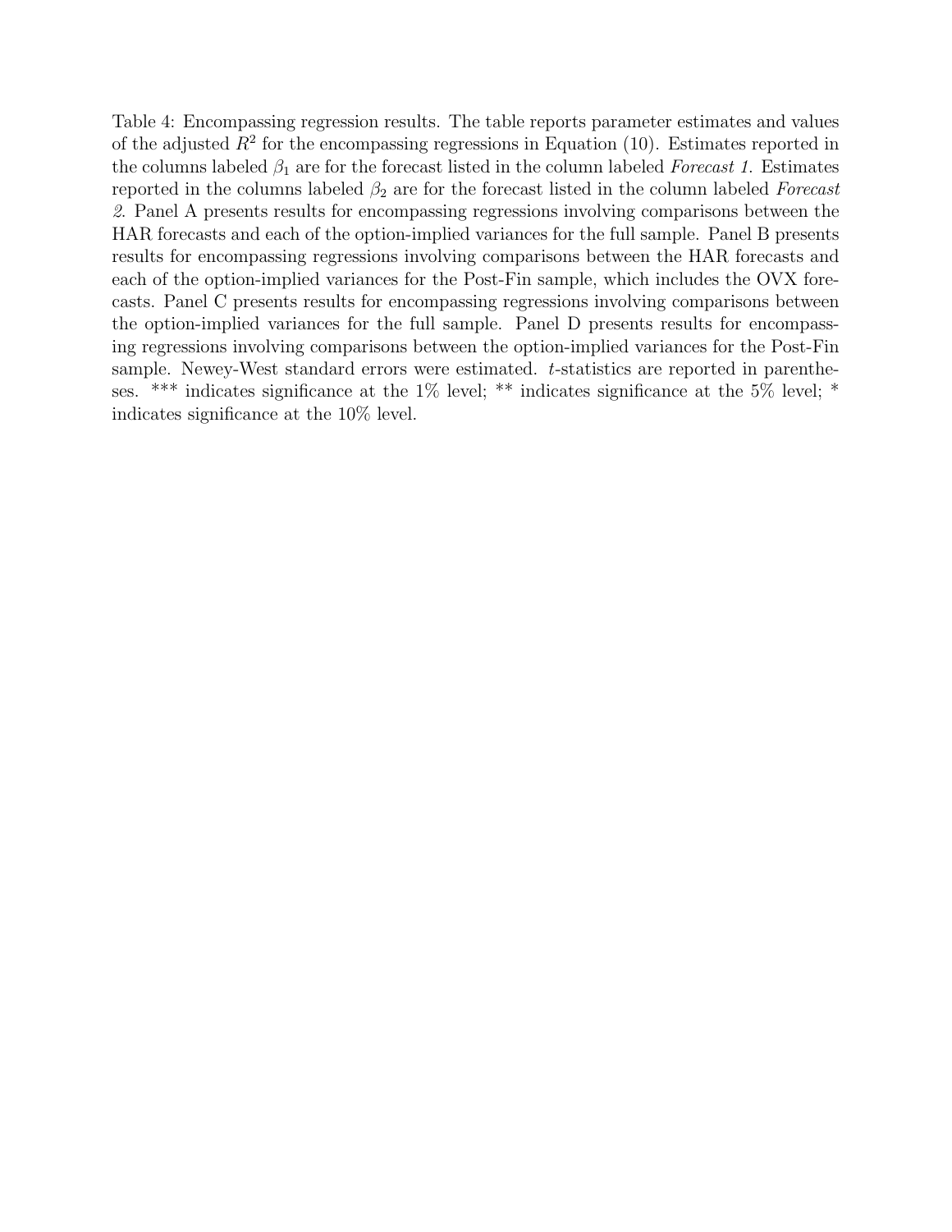Table 4: Encompassing regression results. The table reports parameter estimates and values of the adjusted $R^2$ for the encompassing regressions in Equation (10). Estimates reported in the columns labeled $\beta_1$ are for the forecast listed in the column labeled *Forecast 1*. Estimates reported in the columns labeled $\beta_2$ are for the forecast listed in the column labeled *Forecast 2*. Panel A presents results for encompassing regressions involving comparisons between the HAR forecasts and each of the option-implied variances for the full sample. Panel B presents results for encompassing regressions involving comparisons between the HAR forecasts and each of the option-implied variances for the Post-Fin sample, which includes the OVX forecasts. Panel C presents results for encompassing regressions involving comparisons between the option-implied variances for the full sample. Panel D presents results for encompassing regressions involving comparisons between the option-implied variances for the Post-Fin sample. Newey-West standard errors were estimated. $t$-statistics are reported in parentheses. *** indicates significance at the 1% level; ** indicates significance at the 5% level; * indicates significance at the 10% level.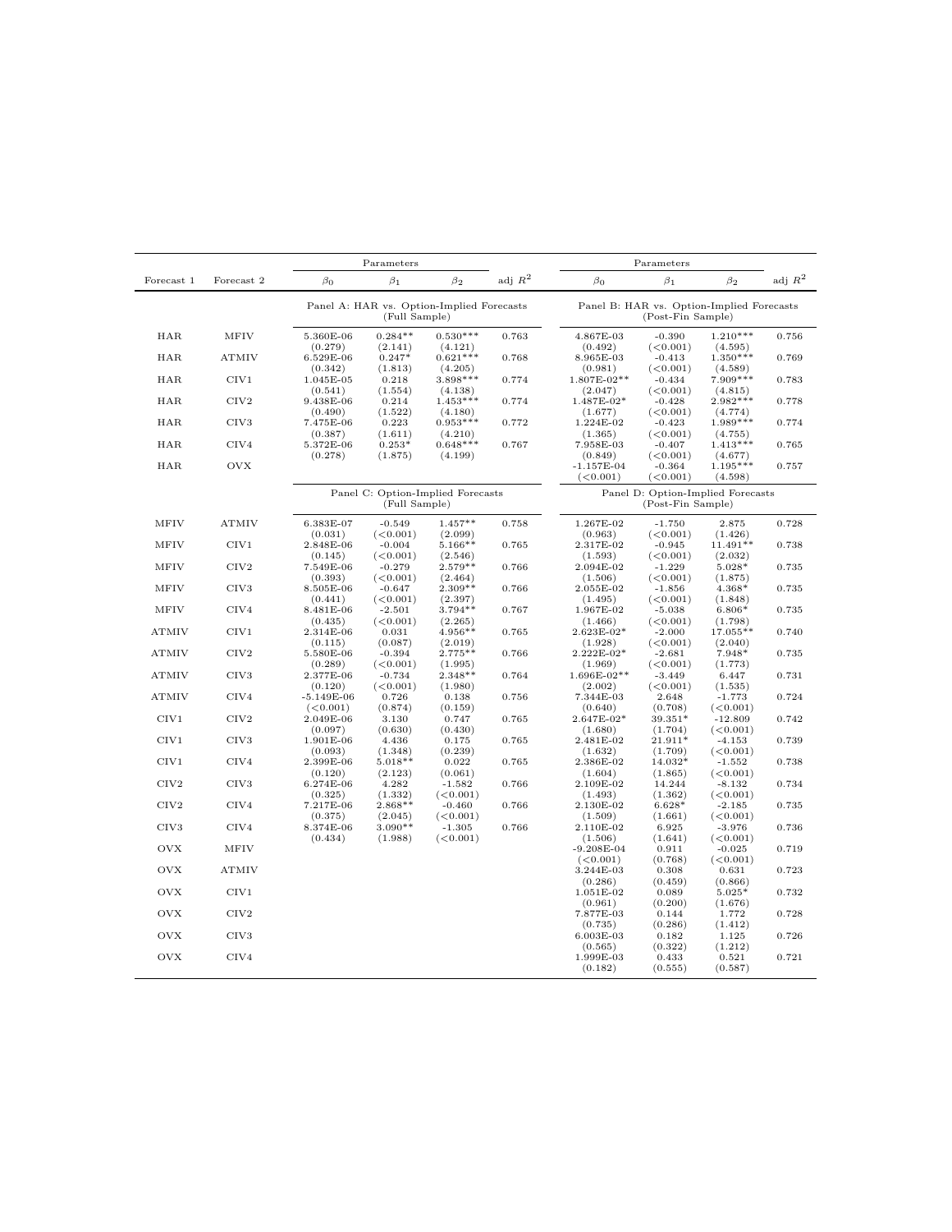| Forecast 1 | Forecast 2 | Parameters $\beta_0$ | $\beta_1$ | $\beta_2$ | adj $R^2$ | Parameters $\beta_0$ | $\beta_1$ | $\beta_2$ | adj $R^2$ |
|---|---|---|---|---|---|---|---|---|---|
| | | Panel A: HAR vs. Option-Implied Forecasts (Full Sample) | | | | Panel B: HAR vs. Option-Implied Forecasts (Post-Fin Sample) | | | |
| HAR | MFIV | 5.360E-06 | 0.284** | 0.530*** | 0.763 | 4.867E-03 | -0.390 | 1.210*** | 0.756 |
| | | (0.279) | (2.141) | (4.121) | | (0.492) | (<0.001) | (4.595) | |
| HAR | ATMIV | 6.529E-06 | 0.247* | 0.621*** | 0.768 | 8.965E-03 | -0.413 | 1.350*** | 0.769 |
| | | (0.342) | (1.813) | (4.205) | | (0.981) | (<0.001) | (4.589) | |
| HAR | CIV1 | 1.045E-05 | 0.218 | 3.898*** | 0.774 | 1.807E-02** | -0.434 | 7.909*** | 0.783 |
| | | (0.541) | (1.554) | (4.138) | | (2.047) | (<0.001) | (4.815) | |
| HAR | CIV2 | 9.438E-06 | 0.214 | 1.453*** | 0.774 | 1.487E-02* | -0.428 | 2.982*** | 0.778 |
| | | (0.490) | (1.522) | (4.180) | | (1.677) | (<0.001) | (4.774) | |
| HAR | CIV3 | 7.475E-06 | 0.223 | 0.953*** | 0.772 | 1.224E-02 | -0.423 | 1.989*** | 0.774 |
| | | (0.387) | (1.611) | (4.210) | | (1.365) | (<0.001) | (4.755) | |
| HAR | CIV4 | 5.372E-06 | 0.253* | 0.648*** | 0.767 | 7.958E-03 | -0.407 | 1.413*** | 0.765 |
| | | (0.278) | (1.875) | (4.199) | | (0.849) | (<0.001) | (4.677) | |
| HAR | OVX | | | | | -1.157E-04 | -0.364 | 1.195*** | 0.757 |
| | | | | | | (<0.001) | (<0.001) | (4.598) | |
| | | Panel C: Option-Implied Forecasts (Full Sample) | | | | Panel D: Option-Implied Forecasts (Post-Fin Sample) | | | |
| MFIV | ATMIV | 6.383E-07 | -0.549 | 1.457** | 0.758 | 1.267E-02 | -1.750 | 2.875 | 0.728 |
| | | (0.031) | (<0.001) | (2.099) | | (0.963) | (<0.001) | (1.426) | |
| MFIV | CIV1 | 2.848E-06 | -0.004 | 5.166** | 0.765 | 2.317E-02 | -0.945 | 11.491** | 0.738 |
| | | (0.145) | (<0.001) | (2.546) | | (1.593) | (<0.001) | (2.032) | |
| MFIV | CIV2 | 7.549E-06 | -0.279 | 2.579** | 0.766 | 2.094E-02 | -1.229 | 5.028* | 0.735 |
| | | (0.393) | (<0.001) | (2.464) | | (1.506) | (<0.001) | (1.875) | |
| MFIV | CIV3 | 8.505E-06 | -0.647 | 2.309** | 0.766 | 2.055E-02 | -1.856 | 4.368* | 0.735 |
| | | (0.441) | (<0.001) | (2.397) | | (1.495) | (<0.001) | (1.848) | |
| MFIV | CIV4 | 8.481E-06 | -2.501 | 3.794** | 0.767 | 1.967E-02 | -5.038 | 6.806* | 0.735 |
| | | (0.435) | (<0.001) | (2.265) | | (1.466) | (<0.001) | (1.798) | |
| ATMIV | CIV1 | 2.314E-06 | 0.031 | 4.956** | 0.765 | 2.623E-02* | -2.000 | 17.055** | 0.740 |
| | | (0.115) | (0.087) | (2.019) | | (1.928) | (<0.001) | (2.040) | |
| ATMIV | CIV2 | 5.580E-06 | -0.394 | 2.775** | 0.766 | 2.222E-02* | -2.681 | 7.948* | 0.735 |
| | | (0.289) | (<0.001) | (1.995) | | (1.969) | (<0.001) | (1.773) | |
| ATMIV | CIV3 | 2.377E-06 | -0.734 | 2.348** | 0.764 | 1.696E-02** | -3.449 | 6.447 | 0.731 |
| | | (0.120) | (<0.001) | (1.980) | | (2.002) | (<0.001) | (1.535) | |
| ATMIV | CIV4 | -5.149E-06 | 0.726 | 0.138 | 0.756 | 7.344E-03 | 2.648 | -1.773 | 0.724 |
| | | (<0.001) | (0.874) | (0.159) | | (0.640) | (0.708) | (<0.001) | |
| CIV1 | CIV2 | 2.049E-06 | 3.130 | 0.747 | 0.765 | 2.647E-02* | 39.351* | -12.809 | 0.742 |
| | | (0.097) | (0.630) | (0.430) | | (1.680) | (1.704) | (<0.001) | |
| CIV1 | CIV3 | 1.901E-06 | 4.436 | 0.175 | 0.765 | 2.481E-02 | 21.911* | -4.153 | 0.739 |
| | | (0.093) | (1.348) | (0.239) | | (1.632) | (1.709) | (<0.001) | |
| CIV1 | CIV4 | 2.399E-06 | 5.018** | 0.022 | 0.765 | 2.386E-02 | 14.032* | -1.552 | 0.738 |
| | | (0.120) | (2.123) | (0.061) | | (1.604) | (1.865) | (<0.001) | |
| CIV2 | CIV3 | 6.274E-06 | 4.282 | -1.582 | 0.766 | 2.109E-02 | 14.244 | -8.132 | 0.734 |
| | | (0.325) | (1.332) | (<0.001) | | (1.493) | (1.362) | (<0.001) | |
| CIV2 | CIV4 | 7.217E-06 | 2.868** | -0.460 | 0.766 | 2.130E-02 | 6.628* | -2.185 | 0.735 |
| | | (0.375) | (2.045) | (<0.001) | | (1.509) | (1.661) | (<0.001) | |
| CIV3 | CIV4 | 8.374E-06 | 3.090** | -1.305 | 0.766 | 2.110E-02 | 6.925 | -3.976 | 0.736 |
| | | (0.434) | (1.988) | (<0.001) | | (1.506) | (1.641) | (<0.001) | |
| OVX | MFIV | | | | | -9.208E-04 | 0.911 | -0.025 | 0.719 |
| | | | | | | (<0.001) | (0.768) | (<0.001) | |
| OVX | ATMIV | | | | | 3.244E-03 | 0.308 | 0.631 | 0.723 |
| | | | | | | (0.286) | (0.459) | (0.866) | |
| OVX | CIV1 | | | | | 1.051E-02 | 0.089 | 5.025* | 0.732 |
| | | | | | | (0.961) | (0.200) | (1.676) | |
| OVX | CIV2 | | | | | 7.877E-03 | 0.144 | 1.772 | 0.728 |
| | | | | | | (0.735) | (0.286) | (1.412) | |
| OVX | CIV3 | | | | | 6.003E-03 | 0.182 | 1.125 | 0.726 |
| | | | | | | (0.565) | (0.322) | (1.212) | |
| OVX | CIV4 | | | | | 1.999E-03 | 0.433 | 0.521 | 0.721 |
| | | | | | | (0.182) | (0.555) | (0.587) | |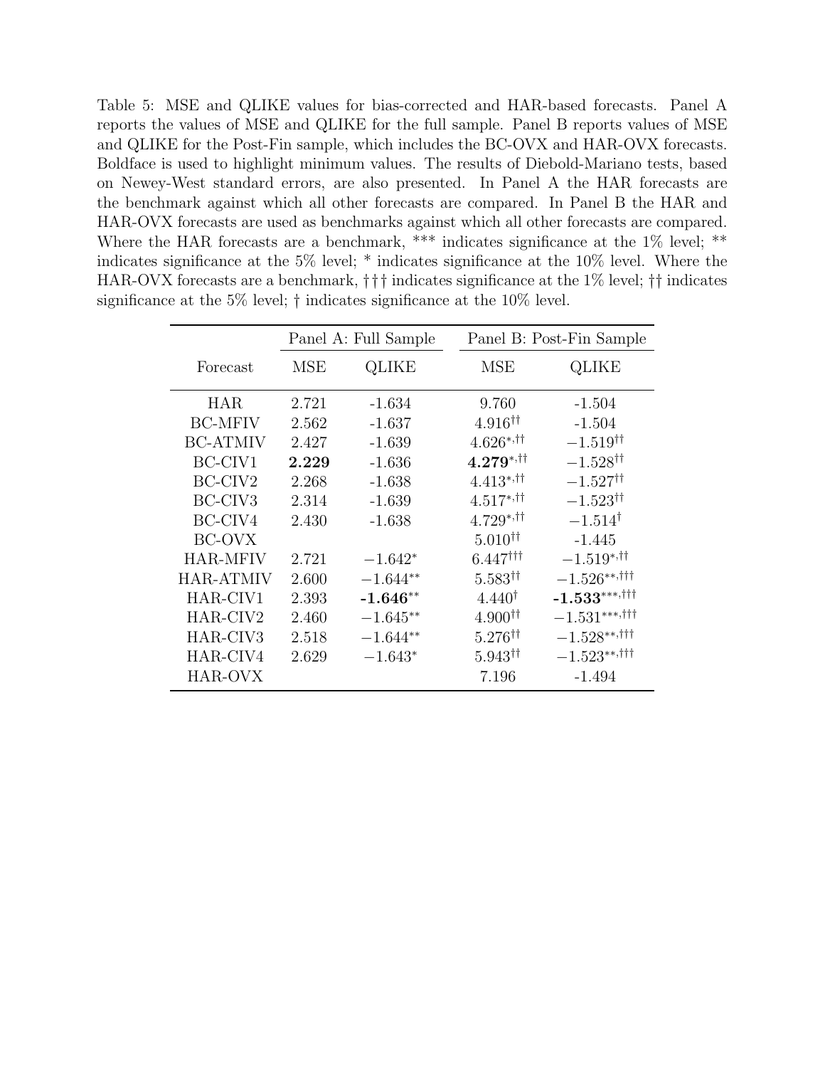Table 5: MSE and QLIKE values for bias-corrected and HAR-based forecasts. Panel A reports the values of MSE and QLIKE for the full sample. Panel B reports values of MSE and QLIKE for the Post-Fin sample, which includes the BC-OVX and HAR-OVX forecasts. Boldface is used to highlight minimum values. The results of Diebold-Mariano tests, based on Newey-West standard errors, are also presented. In Panel A the HAR forecasts are the benchmark against which all other forecasts are compared. In Panel B the HAR and HAR-OVX forecasts are used as benchmarks against which all other forecasts are compared. Where the HAR forecasts are a benchmark, *** indicates significance at the 1% level; ** indicates significance at the 5% level; * indicates significance at the 10% level. Where the HAR-OVX forecasts are a benchmark, †† † indicates significance at the 1% level; †† indicates significance at the 5% level; † indicates significance at the 10% level.

| | Panel A: Full Sample | | Panel B: Post-Fin Sample | |
|---|---|---|---|---|
| Forecast | MSE | QLIKE | MSE | QLIKE |
| HAR | 2.721 | -1.634 | 9.760 | -1.504 |
| BC-MFIV | 2.562 | -1.637 | $4.916^{\dagger\dagger}$ | -1.504 |
| BC-ATMIV | 2.427 | -1.639 | $4.626^{*,\dagger\dagger}$ | $-1.519^{\dagger\dagger}$ |
| BC-CIV1 | **2.229** | -1.636 | $\mathbf{4.279}^{*,\dagger\dagger}$ | $-1.528^{\dagger\dagger}$ |
| BC-CIV2 | 2.268 | -1.638 | $4.413^{*,\dagger\dagger}$ | $-1.527^{\dagger\dagger}$ |
| BC-CIV3 | 2.314 | -1.639 | $4.517^{*,\dagger\dagger}$ | $-1.523^{\dagger\dagger}$ |
| BC-CIV4 | 2.430 | -1.638 | $4.729^{*,\dagger\dagger}$ | $-1.514^{\dagger}$ |
| BC-OVX | | | $5.010^{\dagger\dagger}$ | -1.445 |
| HAR-MFIV | 2.721 | $-1.642^{*}$ | $6.447^{\dagger\dagger\dagger}$ | $-1.519^{*,\dagger\dagger}$ |
| HAR-ATMIV | 2.600 | $-1.644^{**}$ | $5.583^{\dagger\dagger}$ | $-1.526^{**,\dagger\dagger\dagger}$ |
| HAR-CIV1 | 2.393 | $\mathbf{-1.646}^{**}$ | $4.440^{\dagger}$ | $\mathbf{-1.533}^{***,\dagger\dagger\dagger}$ |
| HAR-CIV2 | 2.460 | $-1.645^{**}$ | $4.900^{\dagger\dagger}$ | $-1.531^{***,\dagger\dagger\dagger}$ |
| HAR-CIV3 | 2.518 | $-1.644^{**}$ | $5.276^{\dagger\dagger}$ | $-1.528^{**,\dagger\dagger\dagger}$ |
| HAR-CIV4 | 2.629 | $-1.643^{*}$ | $5.943^{\dagger\dagger}$ | $-1.523^{**,\dagger\dagger\dagger}$ |
| HAR-OVX | | | 7.196 | -1.494 |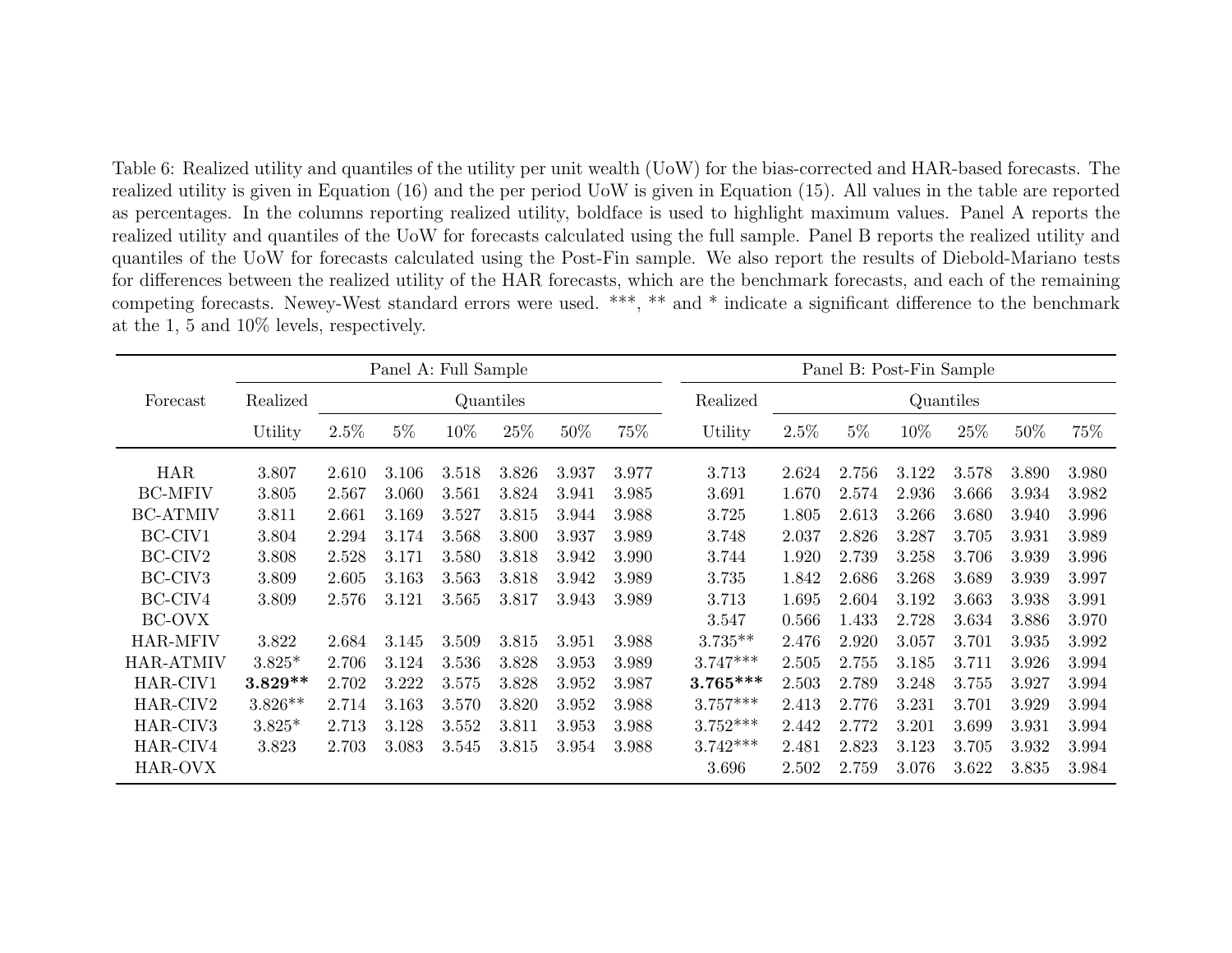Table 6: Realized utility and quantiles of the utility per unit wealth (UoW) for the bias-corrected and HAR-based forecasts. The realized utility is given in Equation (16) and the per period UoW is given in Equation (15). All values in the table are reported as percentages. In the columns reporting realized utility, boldface is used to highlight maximum values. Panel A reports the realized utility and quantiles of the UoW for forecasts calculated using the full sample. Panel B reports the realized utility and quantiles of the UoW for forecasts calculated using the Post-Fin sample. We also report the results of Diebold-Mariano tests for differences between the realized utility of the HAR forecasts, which are the benchmark forecasts, and each of the remaining competing forecasts. Newey-West standard errors were used. ***, ** and * indicate a significant difference to the benchmark at the 1, 5 and 10% levels, respectively.

| Forecast | Panel A: Full Sample | | | | | | | Panel B: Post-Fin Sample | | | | | | |
|---|---|---|---|---|---|---|---|---|---|---|---|---|---|---|
| | Realized | Quantiles | | | | | | Realized | Quantiles | | | | | |
| | Utility | 2.5% | 5% | 10% | 25% | 50% | 75% | Utility | 2.5% | 5% | 10% | 25% | 50% | 75% |
| HAR | 3.807 | 2.610 | 3.106 | 3.518 | 3.826 | 3.937 | 3.977 | 3.713 | 2.624 | 2.756 | 3.122 | 3.578 | 3.890 | 3.980 |
| BC-MFIV | 3.805 | 2.567 | 3.060 | 3.561 | 3.824 | 3.941 | 3.985 | 3.691 | 1.670 | 2.574 | 2.936 | 3.666 | 3.934 | 3.982 |
| BC-ATMIV | 3.811 | 2.661 | 3.169 | 3.527 | 3.815 | 3.944 | 3.988 | 3.725 | 1.805 | 2.613 | 3.266 | 3.680 | 3.940 | 3.996 |
| BC-CIV1 | 3.804 | 2.294 | 3.174 | 3.568 | 3.800 | 3.937 | 3.989 | 3.748 | 2.037 | 2.826 | 3.287 | 3.705 | 3.931 | 3.989 |
| BC-CIV2 | 3.808 | 2.528 | 3.171 | 3.580 | 3.818 | 3.942 | 3.990 | 3.744 | 1.920 | 2.739 | 3.258 | 3.706 | 3.939 | 3.996 |
| BC-CIV3 | 3.809 | 2.605 | 3.163 | 3.563 | 3.818 | 3.942 | 3.989 | 3.735 | 1.842 | 2.686 | 3.268 | 3.689 | 3.939 | 3.997 |
| BC-CIV4 | 3.809 | 2.576 | 3.121 | 3.565 | 3.817 | 3.943 | 3.989 | 3.713 | 1.695 | 2.604 | 3.192 | 3.663 | 3.938 | 3.991 |
| BC-OVX | | | | | | | | 3.547 | 0.566 | 1.433 | 2.728 | 3.634 | 3.886 | 3.970 |
| HAR-MFIV | 3.822 | 2.684 | 3.145 | 3.509 | 3.815 | 3.951 | 3.988 | 3.735** | 2.476 | 2.920 | 3.057 | 3.701 | 3.935 | 3.992 |
| HAR-ATMIV | 3.825* | 2.706 | 3.124 | 3.536 | 3.828 | 3.953 | 3.989 | 3.747*** | 2.505 | 2.755 | 3.185 | 3.711 | 3.926 | 3.994 |
| HAR-CIV1 | **3.829**** | 2.702 | 3.222 | 3.575 | 3.828 | 3.952 | 3.987 | **3.765***** | 2.503 | 2.789 | 3.248 | 3.755 | 3.927 | 3.994 |
| HAR-CIV2 | 3.826** | 2.714 | 3.163 | 3.570 | 3.820 | 3.952 | 3.988 | 3.757*** | 2.413 | 2.776 | 3.231 | 3.701 | 3.929 | 3.994 |
| HAR-CIV3 | 3.825* | 2.713 | 3.128 | 3.552 | 3.811 | 3.953 | 3.988 | 3.752*** | 2.442 | 2.772 | 3.201 | 3.699 | 3.931 | 3.994 |
| HAR-CIV4 | 3.823 | 2.703 | 3.083 | 3.545 | 3.815 | 3.954 | 3.988 | 3.742*** | 2.481 | 2.823 | 3.123 | 3.705 | 3.932 | 3.994 |
| HAR-OVX | | | | | | | | 3.696 | 2.502 | 2.759 | 3.076 | 3.622 | 3.835 | 3.984 |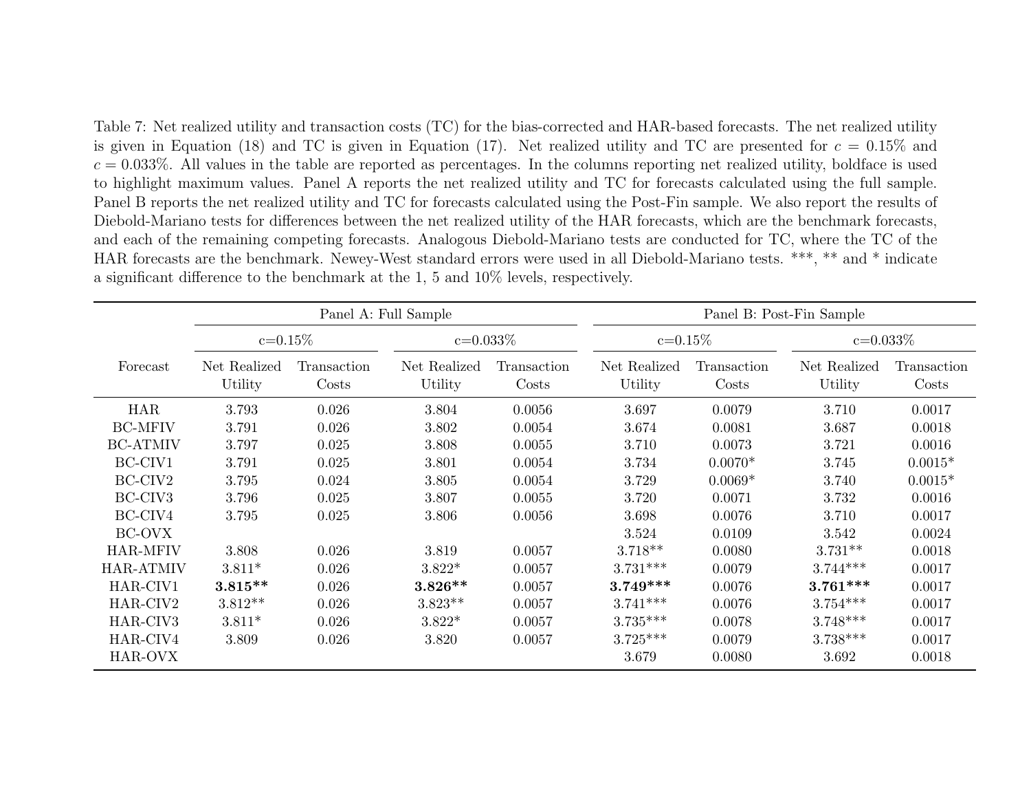Table 7: Net realized utility and transaction costs (TC) for the bias-corrected and HAR-based forecasts. The net realized utility is given in Equation (18) and TC is given in Equation (17). Net realized utility and TC are presented for $c = 0.15\%$ and $c = 0.033\%$. All values in the table are reported as percentages. In the columns reporting net realized utility, boldface is used to highlight maximum values. Panel A reports the net realized utility and TC for forecasts calculated using the full sample. Panel B reports the net realized utility and TC for forecasts calculated using the Post-Fin sample. We also report the results of Diebold-Mariano tests for differences between the net realized utility of the HAR forecasts, which are the benchmark forecasts, and each of the remaining competing forecasts. Analogous Diebold-Mariano tests are conducted for TC, where the TC of the HAR forecasts are the benchmark. Newey-West standard errors were used in all Diebold-Mariano tests. ***, ** and * indicate a significant difference to the benchmark at the 1, 5 and 10% levels, respectively.

| | Panel A: Full Sample | | | | Panel B: Post-Fin Sample | | | |
|---|---|---|---|---|---|---|---|---|
| | c=0.15% | | c=0.033% | | c=0.15% | | c=0.033% | |
| Forecast | Net Realized Utility | Transaction Costs | Net Realized Utility | Transaction Costs | Net Realized Utility | Transaction Costs | Net Realized Utility | Transaction Costs |
| HAR | 3.793 | 0.026 | 3.804 | 0.0056 | 3.697 | 0.0079 | 3.710 | 0.0017 |
| BC-MFIV | 3.791 | 0.026 | 3.802 | 0.0054 | 3.674 | 0.0081 | 3.687 | 0.0018 |
| BC-ATMIV | 3.797 | 0.025 | 3.808 | 0.0055 | 3.710 | 0.0073 | 3.721 | 0.0016 |
| BC-CIV1 | 3.791 | 0.025 | 3.801 | 0.0054 | 3.734 | 0.0070* | 3.745 | 0.0015* |
| BC-CIV2 | 3.795 | 0.024 | 3.805 | 0.0054 | 3.729 | 0.0069* | 3.740 | 0.0015* |
| BC-CIV3 | 3.796 | 0.025 | 3.807 | 0.0055 | 3.720 | 0.0071 | 3.732 | 0.0016 |
| BC-CIV4 | 3.795 | 0.025 | 3.806 | 0.0056 | 3.698 | 0.0076 | 3.710 | 0.0017 |
| BC-OVX | | | | | 3.524 | 0.0109 | 3.542 | 0.0024 |
| HAR-MFIV | 3.808 | 0.026 | 3.819 | 0.0057 | 3.718** | 0.0080 | 3.731** | 0.0018 |
| HAR-ATMIV | 3.811* | 0.026 | 3.822* | 0.0057 | 3.731*** | 0.0079 | 3.744*** | 0.0017 |
| HAR-CIV1 | **3.815**** | 0.026 | **3.826**** | 0.0057 | **3.749***** | 0.0076 | **3.761***** | 0.0017 |
| HAR-CIV2 | 3.812** | 0.026 | 3.823** | 0.0057 | 3.741*** | 0.0076 | 3.754*** | 0.0017 |
| HAR-CIV3 | 3.811* | 0.026 | 3.822* | 0.0057 | 3.735*** | 0.0078 | 3.748*** | 0.0017 |
| HAR-CIV4 | 3.809 | 0.026 | 3.820 | 0.0057 | 3.725*** | 0.0079 | 3.738*** | 0.0017 |
| HAR-OVX | | | | | 3.679 | 0.0080 | 3.692 | 0.0018 |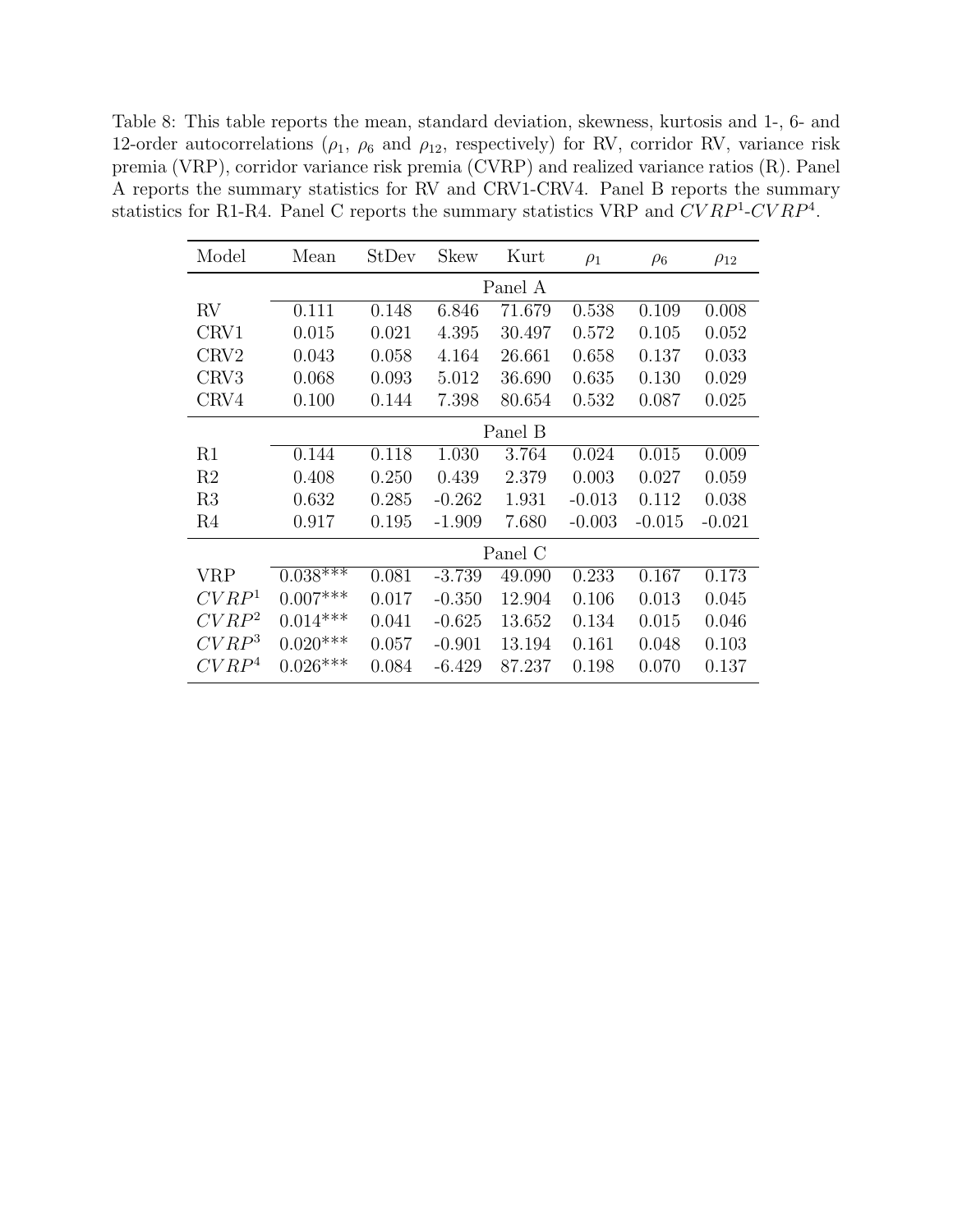Table 8: This table reports the mean, standard deviation, skewness, kurtosis and 1-, 6- and 12-order autocorrelations ($\rho_1$, $\rho_6$ and $\rho_{12}$, respectively) for RV, corridor RV, variance risk premia (VRP), corridor variance risk premia (CVRP) and realized variance ratios (R). Panel A reports the summary statistics for RV and CRV1-CRV4. Panel B reports the summary statistics for R1-R4. Panel C reports the summary statistics VRP and $CVRP^1$-$CVRP^4$.

| Model | Mean | StDev | Skew | Kurt | $\rho_1$ | $\rho_6$ | $\rho_{12}$ |
|---|---|---|---|---|---|---|---|
| | | | | Panel A | | | |
| RV | 0.111 | 0.148 | 6.846 | 71.679 | 0.538 | 0.109 | 0.008 |
| CRV1 | 0.015 | 0.021 | 4.395 | 30.497 | 0.572 | 0.105 | 0.052 |
| CRV2 | 0.043 | 0.058 | 4.164 | 26.661 | 0.658 | 0.137 | 0.033 |
| CRV3 | 0.068 | 0.093 | 5.012 | 36.690 | 0.635 | 0.130 | 0.029 |
| CRV4 | 0.100 | 0.144 | 7.398 | 80.654 | 0.532 | 0.087 | 0.025 |
| | | | | Panel B | | | |
| R1 | 0.144 | 0.118 | 1.030 | 3.764 | 0.024 | 0.015 | 0.009 |
| R2 | 0.408 | 0.250 | 0.439 | 2.379 | 0.003 | 0.027 | 0.059 |
| R3 | 0.632 | 0.285 | -0.262 | 1.931 | -0.013 | 0.112 | 0.038 |
| R4 | 0.917 | 0.195 | -1.909 | 7.680 | -0.003 | -0.015 | -0.021 |
| | | | | Panel C | | | |
| VRP | 0.038*** | 0.081 | -3.739 | 49.090 | 0.233 | 0.167 | 0.173 |
| $CVRP^1$ | 0.007*** | 0.017 | -0.350 | 12.904 | 0.106 | 0.013 | 0.045 |
| $CVRP^2$ | 0.014*** | 0.041 | -0.625 | 13.652 | 0.134 | 0.015 | 0.046 |
| $CVRP^3$ | 0.020*** | 0.057 | -0.901 | 13.194 | 0.161 | 0.048 | 0.103 |
| $CVRP^4$ | 0.026*** | 0.084 | -6.429 | 87.237 | 0.198 | 0.070 | 0.137 |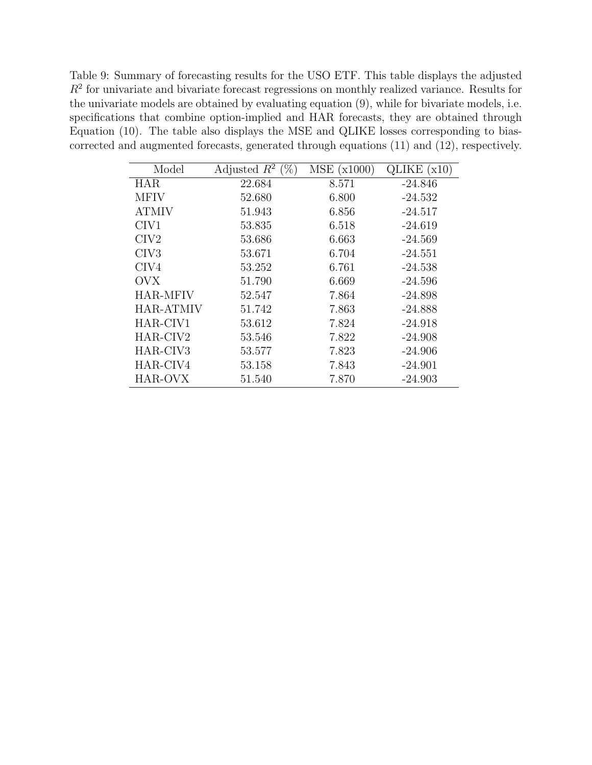Table 9: Summary of forecasting results for the USO ETF. This table displays the adjusted $R^2$ for univariate and bivariate forecast regressions on monthly realized variance. Results for the univariate models are obtained by evaluating equation (9), while for bivariate models, i.e. specifications that combine option-implied and HAR forecasts, they are obtained through Equation (10). The table also displays the MSE and QLIKE losses corresponding to bias-corrected and augmented forecasts, generated through equations (11) and (12), respectively.

| Model | Adjusted $R^2$ (%) | MSE (x1000) | QLIKE (x10) |
|---|---|---|---|
| HAR | 22.684 | 8.571 | -24.846 |
| MFIV | 52.680 | 6.800 | -24.532 |
| ATMIV | 51.943 | 6.856 | -24.517 |
| CIV1 | 53.835 | 6.518 | -24.619 |
| CIV2 | 53.686 | 6.663 | -24.569 |
| CIV3 | 53.671 | 6.704 | -24.551 |
| CIV4 | 53.252 | 6.761 | -24.538 |
| OVX | 51.790 | 6.669 | -24.596 |
| HAR-MFIV | 52.547 | 7.864 | -24.898 |
| HAR-ATMIV | 51.742 | 7.863 | -24.888 |
| HAR-CIV1 | 53.612 | 7.824 | -24.918 |
| HAR-CIV2 | 53.546 | 7.822 | -24.908 |
| HAR-CIV3 | 53.577 | 7.823 | -24.906 |
| HAR-CIV4 | 53.158 | 7.843 | -24.901 |
| HAR-OVX | 51.540 | 7.870 | -24.903 |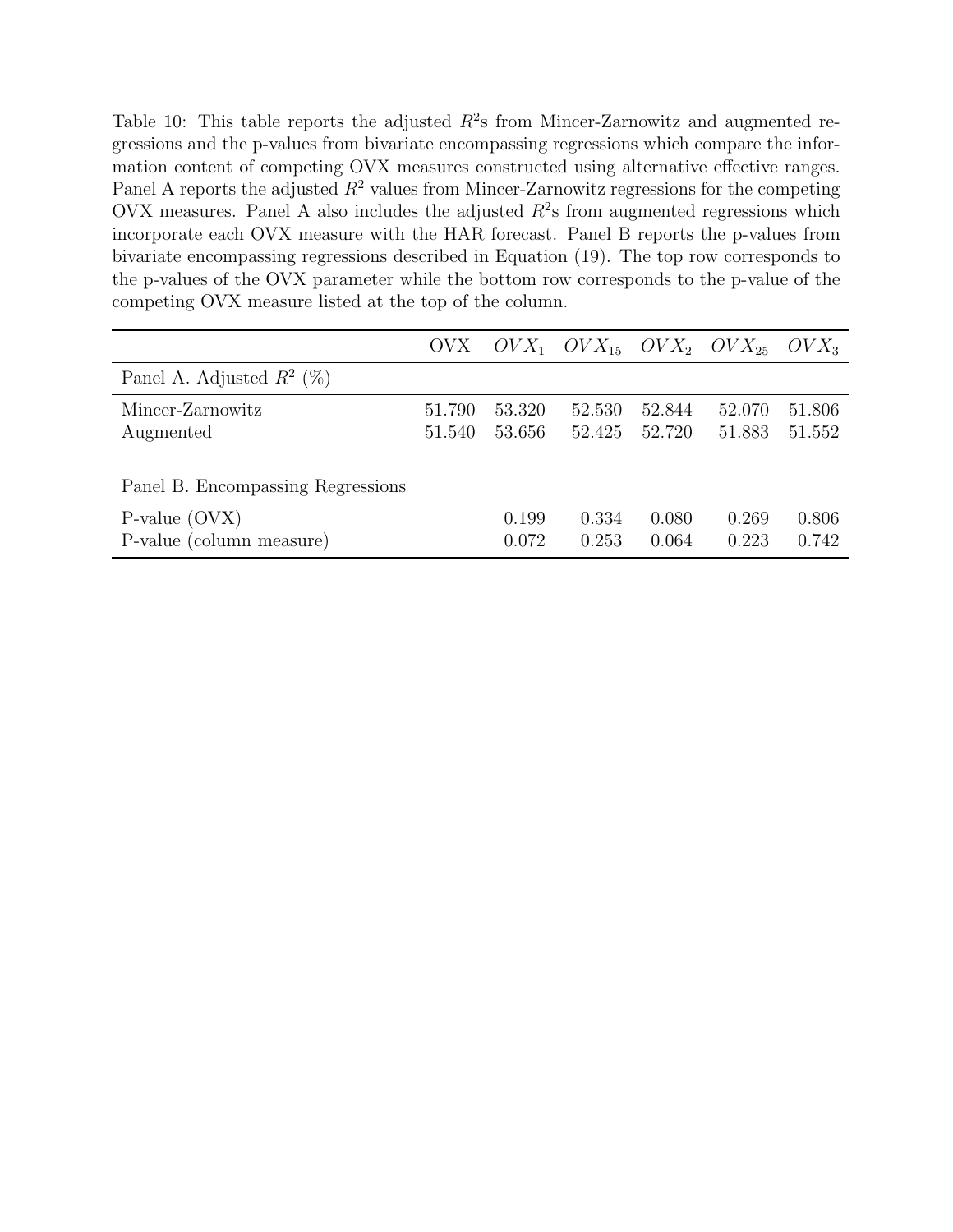Table 10: This table reports the adjusted $R^2$s from Mincer-Zarnowitz and augmented regressions and the p-values from bivariate encompassing regressions which compare the information content of competing OVX measures constructed using alternative effective ranges. Panel A reports the adjusted $R^2$ values from Mincer-Zarnowitz regressions for the competing OVX measures. Panel A also includes the adjusted $R^2$s from augmented regressions which incorporate each OVX measure with the HAR forecast. Panel B reports the p-values from bivariate encompassing regressions described in Equation (19). The top row corresponds to the p-values of the OVX parameter while the bottom row corresponds to the p-value of the competing OVX measure listed at the top of the column.

| | OVX | $OVX_1$ | $OVX_{15}$ | $OVX_2$ | $OVX_{25}$ | $OVX_3$ |
|---|---|---|---|---|---|---|
| Panel A. Adjusted $R^2$ (%) | | | | | | |
| Mincer-Zarnowitz | 51.790 | 53.320 | 52.530 | 52.844 | 52.070 | 51.806 |
| Augmented | 51.540 | 53.656 | 52.425 | 52.720 | 51.883 | 51.552 |
| Panel B. Encompassing Regressions | | | | | | |
| P-value (OVX) | | 0.199 | 0.334 | 0.080 | 0.269 | 0.806 |
| P-value (column measure) | | 0.072 | 0.253 | 0.064 | 0.223 | 0.742 |